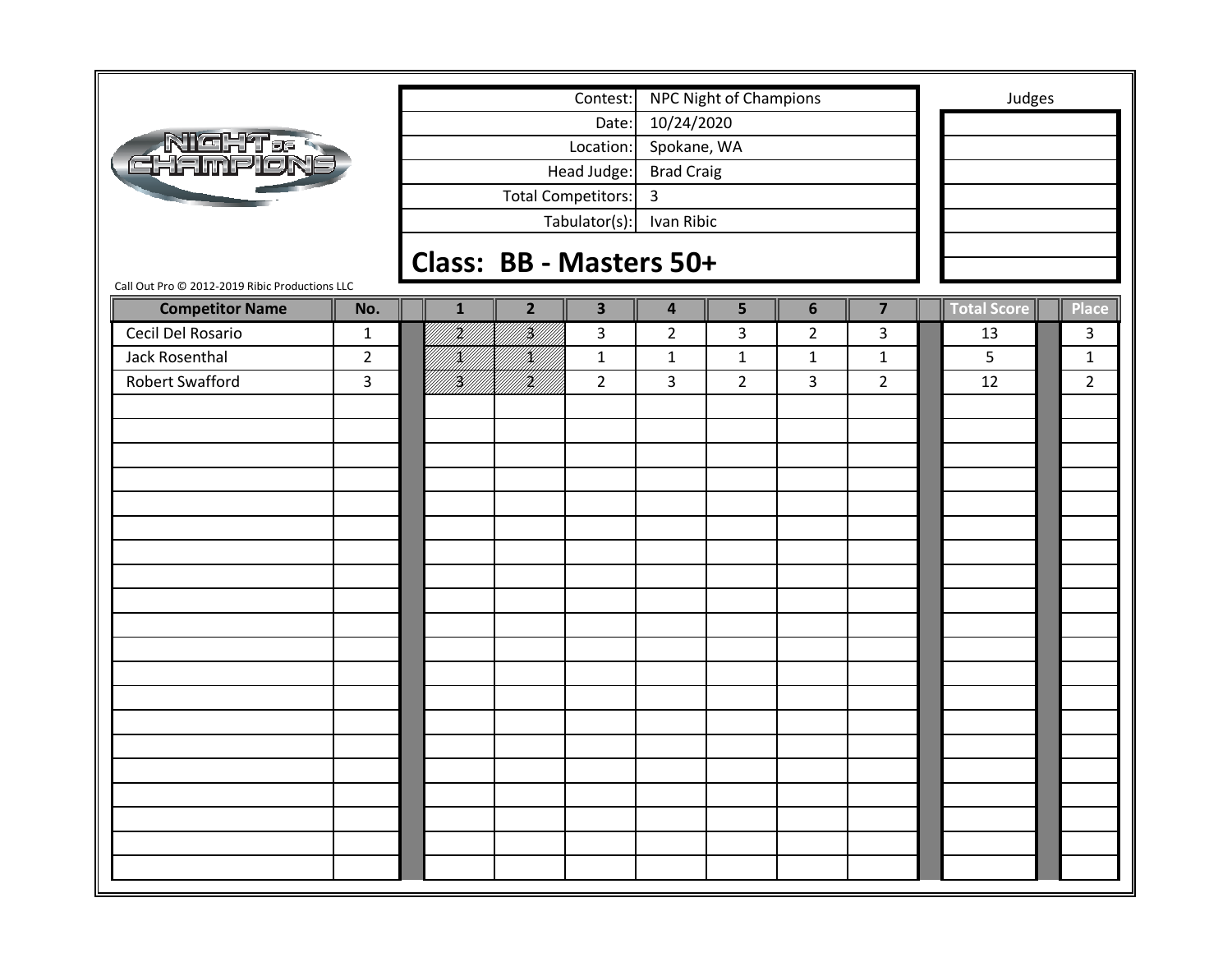| Contest: | NPC Night of Champions |
|---|---|
| Date: | 10/24/2020 |
| Location: | Spokane, WA |
| Head Judge: | Brad Craig |
| Total Competitors: | 3 |
| Tabulator(s): | Ivan Ribic |

## Class: BB - Masters 50+

Judges

Call Out Pro © 2012-2019 Ribic Productions LLC

| Competitor Name | No. | 1 | 2 | 3 | 4 | 5 | 6 | 7 | Total Score | Place |
|---|---|---|---|---|---|---|---|---|---|---|
| Cecil Del Rosario | 1 | 2 | 3 | 3 | 2 | 3 | 2 | 3 | 13 | 3 |
| Jack Rosenthal | 2 | 1 | 1 | 1 | 1 | 1 | 1 | 1 | 5 | 1 |
| Robert Swafford | 3 | 3 | 2 | 2 | 3 | 2 | 3 | 2 | 12 | 2 |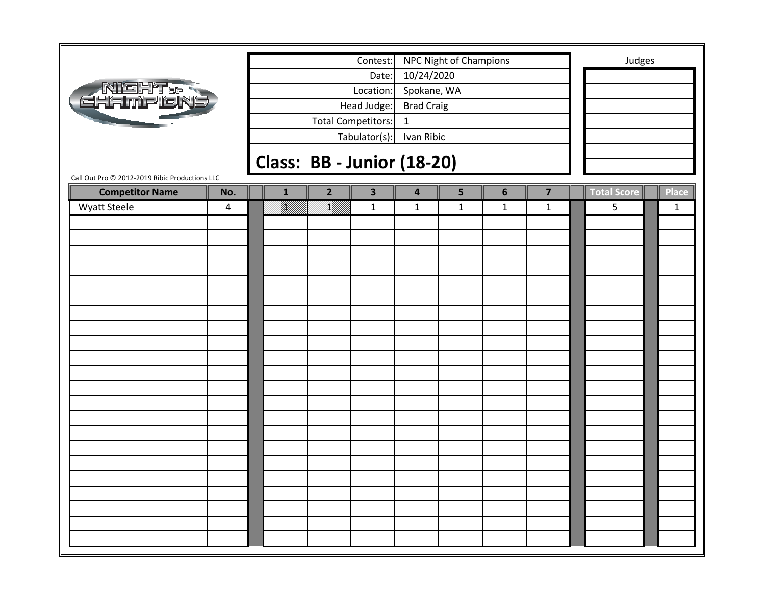| Contest: | NPC Night of Champions |
| --- | --- |
| Date: | 10/24/2020 |
| Location: | Spokane, WA |
| Head Judge: | Brad Craig |
| Total Competitors: | 1 |
| Tabulator(s): | Ivan Ribic |

Judges

## Class: BB - Junior (18-20)

Call Out Pro © 2012-2019 Ribic Productions LLC

| Competitor Name | No. | 1 | 2 | 3 | 4 | 5 | 6 | 7 | Total Score | Place |
| --- | --- | --- | --- | --- | --- | --- | --- | --- | --- | --- |
| Wyatt Steele | 4 | 1 | 1 | 1 | 1 | 1 | 1 | 1 | 5 | 1 |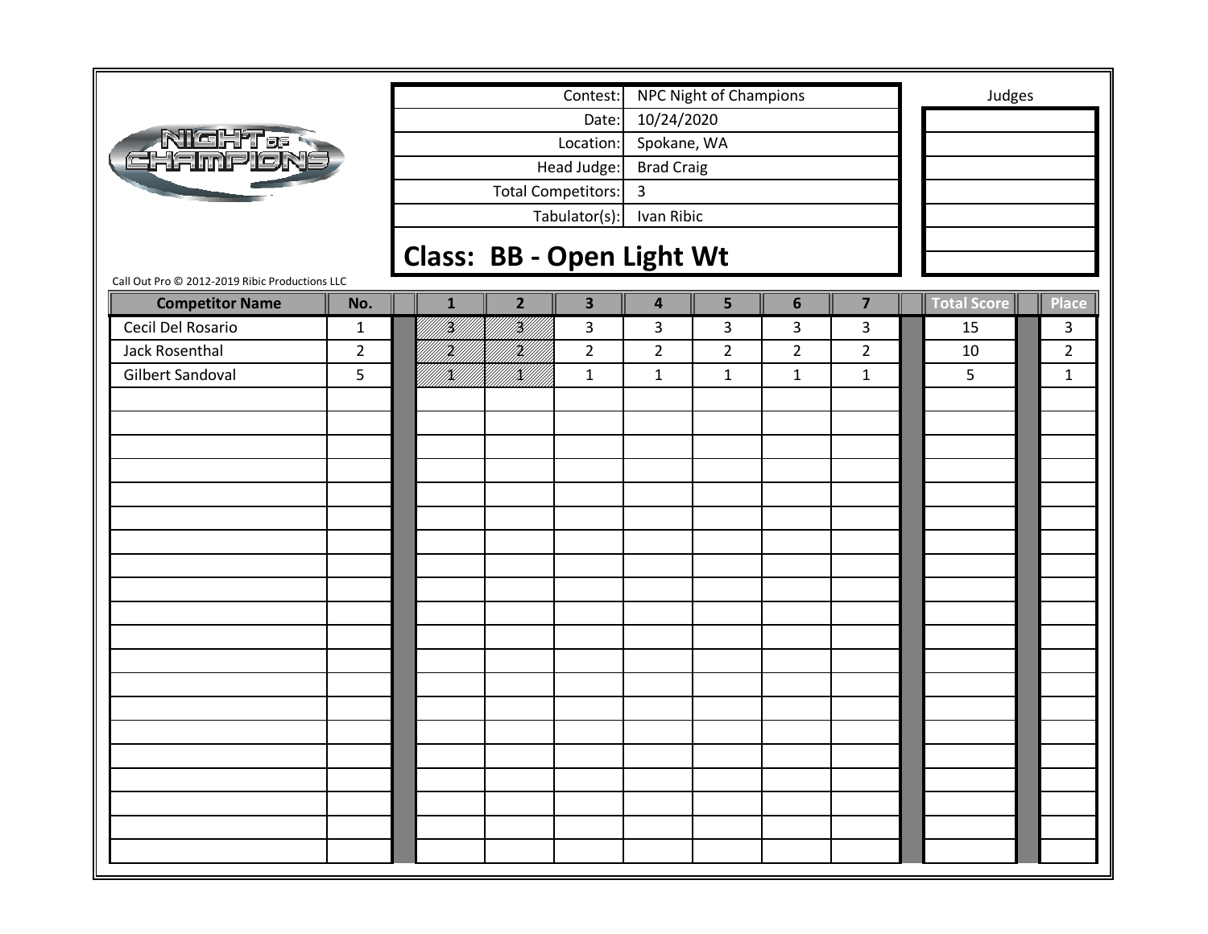| Contest: | NPC Night of Champions |
| --- | --- |
| Date: | 10/24/2020 |
| Location: | Spokane, WA |
| Head Judge: | Brad Craig |
| Total Competitors: | 3 |
| Tabulator(s): | Ivan Ribic |

Judges

## Class: BB - Open Light Wt

Call Out Pro © 2012-2019 Ribic Productions LLC

| Competitor Name | No. | 1 | 2 | 3 | 4 | 5 | 6 | 7 | Total Score | Place |
| --- | --- | --- | --- | --- | --- | --- | --- | --- | --- | --- |
| Cecil Del Rosario | 1 | 3 | 3 | 3 | 3 | 3 | 3 | 3 | 15 | 3 |
| Jack Rosenthal | 2 | 2 | 2 | 2 | 2 | 2 | 2 | 2 | 10 | 2 |
| Gilbert Sandoval | 5 | 1 | 1 | 1 | 1 | 1 | 1 | 1 | 5 | 1 |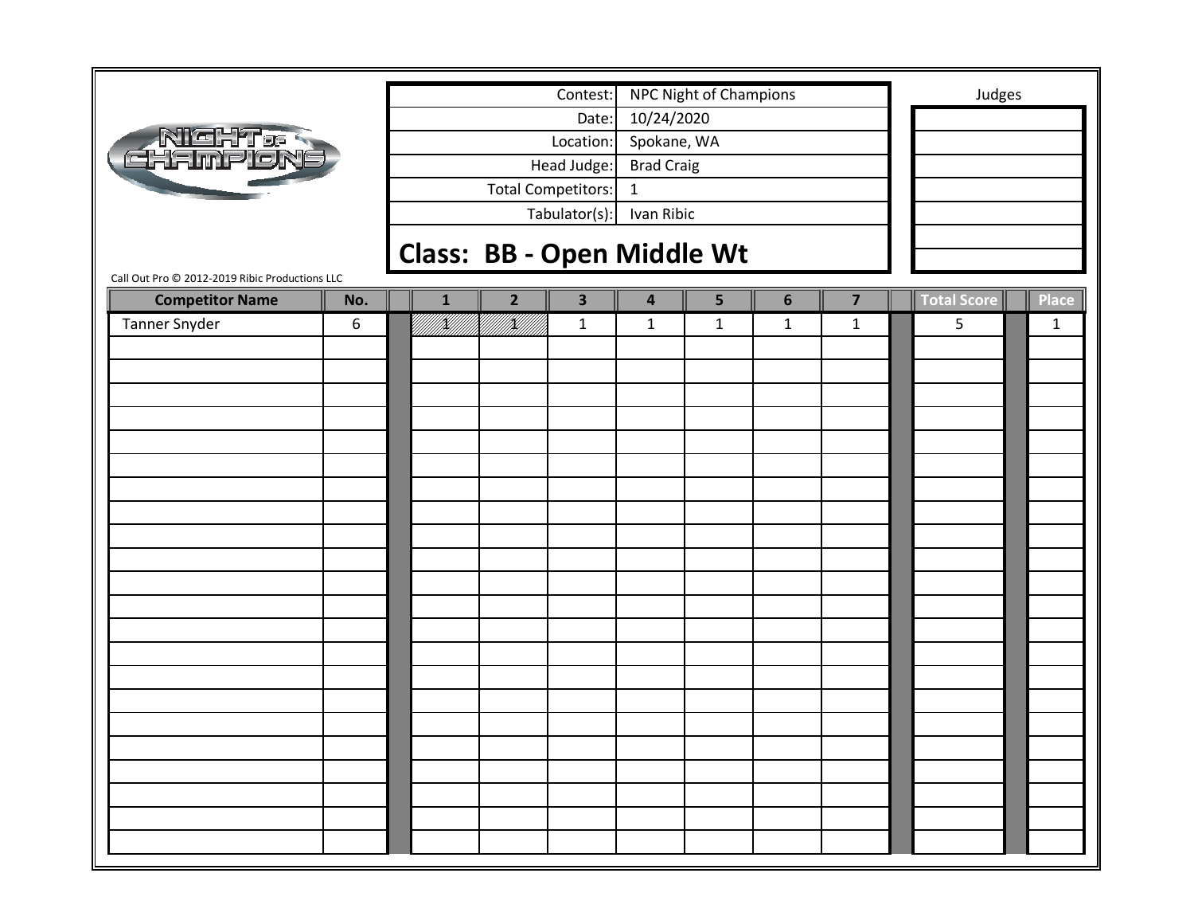| Contest: | NPC Night of Champions |
|---|---|
| Date: | 10/24/2020 |
| Location: | Spokane, WA |
| Head Judge: | Brad Craig |
| Total Competitors: | 1 |
| Tabulator(s): | Ivan Ribic |

Judges

## Class: BB - Open Middle Wt

Call Out Pro © 2012-2019 Ribic Productions LLC

| Competitor Name | No. | 1 | 2 | 3 | 4 | 5 | 6 | 7 | Total Score | Place |
|---|---|---|---|---|---|---|---|---|---|---|
| Tanner Snyder | 6 | 1 | 1 | 1 | 1 | 1 | 1 | 1 | 5 | 1 |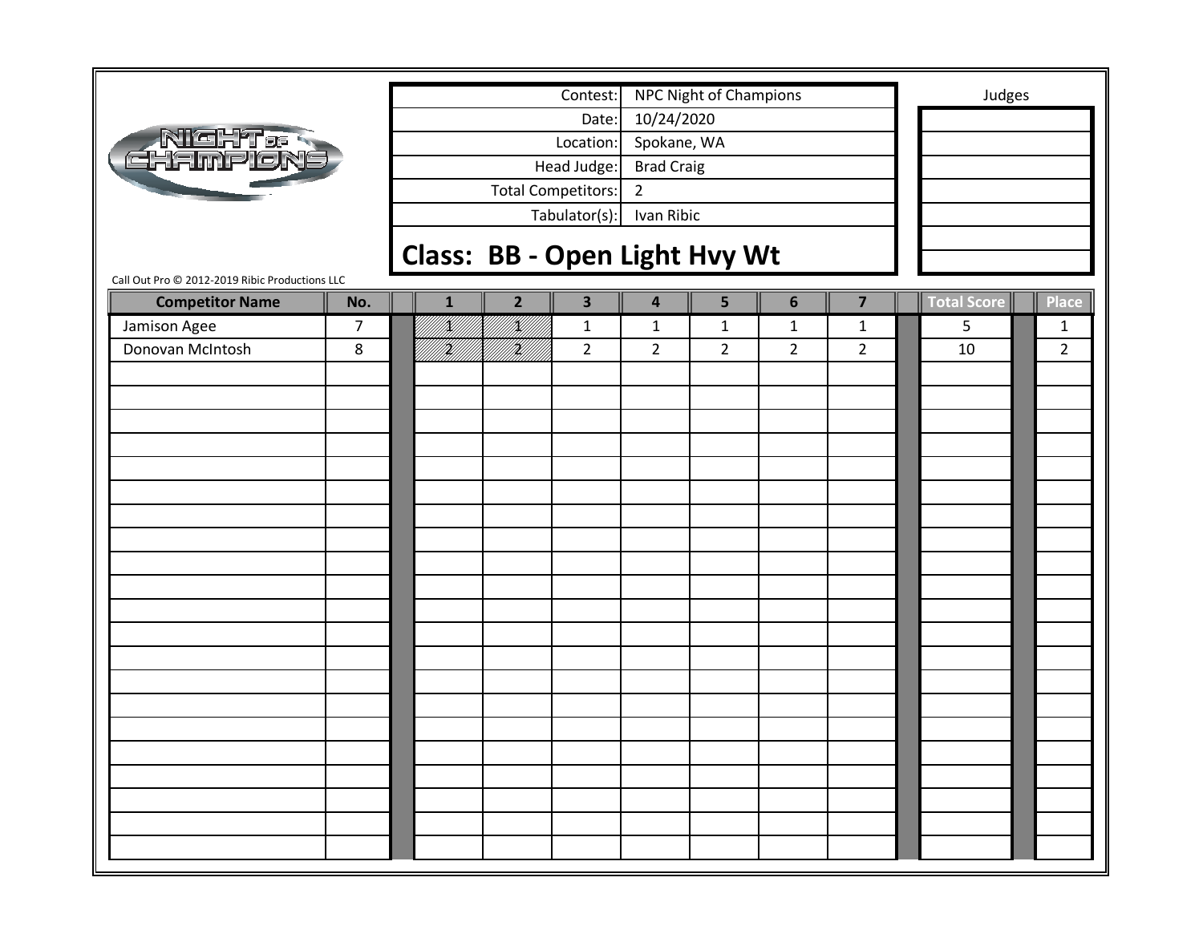| Contest: | NPC Night of Champions |
|---|---|
| Date: | 10/24/2020 |
| Location: | Spokane, WA |
| Head Judge: | Brad Craig |
| Total Competitors: | 2 |
| Tabulator(s): | Ivan Ribic |

Judges

## Class: BB - Open Light Hvy Wt

Call Out Pro © 2012-2019 Ribic Productions LLC

| Competitor Name | No. | 1 | 2 | 3 | 4 | 5 | 6 | 7 | Total Score | Place |
|---|---|---|---|---|---|---|---|---|---|---|
| Jamison Agee | 7 | 1 | 1 | 1 | 1 | 1 | 1 | 1 | 5 | 1 |
| Donovan McIntosh | 8 | 2 | 2 | 2 | 2 | 2 | 2 | 2 | 10 | 2 |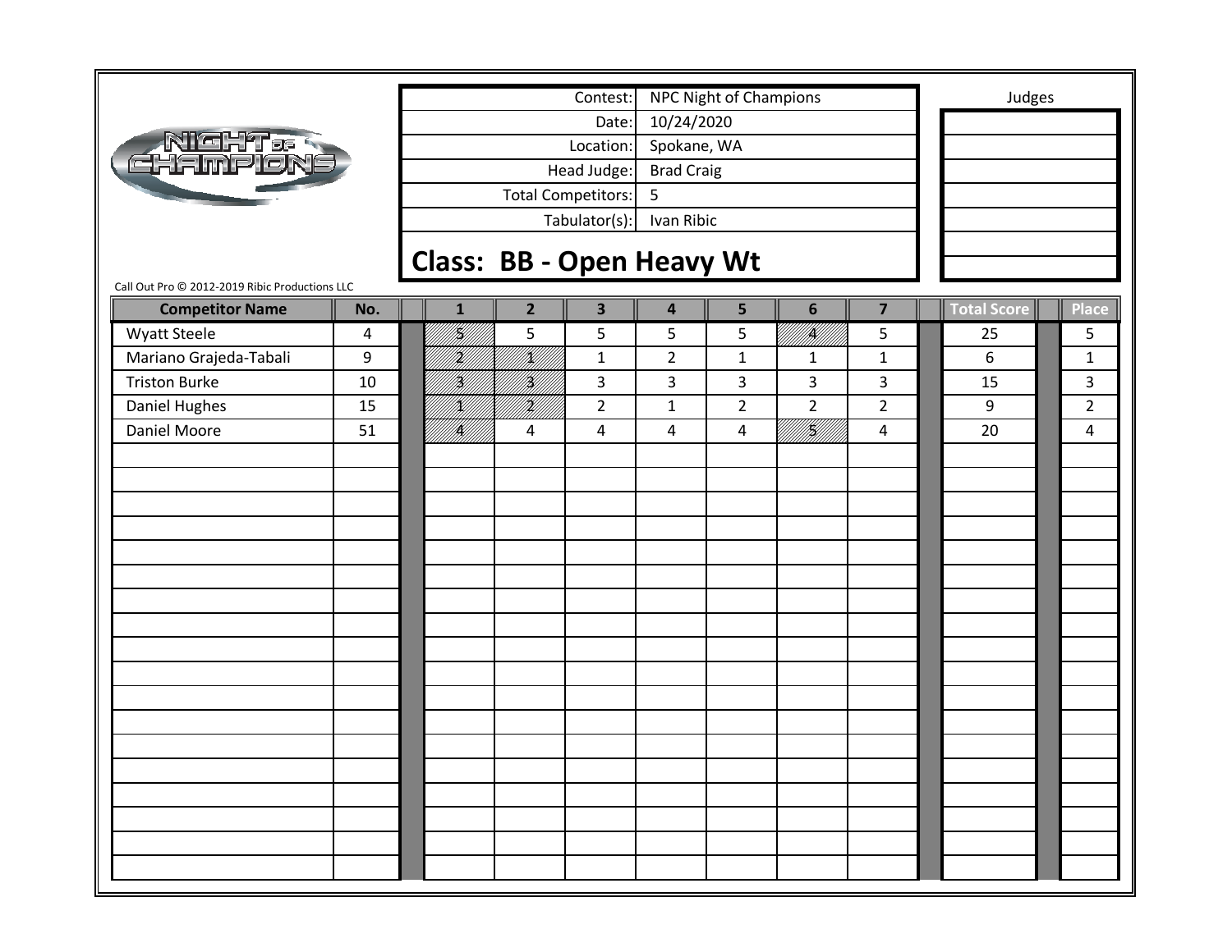| Contest: | NPC Night of Champions |
| --- | --- |
| Date: | 10/24/2020 |
| Location: | Spokane, WA |
| Head Judge: | Brad Craig |
| Total Competitors: | 5 |
| Tabulator(s): | Ivan Ribic |

Judges

## Class: BB - Open Heavy Wt

Call Out Pro © 2012-2019 Ribic Productions LLC

| Competitor Name | No. | 1 | 2 | 3 | 4 | 5 | 6 | 7 | Total Score | Place |
| --- | --- | --- | --- | --- | --- | --- | --- | --- | --- | --- |
| Wyatt Steele | 4 | 5 | 5 | 5 | 5 | 5 | 4 | 5 | 25 | 5 |
| Mariano Grajeda-Tabali | 9 | 2 | 1 | 1 | 2 | 1 | 1 | 1 | 6 | 1 |
| Triston Burke | 10 | 3 | 3 | 3 | 3 | 3 | 3 | 3 | 15 | 3 |
| Daniel Hughes | 15 | 1 | 2 | 2 | 1 | 2 | 2 | 2 | 9 | 2 |
| Daniel Moore | 51 | 4 | 4 | 4 | 4 | 4 | 5 | 4 | 20 | 4 |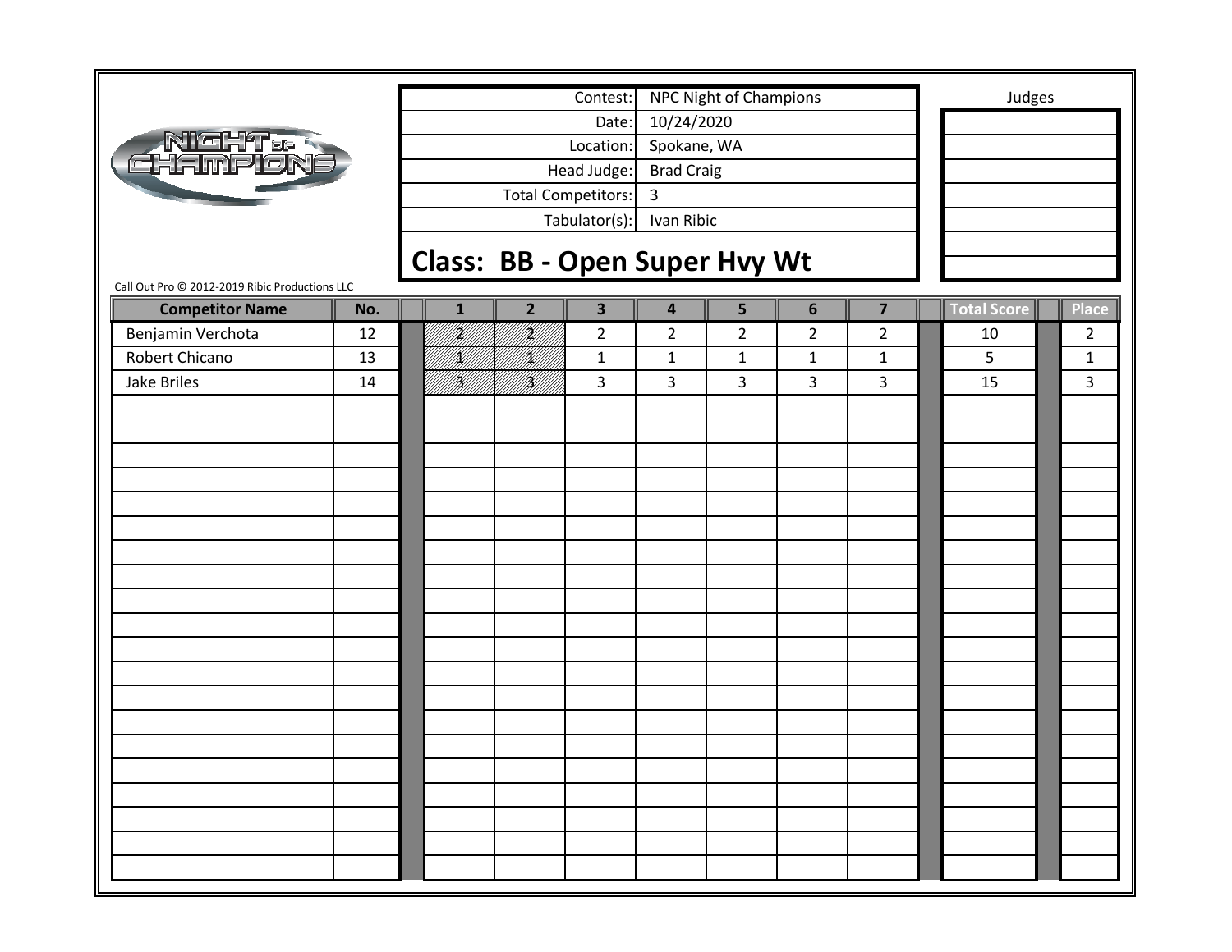| Contest: | NPC Night of Champions |
|---|---|
| Date: | 10/24/2020 |
| Location: | Spokane, WA |
| Head Judge: | Brad Craig |
| Total Competitors: | 3 |
| Tabulator(s): | Ivan Ribic |

Judges

## Class: BB - Open Super Hvy Wt

Call Out Pro © 2012-2019 Ribic Productions LLC

| Competitor Name | No. | 1 | 2 | 3 | 4 | 5 | 6 | 7 | Total Score | Place |
|---|---|---|---|---|---|---|---|---|---|---|
| Benjamin Verchota | 12 | 2 | 2 | 2 | 2 | 2 | 2 | 2 | 10 | 2 |
| Robert Chicano | 13 | 1 | 1 | 1 | 1 | 1 | 1 | 1 | 5 | 1 |
| Jake Briles | 14 | 3 | 3 | 3 | 3 | 3 | 3 | 3 | 15 | 3 |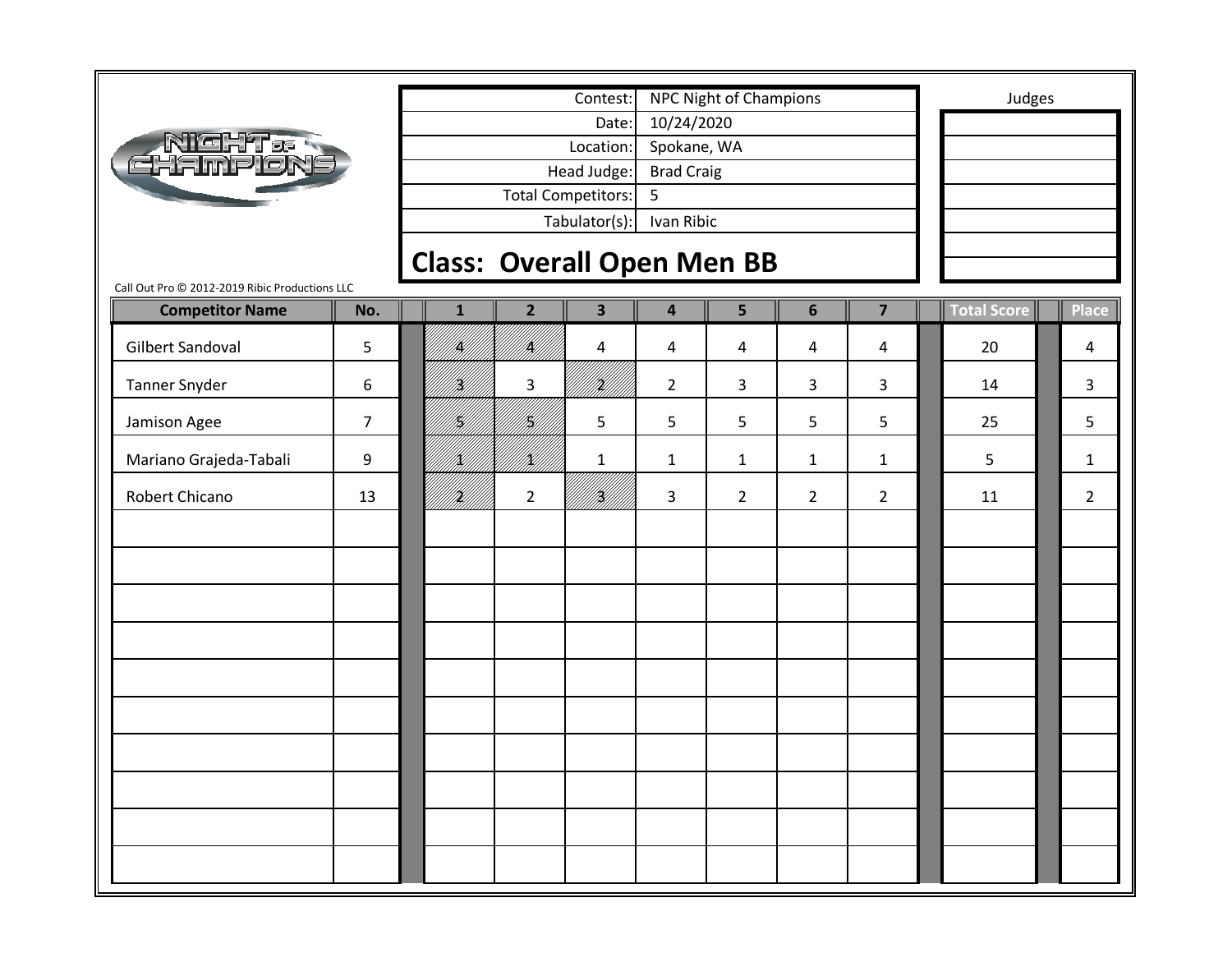| Contest: | NPC Night of Champions |
| --- | --- |
| Date: | 10/24/2020 |
| Location: | Spokane, WA |
| Head Judge: | Brad Craig |
| Total Competitors: | 5 |
| Tabulator(s): | Ivan Ribic |

Judges

## Class: Overall Open Men BB

Call Out Pro © 2012-2019 Ribic Productions LLC

| Competitor Name | No. | 1 | 2 | 3 | 4 | 5 | 6 | 7 | Total Score | Place |
| --- | --- | --- | --- | --- | --- | --- | --- | --- | --- | --- |
| Gilbert Sandoval | 5 | 4 | 4 | 4 | 4 | 4 | 4 | 4 | 20 | 4 |
| Tanner Snyder | 6 | 3 | 3 | 2 | 2 | 3 | 3 | 3 | 14 | 3 |
| Jamison Agee | 7 | 5 | 5 | 5 | 5 | 5 | 5 | 5 | 25 | 5 |
| Mariano Grajeda-Tabali | 9 | 1 | 1 | 1 | 1 | 1 | 1 | 1 | 5 | 1 |
| Robert Chicano | 13 | 2 | 2 | 3 | 3 | 2 | 2 | 2 | 11 | 2 |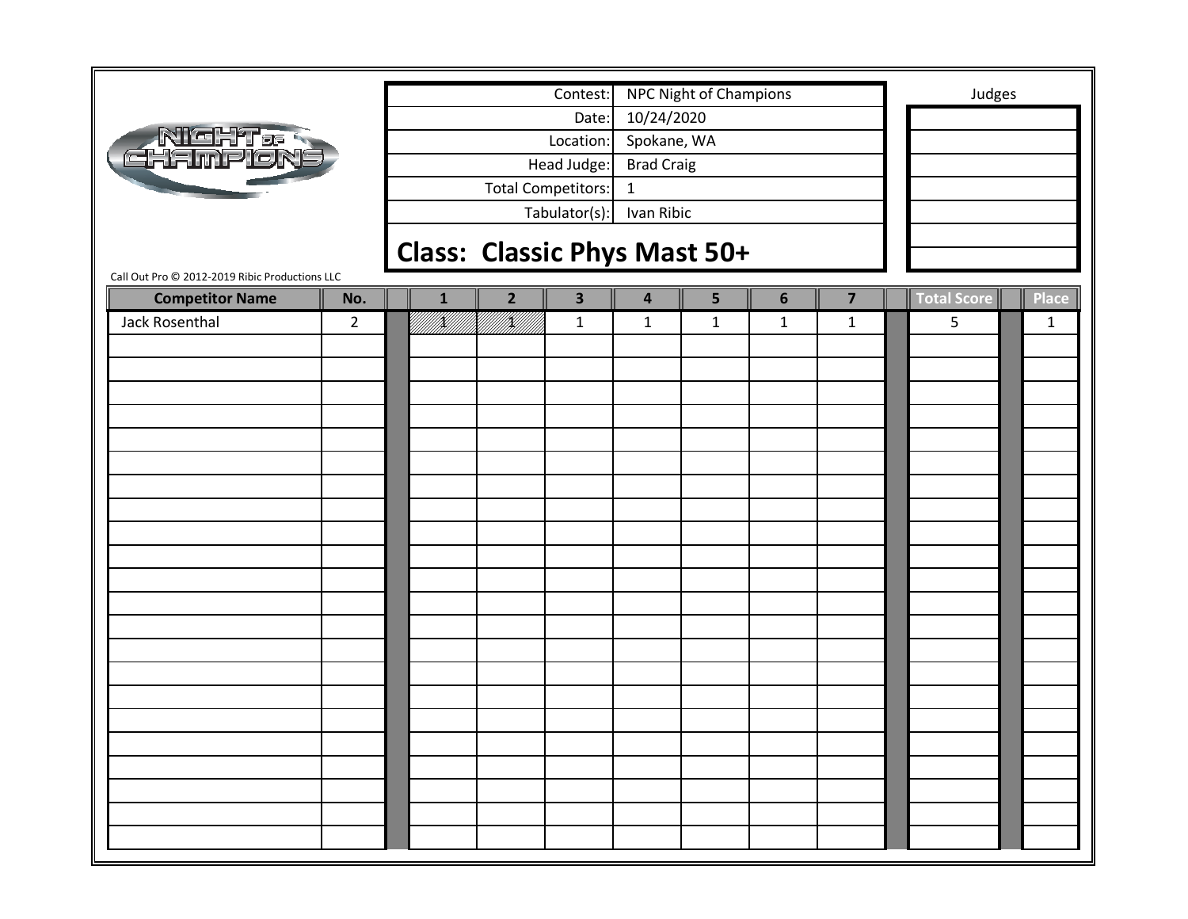| Contest: | NPC Night of Champions |
|---|---|
| Date: | 10/24/2020 |
| Location: | Spokane, WA |
| Head Judge: | Brad Craig |
| Total Competitors: | 1 |
| Tabulator(s): | Ivan Ribic |

Judges

## Class: Classic Phys Mast 50+

Call Out Pro © 2012-2019 Ribic Productions LLC

| Competitor Name | No. | 1 | 2 | 3 | 4 | 5 | 6 | 7 | Total Score | Place |
|---|---|---|---|---|---|---|---|---|---|---|
| Jack Rosenthal | 2 | 1 | 1 | 1 | 1 | 1 | 1 | 1 | 5 | 1 |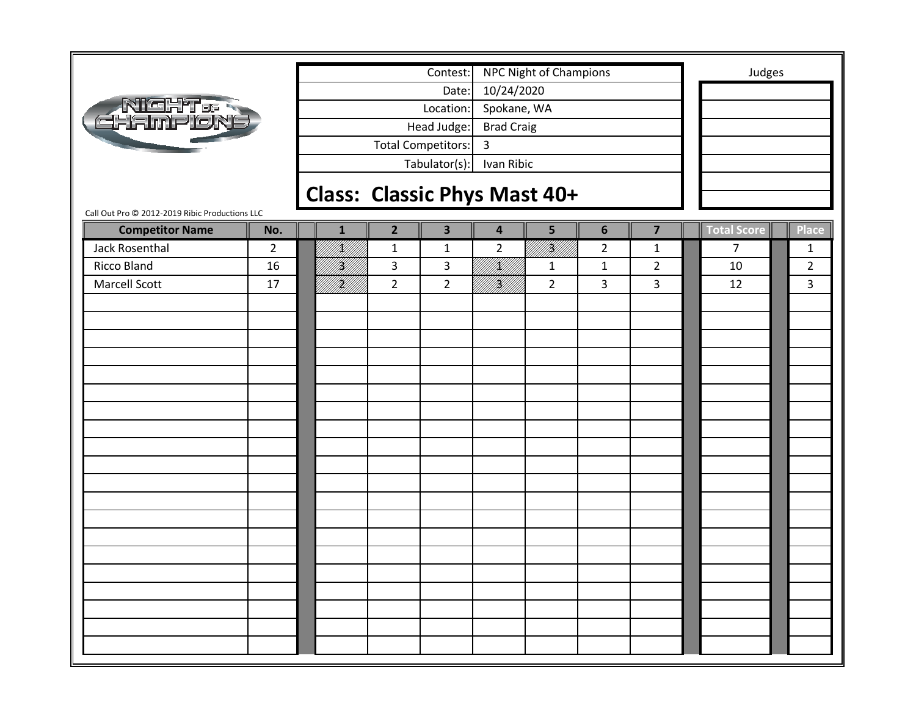| Contest: | NPC Night of Champions |
|---|---|
| Date: | 10/24/2020 |
| Location: | Spokane, WA |
| Head Judge: | Brad Craig |
| Total Competitors: | 3 |
| Tabulator(s): | Ivan Ribic |

Judges

## Class: Classic Phys Mast 40+

Call Out Pro © 2012-2019 Ribic Productions LLC

| Competitor Name | No. | 1 | 2 | 3 | 4 | 5 | 6 | 7 | Total Score | Place |
|---|---|---|---|---|---|---|---|---|---|---|
| Jack Rosenthal | 2 | 1 | 1 | 1 | 2 | 3 | 2 | 1 | 7 | 1 |
| Ricco Bland | 16 | 3 | 3 | 3 | 1 | 1 | 1 | 2 | 10 | 2 |
| Marcell Scott | 17 | 2 | 2 | 2 | 3 | 2 | 3 | 3 | 12 | 3 |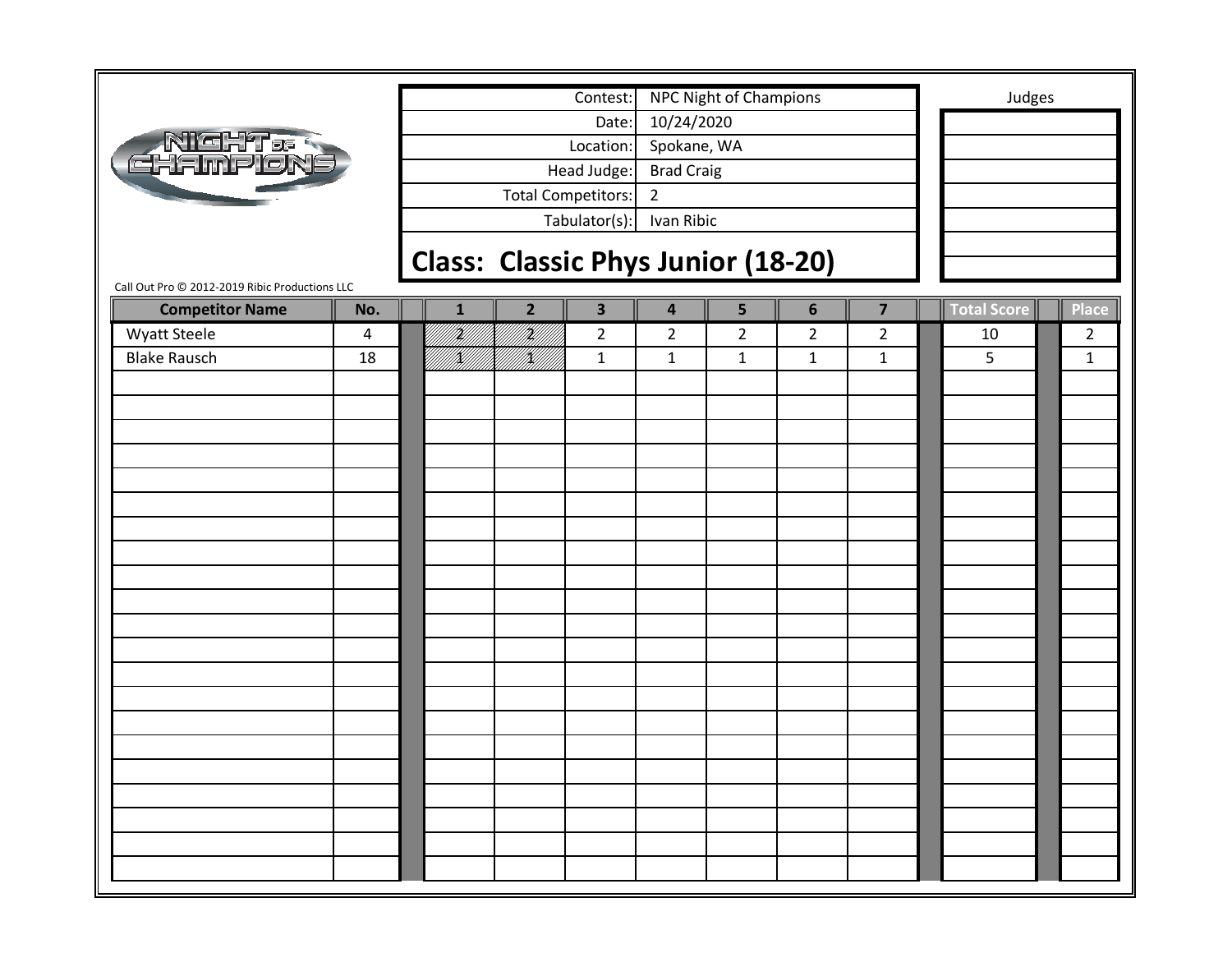| Contest: | NPC Night of Champions |
| --- | --- |
| Date: | 10/24/2020 |
| Location: | Spokane, WA |
| Head Judge: | Brad Craig |
| Total Competitors: | 2 |
| Tabulator(s): | Ivan Ribic |

Judges

## Class: Classic Phys Junior (18-20)

Call Out Pro © 2012-2019 Ribic Productions LLC

| Competitor Name | No. | 1 | 2 | 3 | 4 | 5 | 6 | 7 | Total Score | Place |
| --- | --- | --- | --- | --- | --- | --- | --- | --- | --- | --- |
| Wyatt Steele | 4 | 2 | 2 | 2 | 2 | 2 | 2 | 2 | 10 | 2 |
| Blake Rausch | 18 | 1 | 1 | 1 | 1 | 1 | 1 | 1 | 5 | 1 |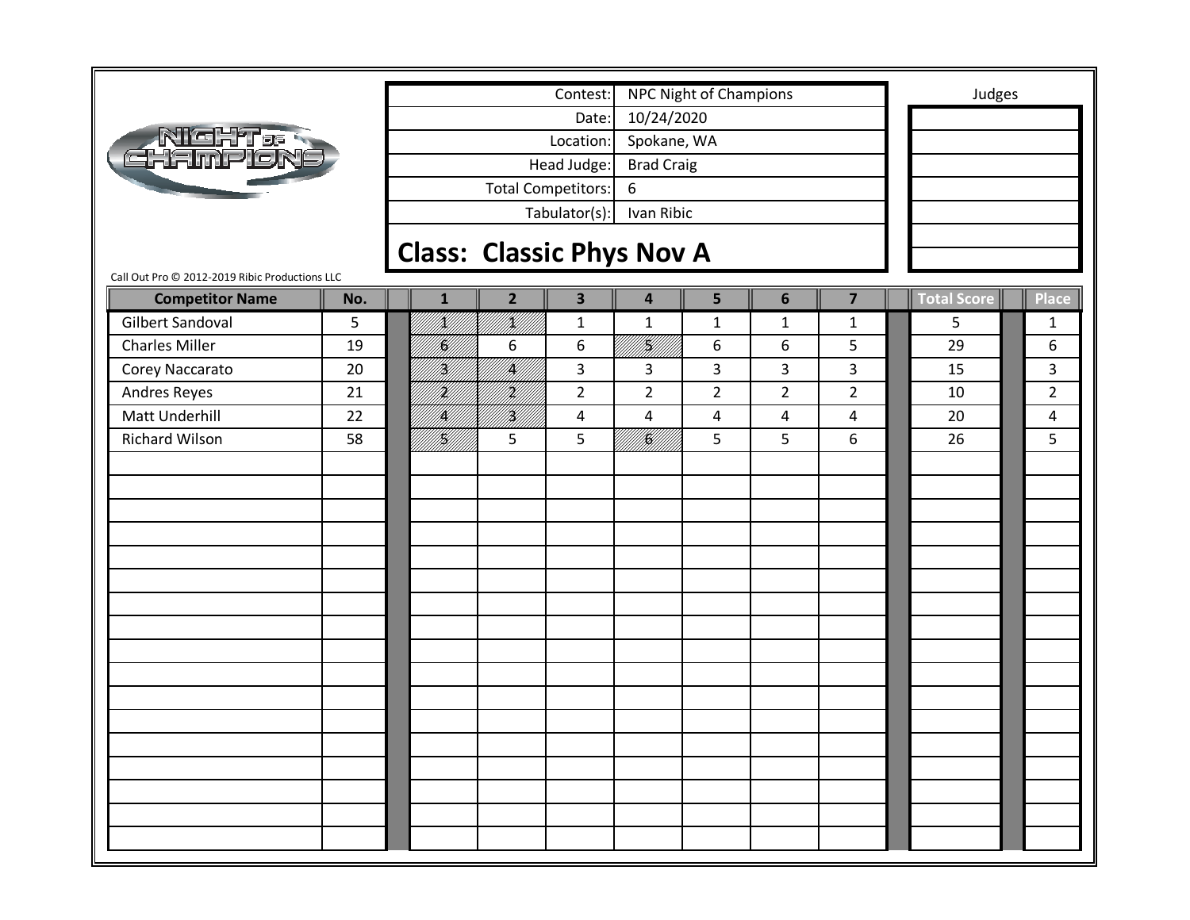| Contest: | NPC Night of Champions |
|---|---|
| Date: | 10/24/2020 |
| Location: | Spokane, WA |
| Head Judge: | Brad Craig |
| Total Competitors: | 6 |
| Tabulator(s): | Ivan Ribic |

Judges

## Class: Classic Phys Nov A

Call Out Pro © 2012-2019 Ribic Productions LLC

| Competitor Name | No. | 1 | 2 | 3 | 4 | 5 | 6 | 7 | Total Score | Place |
|---|---|---|---|---|---|---|---|---|---|---|
| Gilbert Sandoval | 5 | 1 | 1 | 1 | 1 | 1 | 1 | 1 | 5 | 1 |
| Charles Miller | 19 | 6 | 6 | 6 | 5 | 6 | 6 | 5 | 29 | 6 |
| Corey Naccarato | 20 | 3 | 4 | 3 | 3 | 3 | 3 | 3 | 15 | 3 |
| Andres Reyes | 21 | 2 | 2 | 2 | 2 | 2 | 2 | 2 | 10 | 2 |
| Matt Underhill | 22 | 4 | 3 | 4 | 4 | 4 | 4 | 4 | 20 | 4 |
| Richard Wilson | 58 | 5 | 5 | 5 | 6 | 5 | 5 | 6 | 26 | 5 |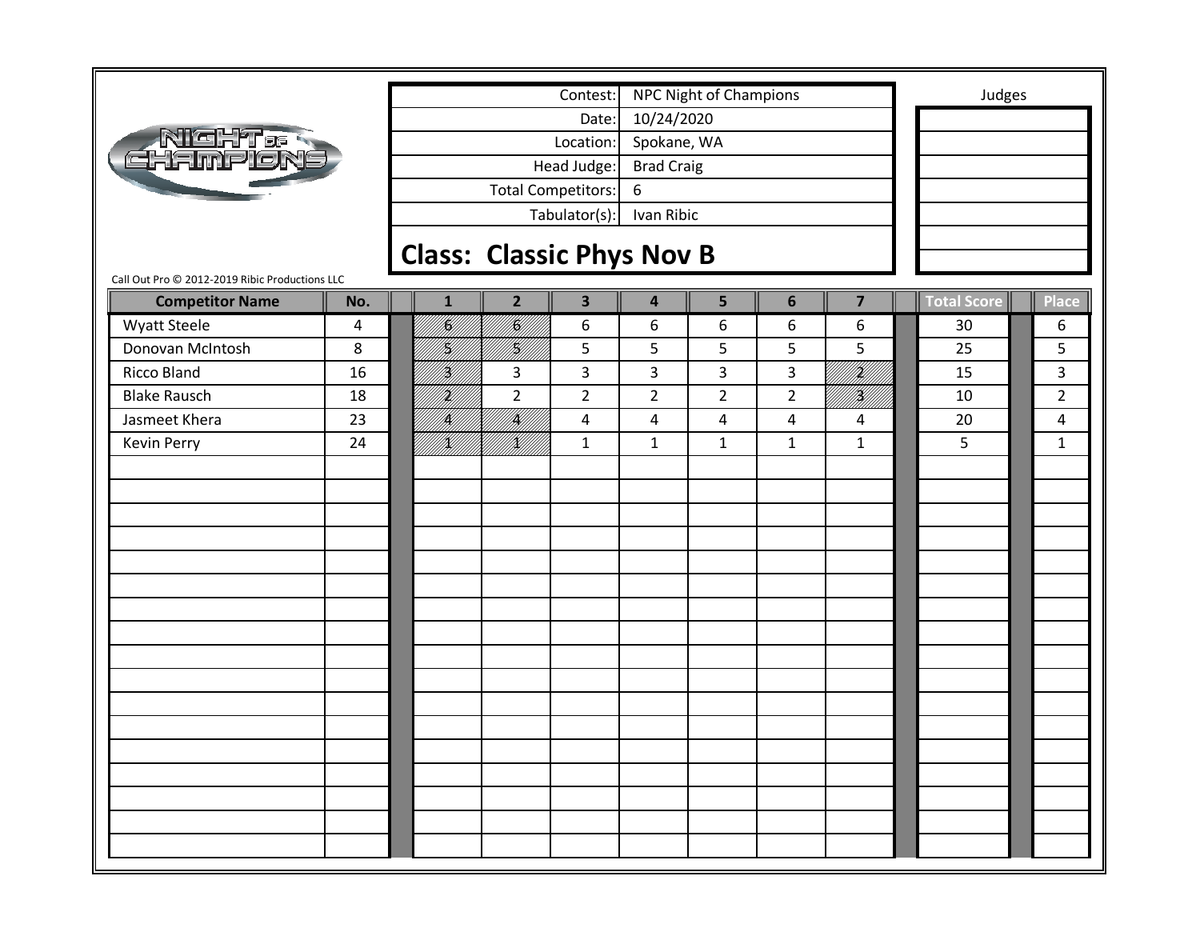| Contest: | NPC Night of Champions |
|---|---|
| Date: | 10/24/2020 |
| Location: | Spokane, WA |
| Head Judge: | Brad Craig |
| Total Competitors: | 6 |
| Tabulator(s): | Ivan Ribic |

Judges

## Class: Classic Phys Nov B

Call Out Pro © 2012-2019 Ribic Productions LLC

| Competitor Name | No. | 1 | 2 | 3 | 4 | 5 | 6 | 7 | Total Score | Place |
|---|---|---|---|---|---|---|---|---|---|---|
| Wyatt Steele | 4 | 6 | 6 | 6 | 6 | 6 | 6 | 6 | 30 | 6 |
| Donovan McIntosh | 8 | 5 | 5 | 5 | 5 | 5 | 5 | 5 | 25 | 5 |
| Ricco Bland | 16 | 3 | 3 | 3 | 3 | 3 | 3 | 2 | 15 | 3 |
| Blake Rausch | 18 | 2 | 2 | 2 | 2 | 2 | 2 | 3 | 10 | 2 |
| Jasmeet Khera | 23 | 4 | 4 | 4 | 4 | 4 | 4 | 4 | 20 | 4 |
| Kevin Perry | 24 | 1 | 1 | 1 | 1 | 1 | 1 | 1 | 5 | 1 |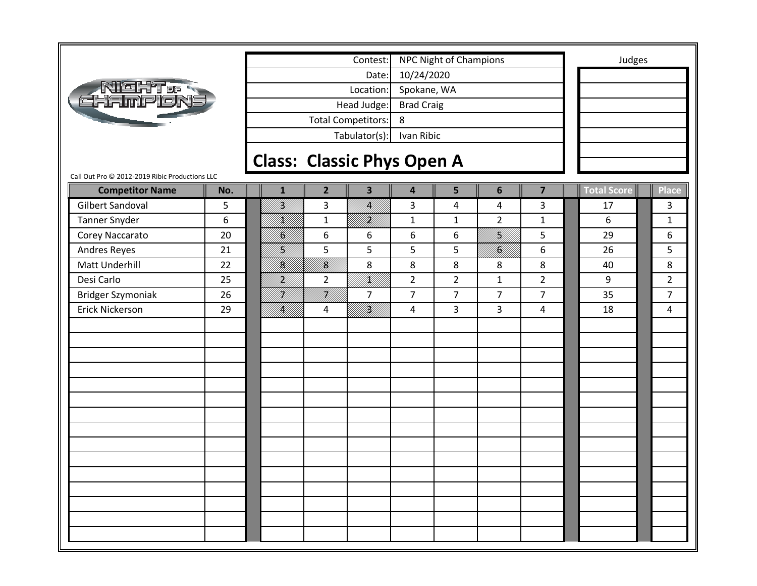| Contest: | NPC Night of Champions |
| --- | --- |
| Date: | 10/24/2020 |
| Location: | Spokane, WA |
| Head Judge: | Brad Craig |
| Total Competitors: | 8 |
| Tabulator(s): | Ivan Ribic |

Judges

## Class: Classic Phys Open A

Call Out Pro © 2012-2019 Ribic Productions LLC

| Competitor Name | No. | 1 | 2 | 3 | 4 | 5 | 6 | 7 | Total Score | Place |
| --- | --- | --- | --- | --- | --- | --- | --- | --- | --- | --- |
| Gilbert Sandoval | 5 | 3 | 3 | 4 | 3 | 4 | 4 | 3 | 17 | 3 |
| Tanner Snyder | 6 | 1 | 1 | 2 | 1 | 1 | 2 | 1 | 6 | 1 |
| Corey Naccarato | 20 | 6 | 6 | 6 | 6 | 6 | 5 | 5 | 29 | 6 |
| Andres Reyes | 21 | 5 | 5 | 5 | 5 | 5 | 6 | 6 | 26 | 5 |
| Matt Underhill | 22 | 8 | 8 | 8 | 8 | 8 | 8 | 8 | 40 | 8 |
| Desi Carlo | 25 | 2 | 2 | 1 | 2 | 2 | 1 | 2 | 9 | 2 |
| Bridger Szymoniak | 26 | 7 | 7 | 7 | 7 | 7 | 7 | 7 | 35 | 7 |
| Erick Nickerson | 29 | 4 | 4 | 3 | 4 | 3 | 3 | 4 | 18 | 4 |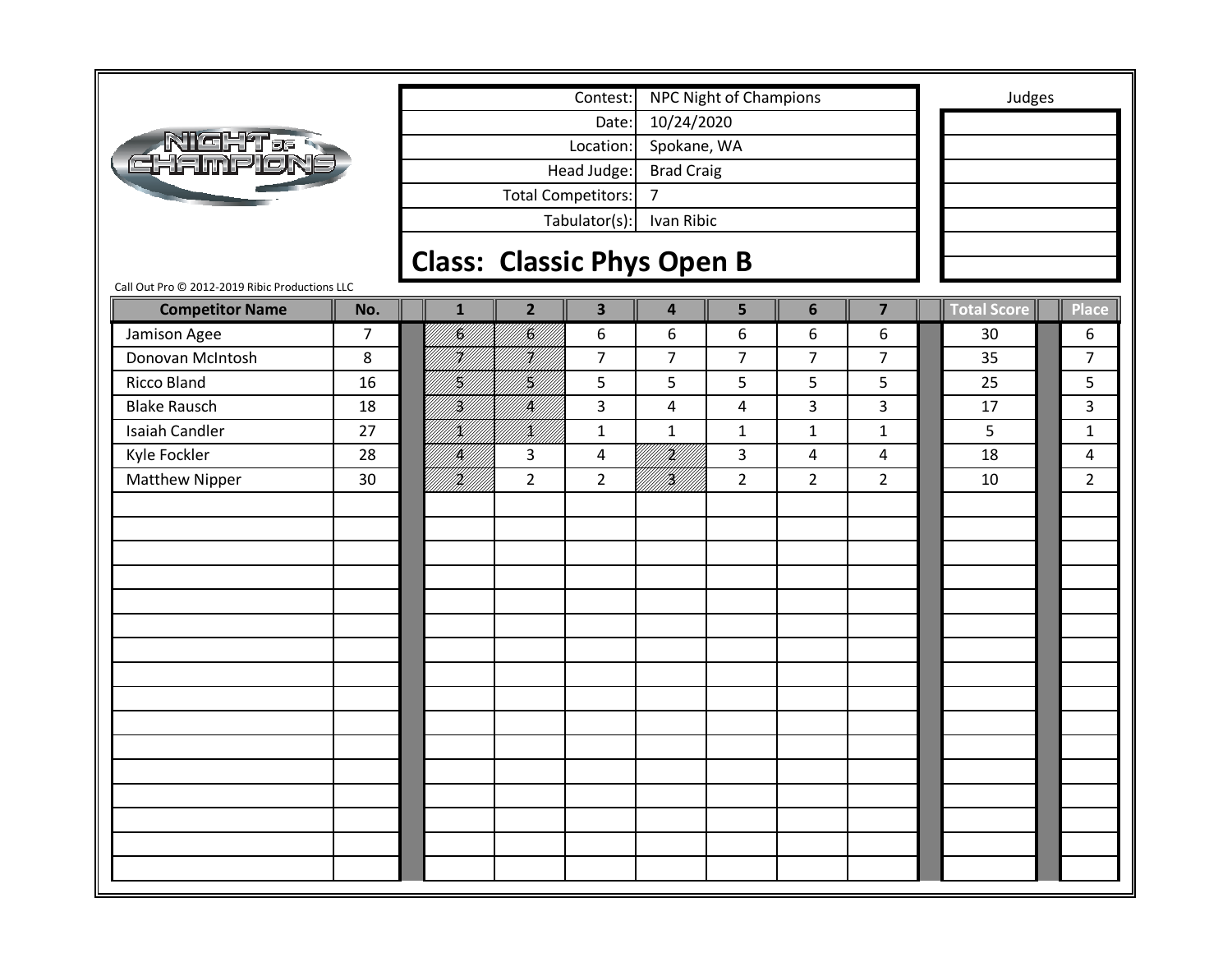| Contest: | NPC Night of Champions |
|---|---|
| Date: | 10/24/2020 |
| Location: | Spokane, WA |
| Head Judge: | Brad Craig |
| Total Competitors: | 7 |
| Tabulator(s): | Ivan Ribic |

Judges

## Class: Classic Phys Open B

Call Out Pro © 2012-2019 Ribic Productions LLC

| Competitor Name | No. | 1 | 2 | 3 | 4 | 5 | 6 | 7 | Total Score | Place |
|---|---|---|---|---|---|---|---|---|---|---|
| Jamison Agee | 7 | 6 | 6 | 6 | 6 | 6 | 6 | 6 | 30 | 6 |
| Donovan McIntosh | 8 | 7 | 7 | 7 | 7 | 7 | 7 | 7 | 35 | 7 |
| Ricco Bland | 16 | 5 | 5 | 5 | 5 | 5 | 5 | 5 | 25 | 5 |
| Blake Rausch | 18 | 3 | 4 | 3 | 4 | 4 | 3 | 3 | 17 | 3 |
| Isaiah Candler | 27 | 1 | 1 | 1 | 1 | 1 | 1 | 1 | 5 | 1 |
| Kyle Fockler | 28 | 4 | 3 | 4 | 2 | 3 | 4 | 4 | 18 | 4 |
| Matthew Nipper | 30 | 2 | 2 | 2 | 3 | 2 | 2 | 2 | 10 | 2 |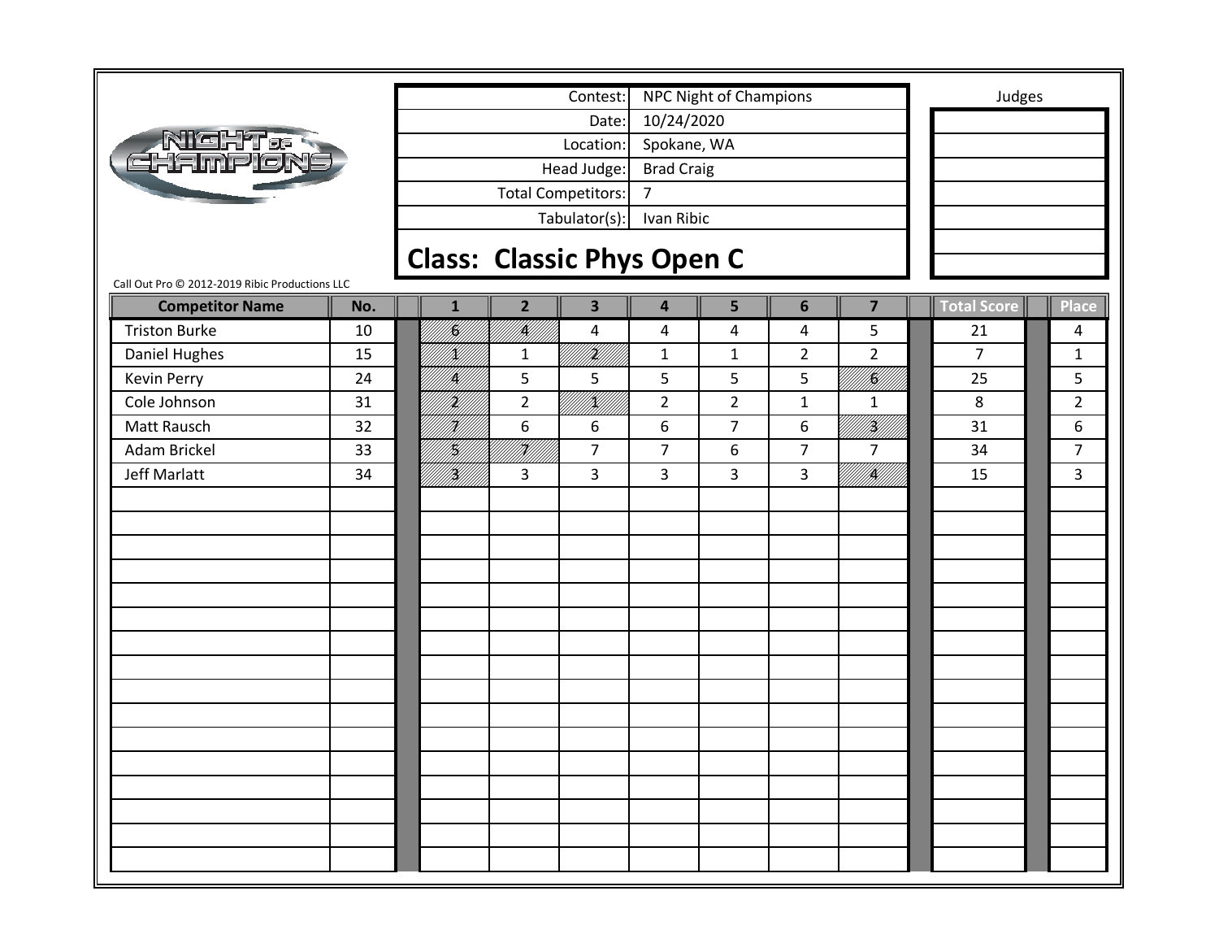| Contest: | NPC Night of Champions |
|---|---|
| Date: | 10/24/2020 |
| Location: | Spokane, WA |
| Head Judge: | Brad Craig |
| Total Competitors: | 7 |
| Tabulator(s): | Ivan Ribic |

Judges

## Class: Classic Phys Open C

Call Out Pro © 2012-2019 Ribic Productions LLC

| Competitor Name | No. | 1 | 2 | 3 | 4 | 5 | 6 | 7 | Total Score | Place |
|---|---|---|---|---|---|---|---|---|---|---|
| Triston Burke | 10 | 6 | 4 | 4 | 4 | 4 | 4 | 5 | 21 | 4 |
| Daniel Hughes | 15 | 1 | 1 | 2 | 1 | 1 | 2 | 2 | 7 | 1 |
| Kevin Perry | 24 | 4 | 5 | 5 | 5 | 5 | 5 | 6 | 25 | 5 |
| Cole Johnson | 31 | 2 | 2 | 1 | 2 | 2 | 1 | 1 | 8 | 2 |
| Matt Rausch | 32 | 7 | 6 | 6 | 6 | 7 | 6 | 3 | 31 | 6 |
| Adam Brickel | 33 | 5 | 7 | 7 | 7 | 6 | 7 | 7 | 34 | 7 |
| Jeff Marlatt | 34 | 3 | 3 | 3 | 3 | 3 | 3 | 4 | 15 | 3 |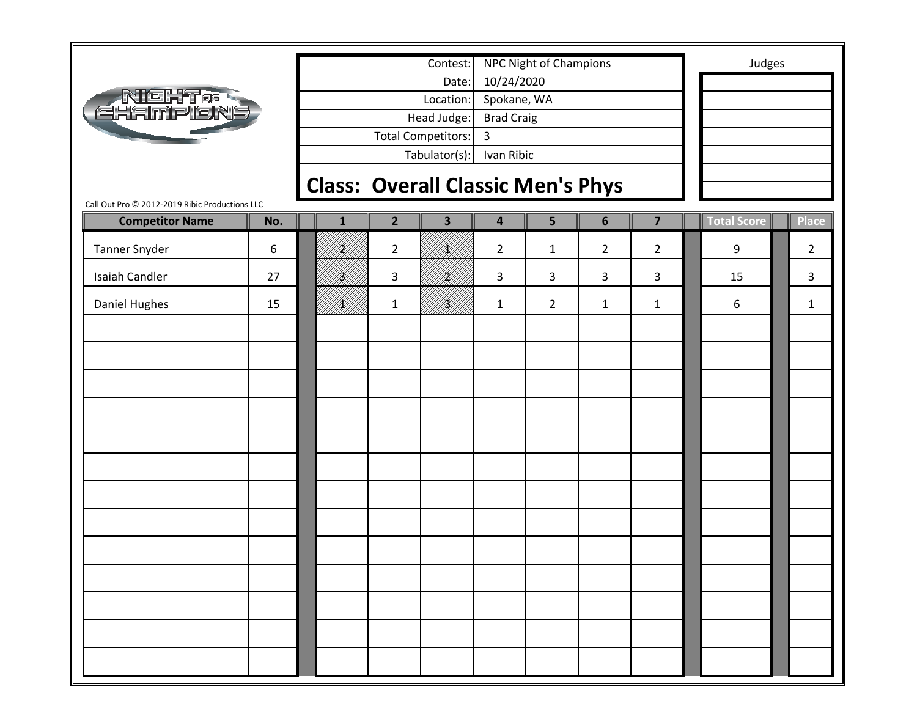| Contest: | NPC Night of Champions |
|---|---|
| Date: | 10/24/2020 |
| Location: | Spokane, WA |
| Head Judge: | Brad Craig |
| Total Competitors: | 3 |
| Tabulator(s): | Ivan Ribic |

Judges

## Class: Overall Classic Men's Phys

Call Out Pro © 2012-2019 Ribic Productions LLC

| Competitor Name | No. | 1 | 2 | 3 | 4 | 5 | 6 | 7 | Total Score | Place |
|---|---|---|---|---|---|---|---|---|---|---|
| Tanner Snyder | 6 | 2 | 2 | 1 | 2 | 1 | 2 | 2 | 9 | 2 |
| Isaiah Candler | 27 | 3 | 3 | 2 | 3 | 3 | 3 | 3 | 15 | 3 |
| Daniel Hughes | 15 | 1 | 1 | 3 | 1 | 2 | 1 | 1 | 6 | 1 |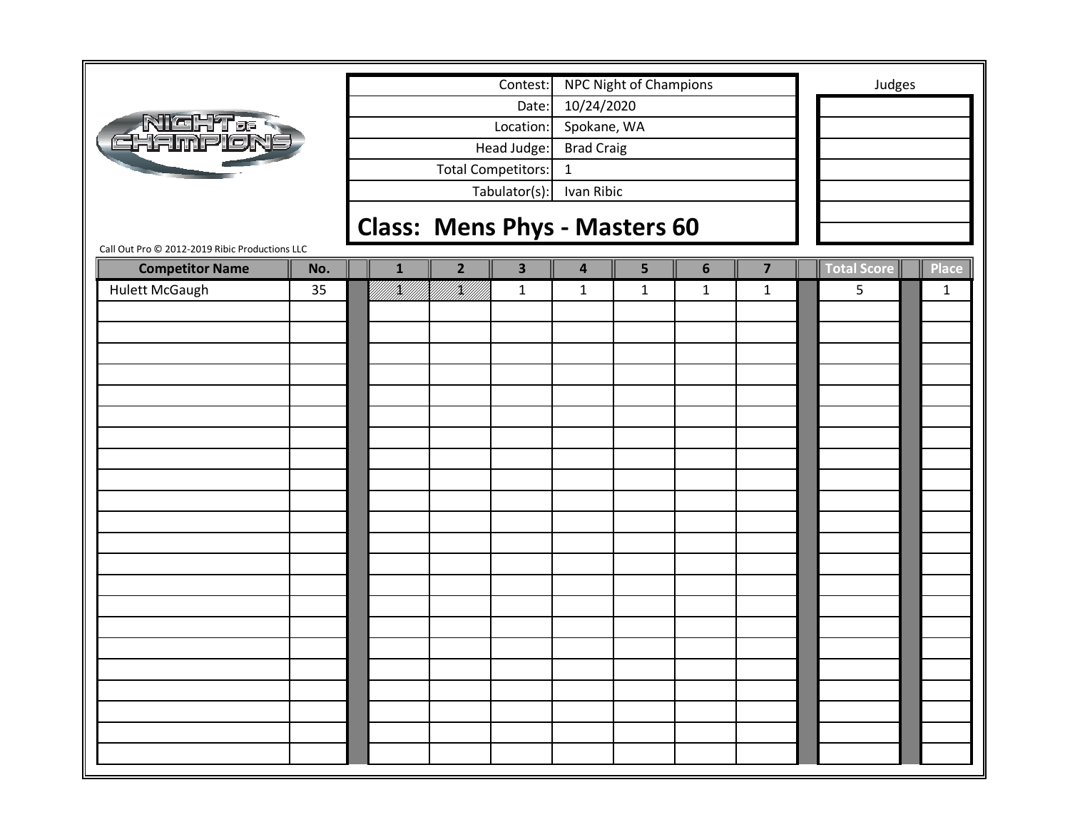| Contest: | NPC Night of Champions |
|---|---|
| Date: | 10/24/2020 |
| Location: | Spokane, WA |
| Head Judge: | Brad Craig |
| Total Competitors: | 1 |
| Tabulator(s): | Ivan Ribic |

Judges

## Class: Mens Phys - Masters 60

Call Out Pro © 2012-2019 Ribic Productions LLC

| Competitor Name | No. | 1 | 2 | 3 | 4 | 5 | 6 | 7 | Total Score | Place |
|---|---|---|---|---|---|---|---|---|---|---|
| Hulett McGaugh | 35 | 1 | 1 | 1 | 1 | 1 | 1 | 1 | 5 | 1 |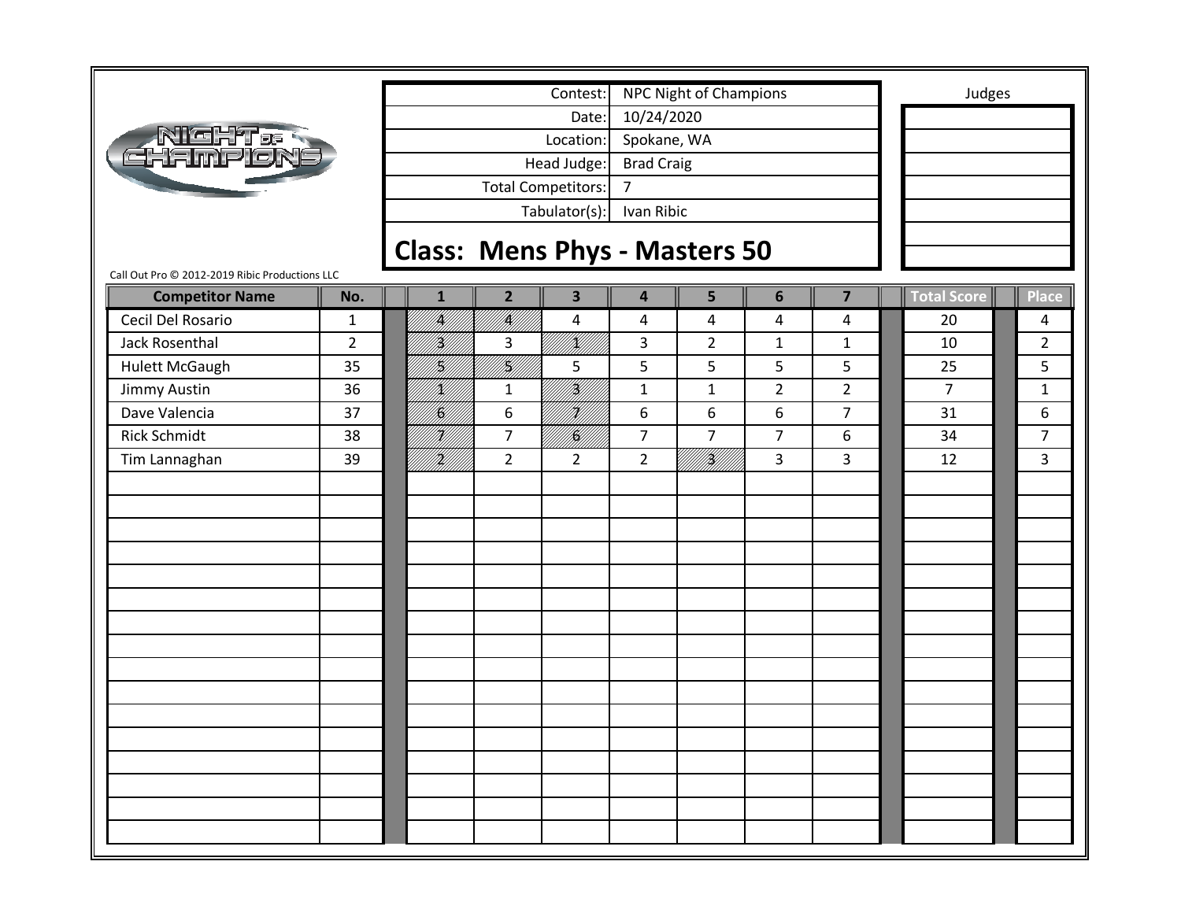| Contest: | NPC Night of Champions |
|---|---|
| Date: | 10/24/2020 |
| Location: | Spokane, WA |
| Head Judge: | Brad Craig |
| Total Competitors: | 7 |
| Tabulator(s): | Ivan Ribic |

Judges

## Class: Mens Phys - Masters 50

Call Out Pro © 2012-2019 Ribic Productions LLC

| Competitor Name | No. | 1 | 2 | 3 | 4 | 5 | 6 | 7 | Total Score | Place |
|---|---|---|---|---|---|---|---|---|---|---|
| Cecil Del Rosario | 1 | 4 | 4 | 4 | 4 | 4 | 4 | 4 | 20 | 4 |
| Jack Rosenthal | 2 | 3 | 3 | 1 | 3 | 2 | 1 | 1 | 10 | 2 |
| Hulett McGaugh | 35 | 5 | 5 | 5 | 5 | 5 | 5 | 5 | 25 | 5 |
| Jimmy Austin | 36 | 1 | 1 | 3 | 1 | 1 | 2 | 2 | 7 | 1 |
| Dave Valencia | 37 | 6 | 6 | 7 | 6 | 6 | 6 | 7 | 31 | 6 |
| Rick Schmidt | 38 | 7 | 7 | 6 | 7 | 7 | 7 | 6 | 34 | 7 |
| Tim Lannaghan | 39 | 2 | 2 | 2 | 2 | 3 | 3 | 3 | 12 | 3 |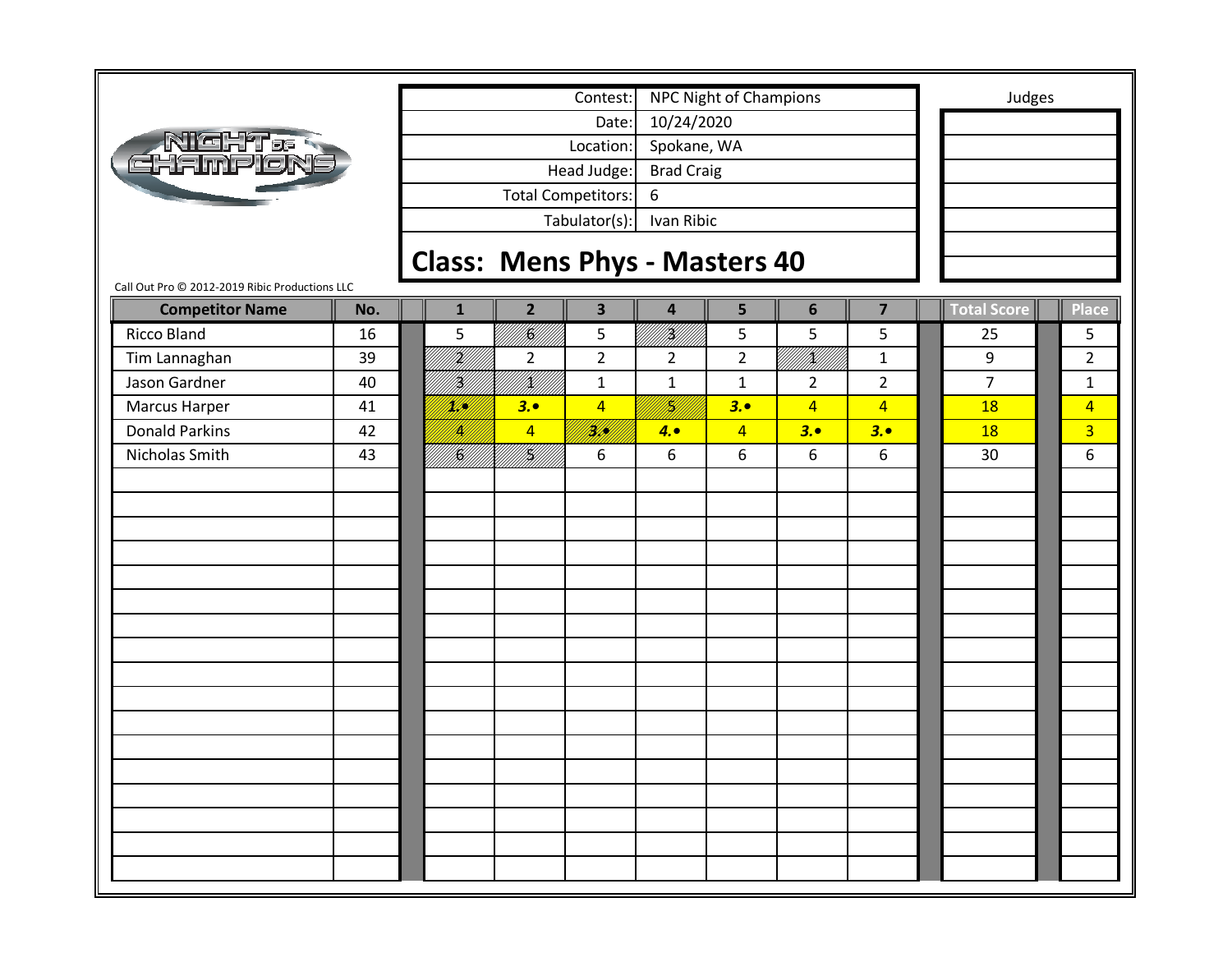| Contest: | NPC Night of Champions |
|---|---|
| Date: | 10/24/2020 |
| Location: | Spokane, WA |
| Head Judge: | Brad Craig |
| Total Competitors: | 6 |
| Tabulator(s): | Ivan Ribic |

Judges

## Class: Mens Phys - Masters 40

Call Out Pro © 2012-2019 Ribic Productions LLC

| Competitor Name | No. | 1 | 2 | 3 | 4 | 5 | 6 | 7 | Total Score | Place |
|---|---|---|---|---|---|---|---|---|---|---|
| Ricco Bland | 16 | 5 | 6 | 5 | 3 | 5 | 5 | 5 | 25 | 5 |
| Tim Lannaghan | 39 | 2 | 2 | 2 | 2 | 2 | 1 | 1 | 9 | 2 |
| Jason Gardner | 40 | 3 | 1 | 1 | 1 | 1 | 2 | 2 | 7 | 1 |
| Marcus Harper | 41 | 1.• | 3.• | 4 | 5 | 3.• | 4 | 4 | 18 | 4 |
| Donald Parkins | 42 | 4 | 4 | 3.• | 4.• | 4 | 3.• | 3.• | 18 | 3 |
| Nicholas Smith | 43 | 6 | 5 | 6 | 6 | 6 | 6 | 6 | 30 | 6 |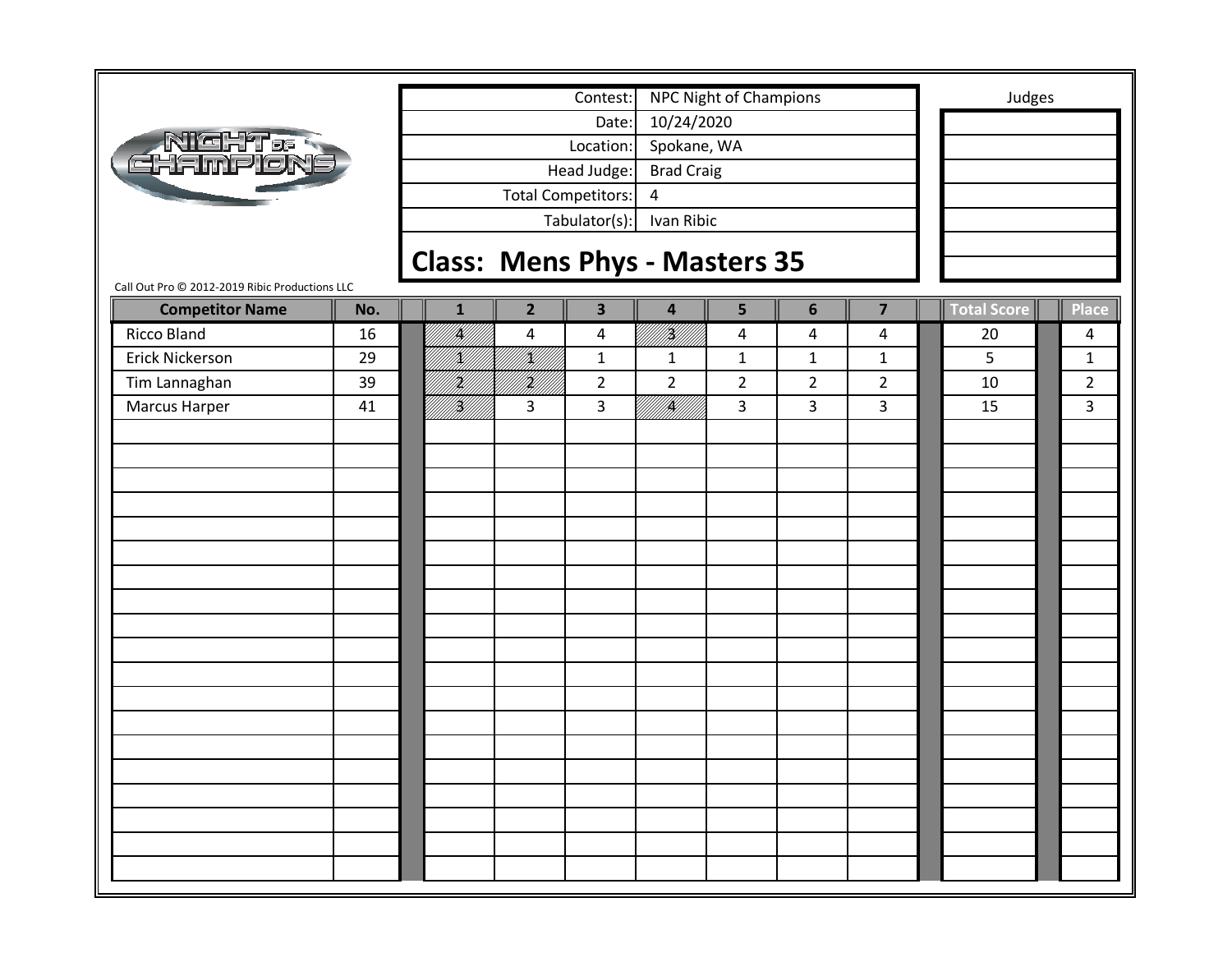| Contest: | NPC Night of Champions |
|---|---|
| Date: | 10/24/2020 |
| Location: | Spokane, WA |
| Head Judge: | Brad Craig |
| Total Competitors: | 4 |
| Tabulator(s): | Ivan Ribic |

Judges

## Class: Mens Phys - Masters 35

Call Out Pro © 2012-2019 Ribic Productions LLC

| Competitor Name | No. | 1 | 2 | 3 | 4 | 5 | 6 | 7 | Total Score | Place |
|---|---|---|---|---|---|---|---|---|---|---|
| Ricco Bland | 16 | 4 | 4 | 4 | 3 | 4 | 4 | 4 | 20 | 4 |
| Erick Nickerson | 29 | 1 | 1 | 1 | 1 | 1 | 1 | 1 | 5 | 1 |
| Tim Lannaghan | 39 | 2 | 2 | 2 | 2 | 2 | 2 | 2 | 10 | 2 |
| Marcus Harper | 41 | 3 | 3 | 3 | 4 | 3 | 3 | 3 | 15 | 3 |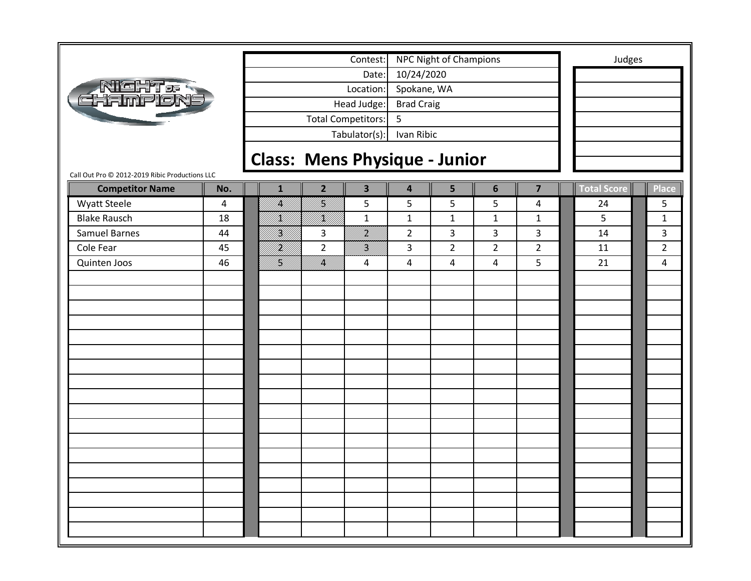| Contest: | NPC Night of Champions |
| --- | --- |
| Date: | 10/24/2020 |
| Location: | Spokane, WA |
| Head Judge: | Brad Craig |
| Total Competitors: | 5 |
| Tabulator(s): | Ivan Ribic |

Judges

## Class: Mens Physique - Junior

Call Out Pro © 2012-2019 Ribic Productions LLC

| Competitor Name | No. | 1 | 2 | 3 | 4 | 5 | 6 | 7 | Total Score | Place |
| --- | --- | --- | --- | --- | --- | --- | --- | --- | --- | --- |
| Wyatt Steele | 4 | 4 | 5 | 5 | 5 | 5 | 5 | 4 | 24 | 5 |
| Blake Rausch | 18 | 1 | 1 | 1 | 1 | 1 | 1 | 1 | 5 | 1 |
| Samuel Barnes | 44 | 3 | 3 | 2 | 2 | 3 | 3 | 3 | 14 | 3 |
| Cole Fear | 45 | 2 | 2 | 3 | 3 | 2 | 2 | 2 | 11 | 2 |
| Quinten Joos | 46 | 5 | 4 | 4 | 4 | 4 | 4 | 5 | 21 | 4 |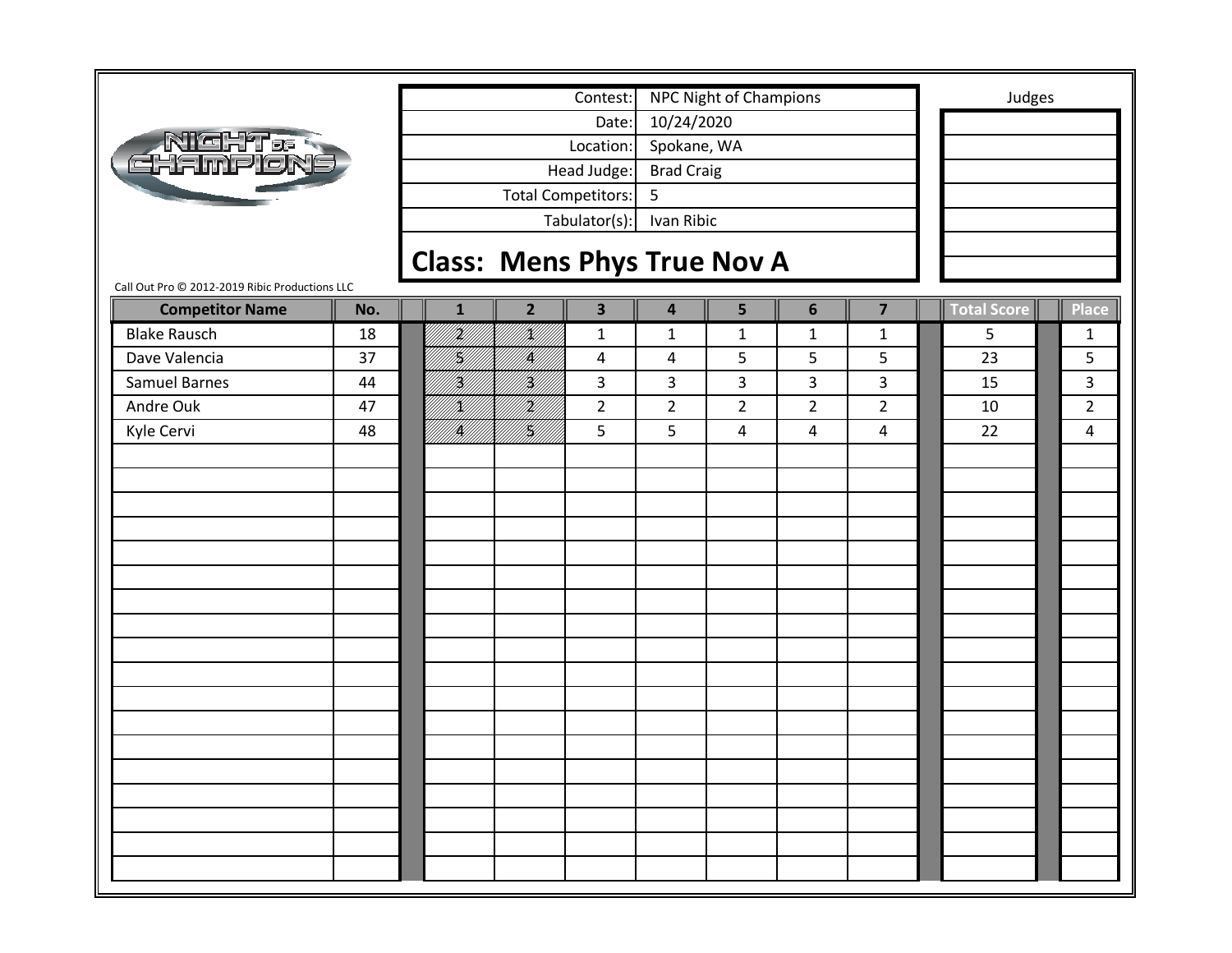| | |
|---|---|
| Contest: | NPC Night of Champions |
| Date: | 10/24/2020 |
| Location: | Spokane, WA |
| Head Judge: | Brad Craig |
| Total Competitors: | 5 |
| Tabulator(s): | Ivan Ribic |

Judges

## Class: Mens Phys True Nov A

Call Out Pro © 2012-2019 Ribic Productions LLC

| Competitor Name | No. | 1 | 2 | 3 | 4 | 5 | 6 | 7 | Total Score | Place |
|---|---|---|---|---|---|---|---|---|---|---|
| Blake Rausch | 18 | 2 | 1 | 1 | 1 | 1 | 1 | 1 | 5 | 1 |
| Dave Valencia | 37 | 5 | 4 | 4 | 4 | 5 | 5 | 5 | 23 | 5 |
| Samuel Barnes | 44 | 3 | 3 | 3 | 3 | 3 | 3 | 3 | 15 | 3 |
| Andre Ouk | 47 | 1 | 2 | 2 | 2 | 2 | 2 | 2 | 10 | 2 |
| Kyle Cervi | 48 | 4 | 5 | 5 | 5 | 4 | 4 | 4 | 22 | 4 |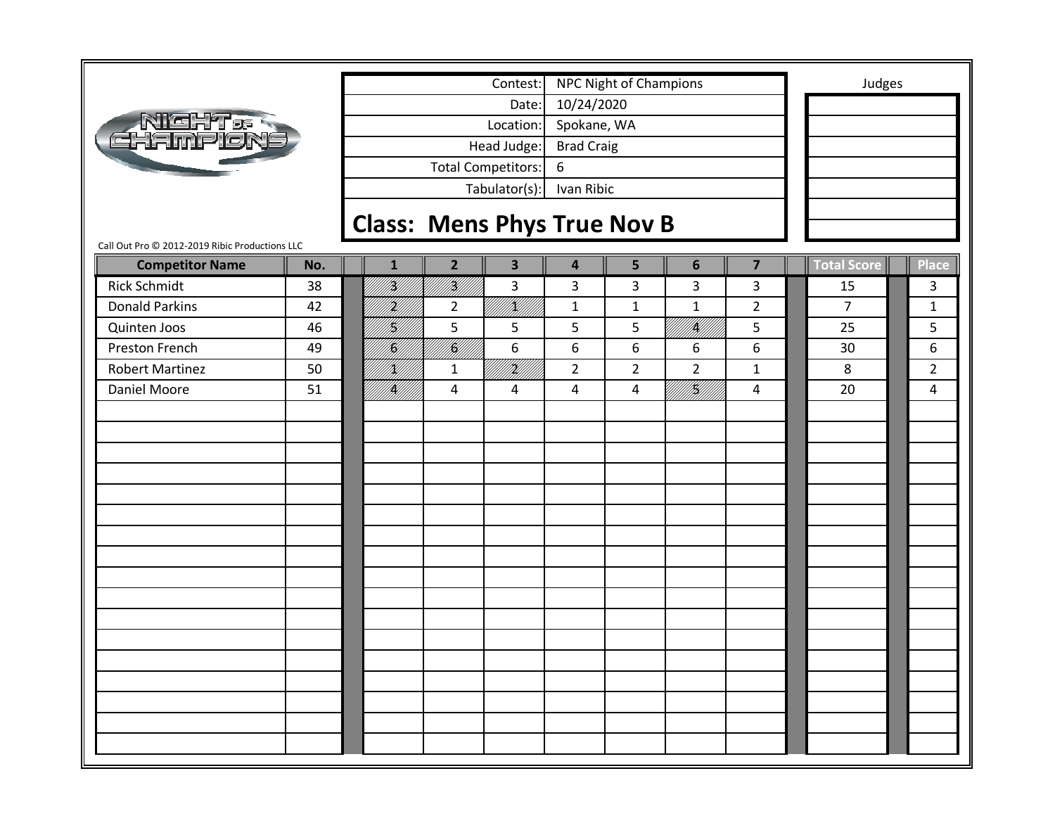| Contest: | NPC Night of Champions |
| --- | --- |
| Date: | 10/24/2020 |
| Location: | Spokane, WA |
| Head Judge: | Brad Craig |
| Total Competitors: | 6 |
| Tabulator(s): | Ivan Ribic |

Judges

## Class: Mens Phys True Nov B

Call Out Pro © 2012-2019 Ribic Productions LLC

| Competitor Name | No. | 1 | 2 | 3 | 4 | 5 | 6 | 7 | Total Score | Place |
| --- | --- | --- | --- | --- | --- | --- | --- | --- | --- | --- |
| Rick Schmidt | 38 | 3 | 3 | 3 | 3 | 3 | 3 | 3 | 15 | 3 |
| Donald Parkins | 42 | 2 | 2 | 1 | 1 | 1 | 1 | 2 | 7 | 1 |
| Quinten Joos | 46 | 5 | 5 | 5 | 5 | 5 | 4 | 5 | 25 | 5 |
| Preston French | 49 | 6 | 6 | 6 | 6 | 6 | 6 | 6 | 30 | 6 |
| Robert Martinez | 50 | 1 | 1 | 2 | 2 | 2 | 2 | 1 | 8 | 2 |
| Daniel Moore | 51 | 4 | 4 | 4 | 4 | 4 | 5 | 4 | 20 | 4 |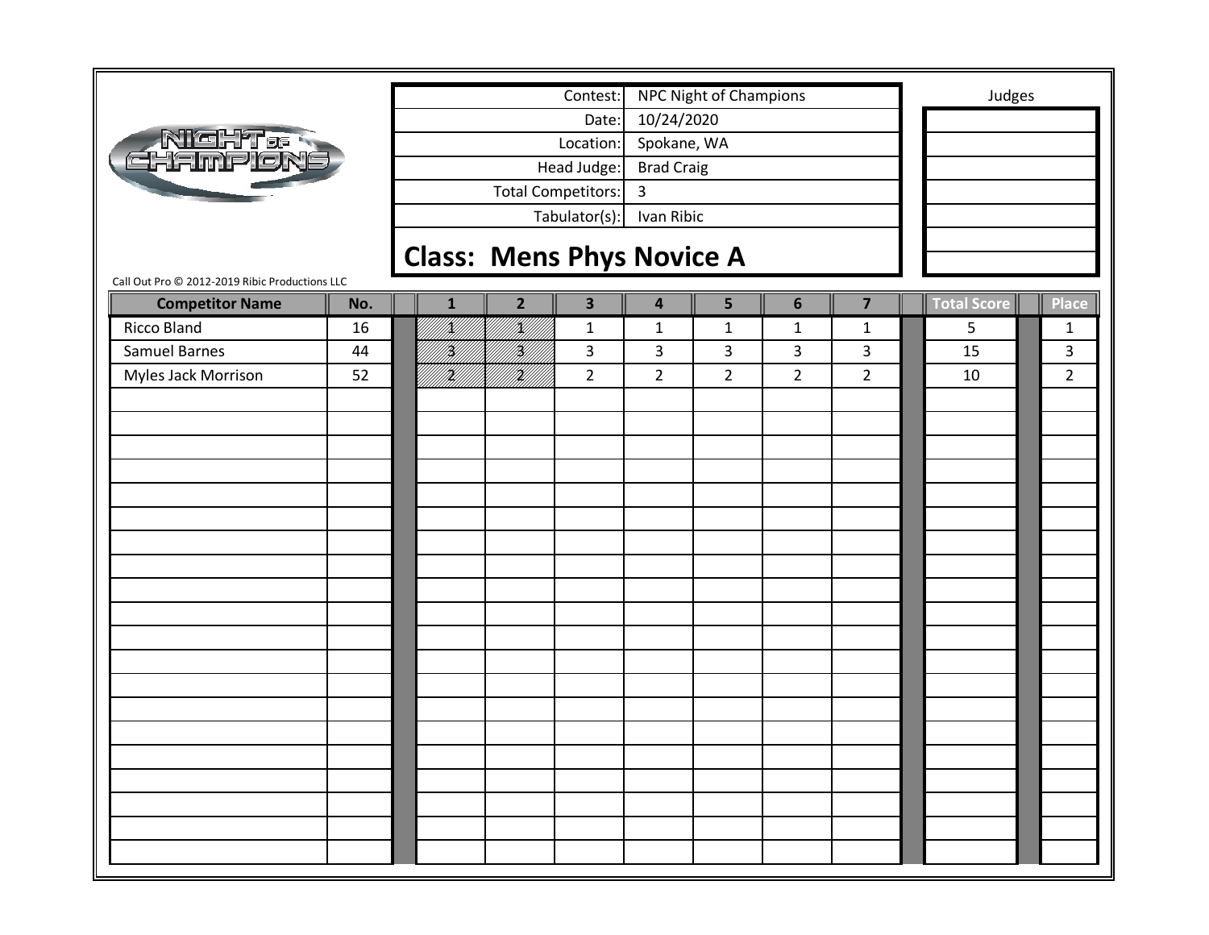| Contest: | NPC Night of Champions |
|---|---|
| Date: | 10/24/2020 |
| Location: | Spokane, WA |
| Head Judge: | Brad Craig |
| Total Competitors: | 3 |
| Tabulator(s): | Ivan Ribic |

Judges

## Class: Mens Phys Novice A

Call Out Pro © 2012-2019 Ribic Productions LLC

| Competitor Name | No. | 1 | 2 | 3 | 4 | 5 | 6 | 7 | Total Score | Place |
|---|---|---|---|---|---|---|---|---|---|---|
| Ricco Bland | 16 | 1 | 1 | 1 | 1 | 1 | 1 | 1 | 5 | 1 |
| Samuel Barnes | 44 | 3 | 3 | 3 | 3 | 3 | 3 | 3 | 15 | 3 |
| Myles Jack Morrison | 52 | 2 | 2 | 2 | 2 | 2 | 2 | 2 | 10 | 2 |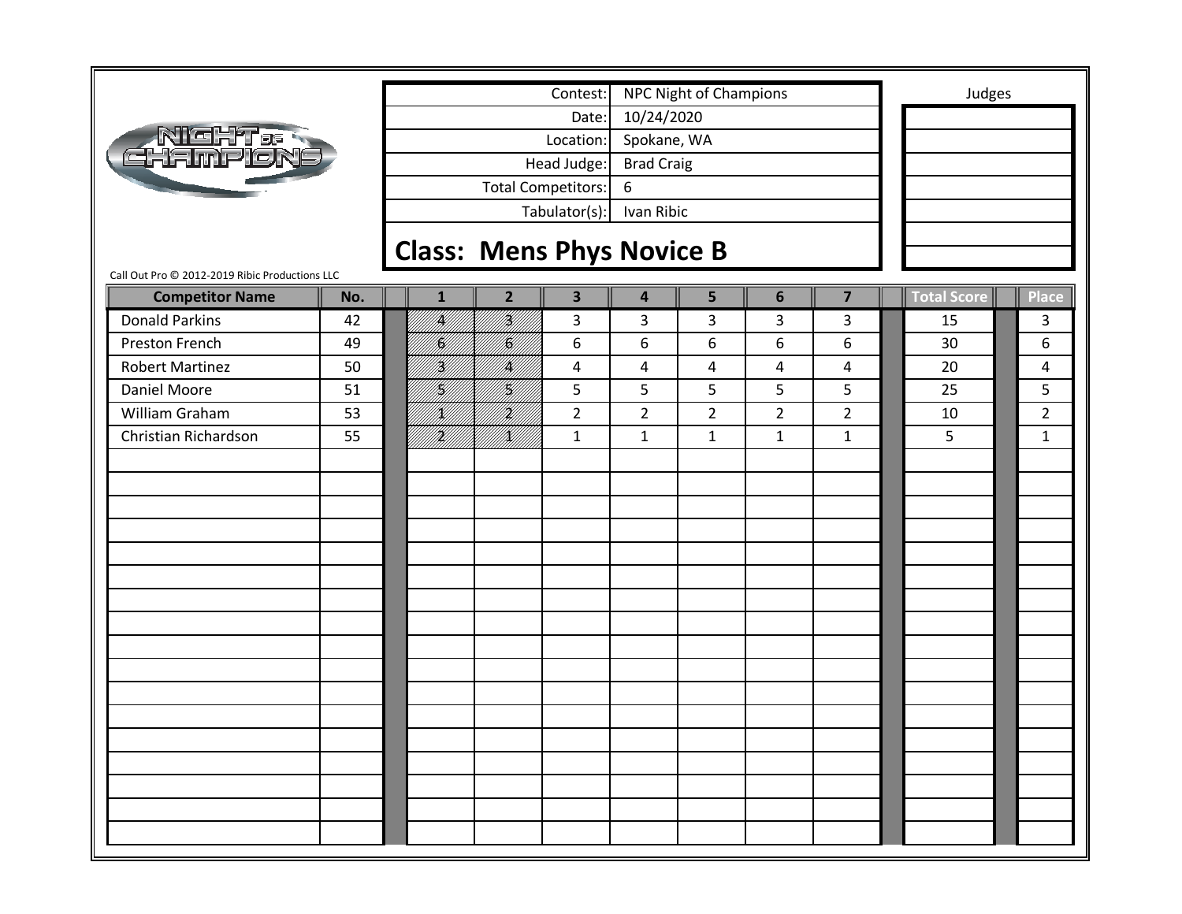| Contest: | NPC Night of Champions |
|---|---|
| Date: | 10/24/2020 |
| Location: | Spokane, WA |
| Head Judge: | Brad Craig |
| Total Competitors: | 6 |
| Tabulator(s): | Ivan Ribic |

Judges

## Class: Mens Phys Novice B

Call Out Pro © 2012-2019 Ribic Productions LLC

| Competitor Name | No. | 1 | 2 | 3 | 4 | 5 | 6 | 7 | Total Score | Place |
|---|---|---|---|---|---|---|---|---|---|---|
| Donald Parkins | 42 | 4 | 3 | 3 | 3 | 3 | 3 | 3 | 15 | 3 |
| Preston French | 49 | 6 | 6 | 6 | 6 | 6 | 6 | 6 | 30 | 6 |
| Robert Martinez | 50 | 3 | 4 | 4 | 4 | 4 | 4 | 4 | 20 | 4 |
| Daniel Moore | 51 | 5 | 5 | 5 | 5 | 5 | 5 | 5 | 25 | 5 |
| William Graham | 53 | 1 | 2 | 2 | 2 | 2 | 2 | 2 | 10 | 2 |
| Christian Richardson | 55 | 2 | 1 | 1 | 1 | 1 | 1 | 1 | 5 | 1 |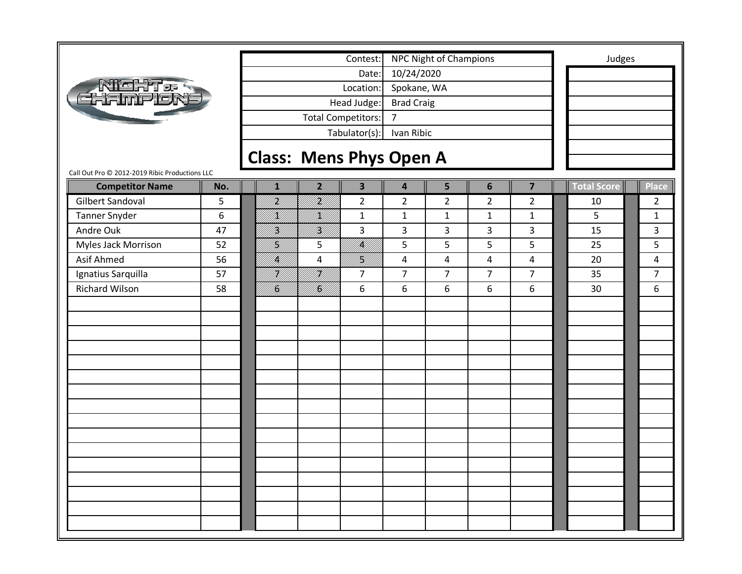| Contest: | NPC Night of Champions |
|---|---|
| Date: | 10/24/2020 |
| Location: | Spokane, WA |
| Head Judge: | Brad Craig |
| Total Competitors: | 7 |
| Tabulator(s): | Ivan Ribic |

Judges

## Class: Mens Phys Open A

Call Out Pro © 2012-2019 Ribic Productions LLC

| Competitor Name | No. | 1 | 2 | 3 | 4 | 5 | 6 | 7 | Total Score | Place |
|---|---|---|---|---|---|---|---|---|---|---|
| Gilbert Sandoval | 5 | 2 | 2 | 2 | 2 | 2 | 2 | 2 | 10 | 2 |
| Tanner Snyder | 6 | 1 | 1 | 1 | 1 | 1 | 1 | 1 | 5 | 1 |
| Andre Ouk | 47 | 3 | 3 | 3 | 3 | 3 | 3 | 3 | 15 | 3 |
| Myles Jack Morrison | 52 | 5 | 5 | 4 | 5 | 5 | 5 | 5 | 25 | 5 |
| Asif Ahmed | 56 | 4 | 4 | 5 | 4 | 4 | 4 | 4 | 20 | 4 |
| Ignatius Sarquilla | 57 | 7 | 7 | 7 | 7 | 7 | 7 | 7 | 35 | 7 |
| Richard Wilson | 58 | 6 | 6 | 6 | 6 | 6 | 6 | 6 | 30 | 6 |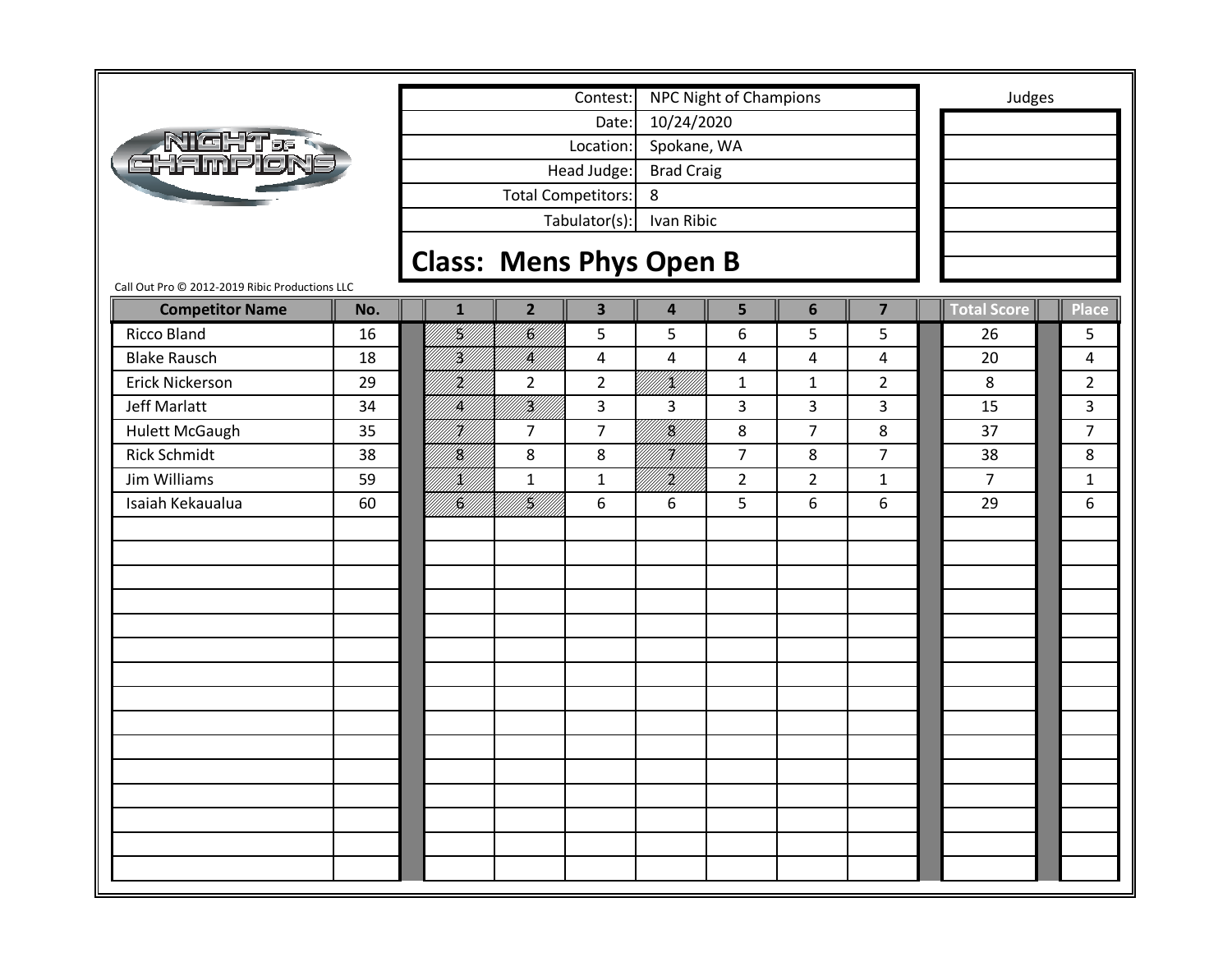| Contest: | NPC Night of Champions |
|---|---|
| Date: | 10/24/2020 |
| Location: | Spokane, WA |
| Head Judge: | Brad Craig |
| Total Competitors: | 8 |
| Tabulator(s): | Ivan Ribic |

Judges

## Class: Mens Phys Open B

Call Out Pro © 2012-2019 Ribic Productions LLC

| Competitor Name | No. | 1 | 2 | 3 | 4 | 5 | 6 | 7 | Total Score | Place |
|---|---|---|---|---|---|---|---|---|---|---|
| Ricco Bland | 16 | 5 | 6 | 5 | 5 | 6 | 5 | 5 | 26 | 5 |
| Blake Rausch | 18 | 3 | 4 | 4 | 4 | 4 | 4 | 4 | 20 | 4 |
| Erick Nickerson | 29 | 2 | 2 | 2 | 1 | 1 | 1 | 2 | 8 | 2 |
| Jeff Marlatt | 34 | 4 | 3 | 3 | 3 | 3 | 3 | 3 | 15 | 3 |
| Hulett McGaugh | 35 | 7 | 7 | 7 | 8 | 8 | 7 | 8 | 37 | 7 |
| Rick Schmidt | 38 | 8 | 8 | 8 | 7 | 7 | 8 | 7 | 38 | 8 |
| Jim Williams | 59 | 1 | 1 | 1 | 2 | 2 | 2 | 1 | 7 | 1 |
| Isaiah Kekaualua | 60 | 6 | 5 | 6 | 6 | 5 | 6 | 6 | 29 | 6 |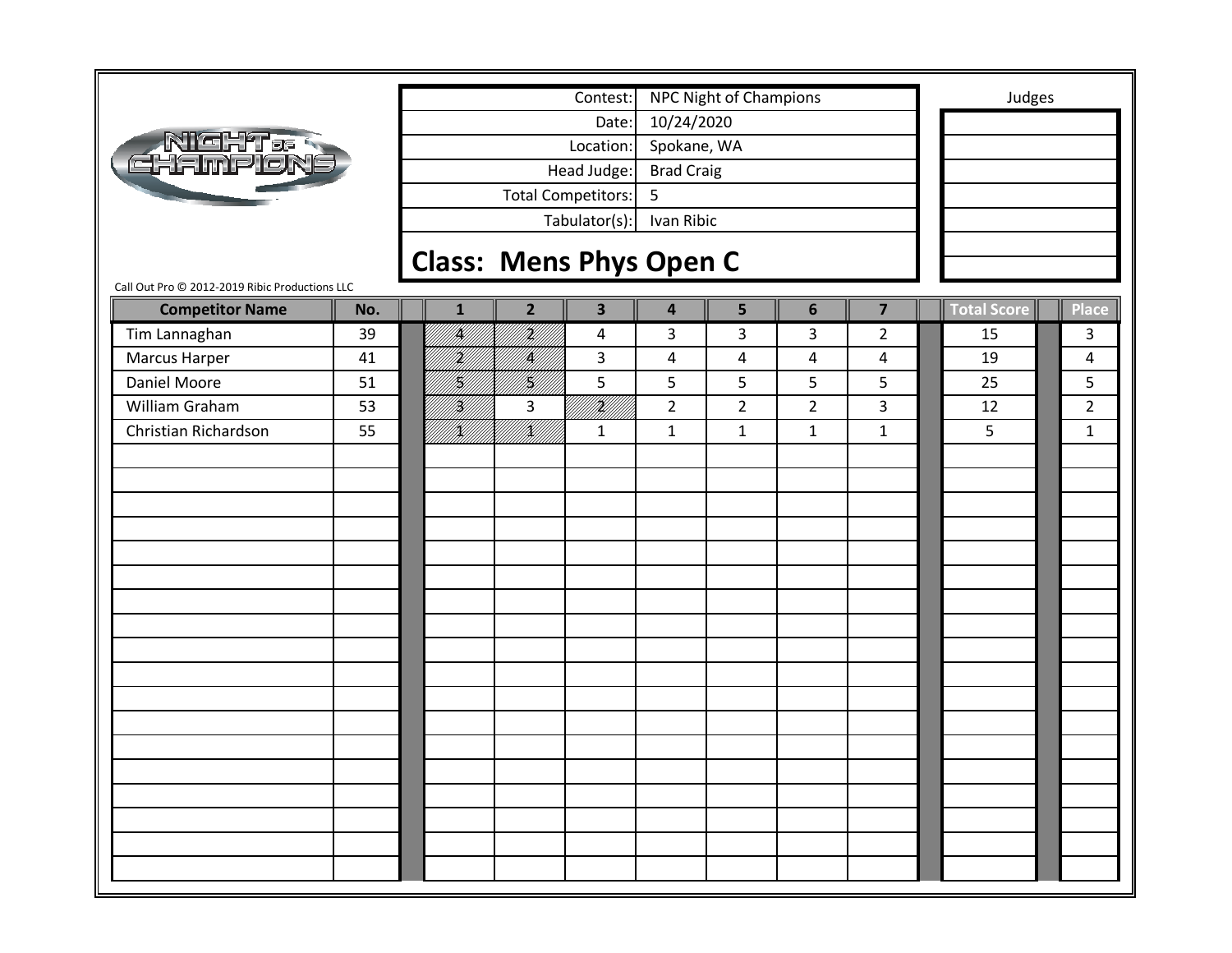| Contest: | NPC Night of Champions |
|---|---|
| Date: | 10/24/2020 |
| Location: | Spokane, WA |
| Head Judge: | Brad Craig |
| Total Competitors: | 5 |
| Tabulator(s): | Ivan Ribic |

## Class: Mens Phys Open C

Judges

Call Out Pro © 2012-2019 Ribic Productions LLC

| Competitor Name | No. | 1 | 2 | 3 | 4 | 5 | 6 | 7 | Total Score | Place |
|---|---|---|---|---|---|---|---|---|---|---|
| Tim Lannaghan | 39 | 4 | 2 | 4 | 3 | 3 | 3 | 2 | 15 | 3 |
| Marcus Harper | 41 | 2 | 4 | 3 | 4 | 4 | 4 | 4 | 19 | 4 |
| Daniel Moore | 51 | 5 | 5 | 5 | 5 | 5 | 5 | 5 | 25 | 5 |
| William Graham | 53 | 3 | 3 | 2 | 2 | 2 | 2 | 3 | 12 | 2 |
| Christian Richardson | 55 | 1 | 1 | 1 | 1 | 1 | 1 | 1 | 5 | 1 |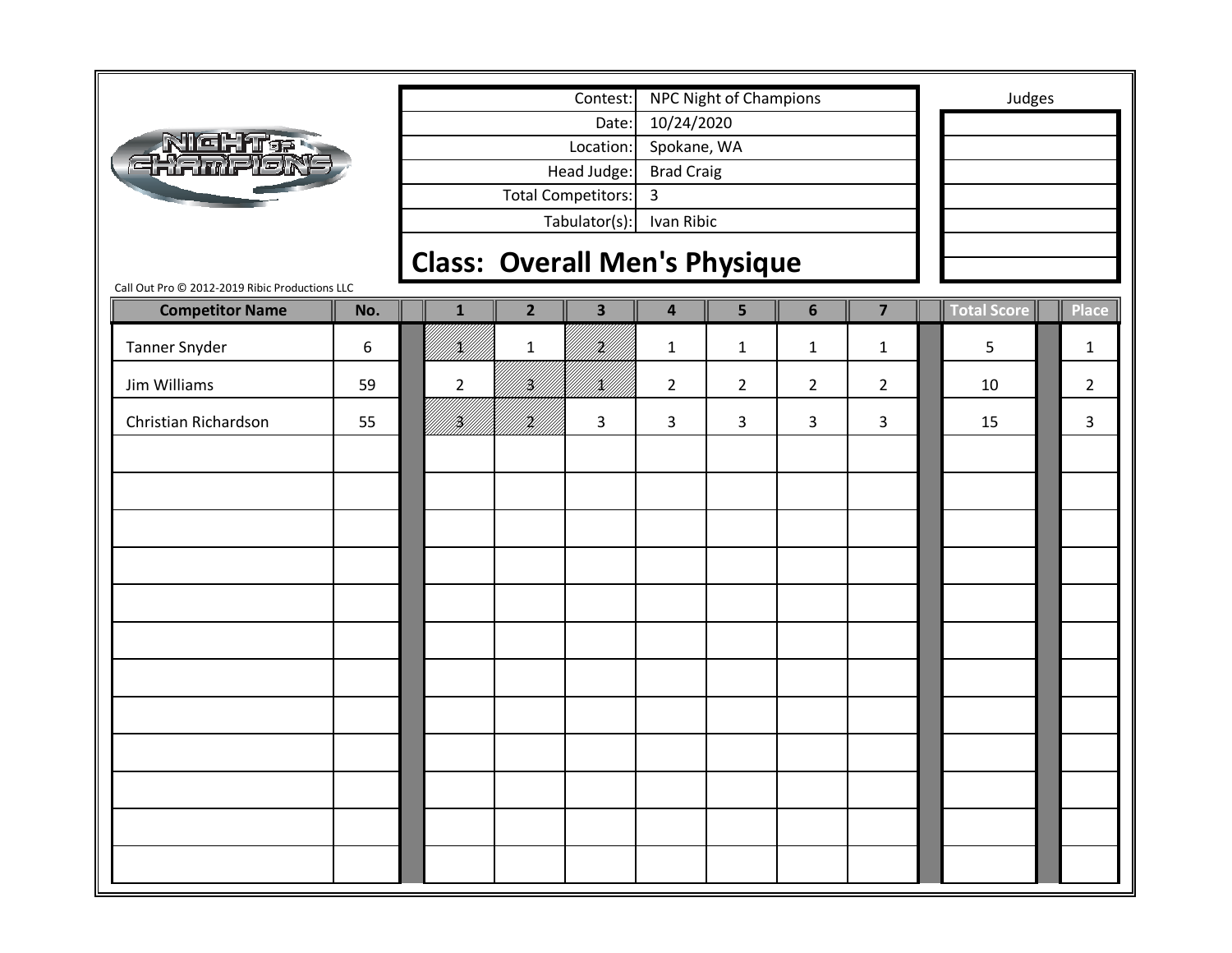| Contest: | NPC Night of Champions |
|---|---|
| Date: | 10/24/2020 |
| Location: | Spokane, WA |
| Head Judge: | Brad Craig |
| Total Competitors: | 3 |
| Tabulator(s): | Ivan Ribic |

Judges

## Class: Overall Men's Physique

Call Out Pro © 2012-2019 Ribic Productions LLC

| Competitor Name | No. | 1 | 2 | 3 | 4 | 5 | 6 | 7 | Total Score | Place |
|---|---|---|---|---|---|---|---|---|---|---|
| Tanner Snyder | 6 | 1 | 1 | 2 | 1 | 1 | 1 | 1 | 5 | 1 |
| Jim Williams | 59 | 2 | 3 | 1 | 2 | 2 | 2 | 2 | 10 | 2 |
| Christian Richardson | 55 | 3 | 2 | 3 | 3 | 3 | 3 | 3 | 15 | 3 |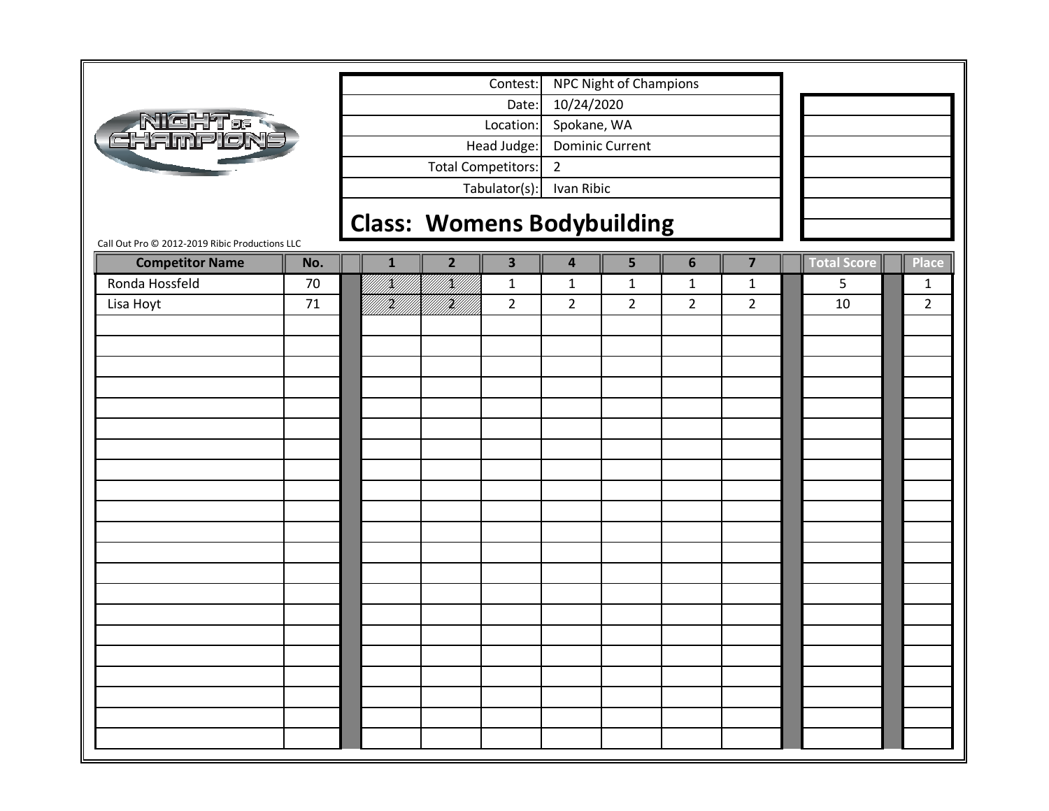| Contest: | NPC Night of Champions |
| --- | --- |
| Date: | 10/24/2020 |
| Location: | Spokane, WA |
| Head Judge: | Dominic Current |
| Total Competitors: | 2 |
| Tabulator(s): | Ivan Ribic |

## Class: Womens Bodybuilding

Call Out Pro © 2012-2019 Ribic Productions LLC

| Competitor Name | No. | 1 | 2 | 3 | 4 | 5 | 6 | 7 | Total Score | Place |
| --- | --- | --- | --- | --- | --- | --- | --- | --- | --- | --- |
| Ronda Hossfeld | 70 | 1 | 1 | 1 | 1 | 1 | 1 | 1 | 5 | 1 |
| Lisa Hoyt | 71 | 2 | 2 | 2 | 2 | 2 | 2 | 2 | 10 | 2 |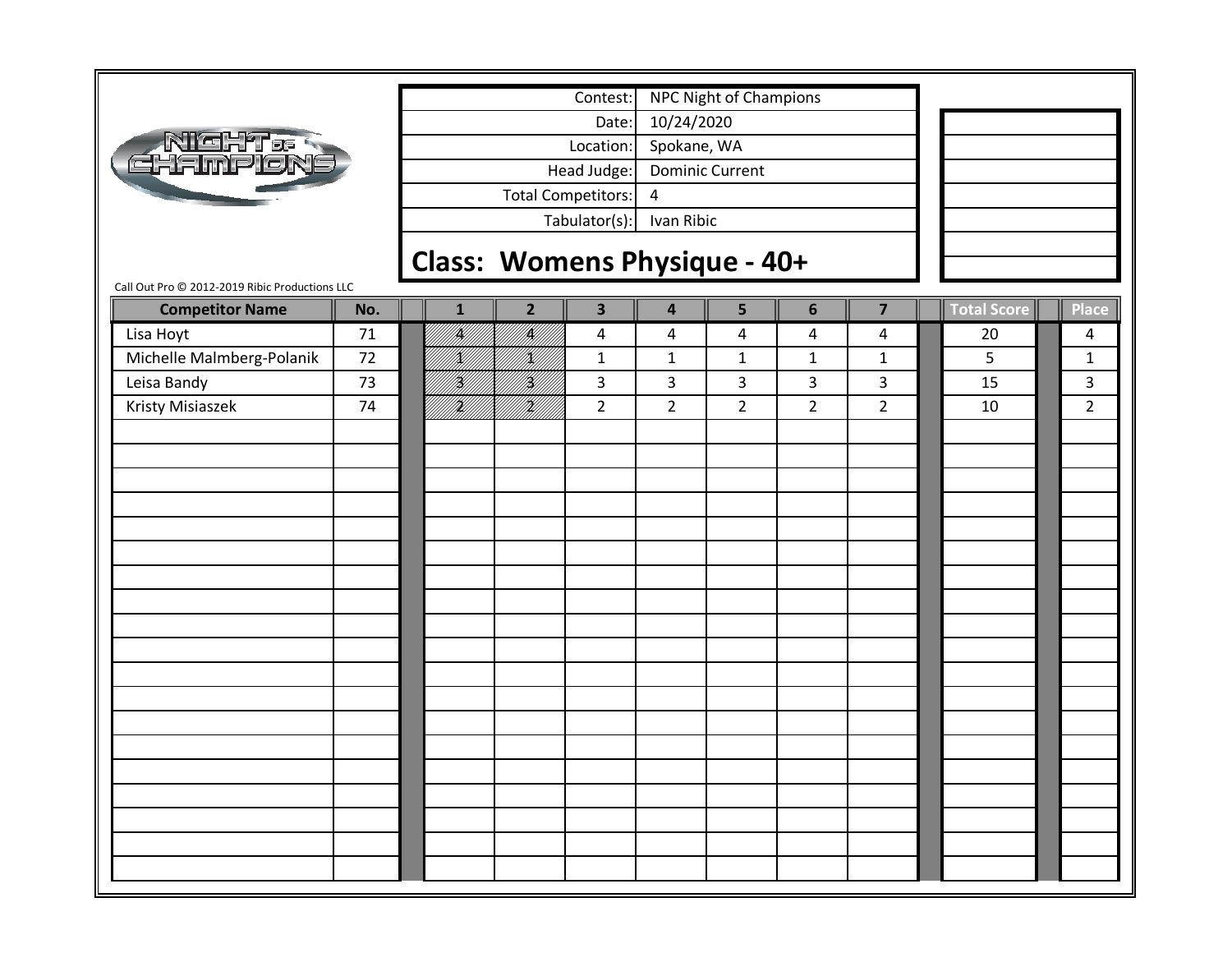| Contest: | NPC Night of Champions |
| --- | --- |
| Date: | 10/24/2020 |
| Location: | Spokane, WA |
| Head Judge: | Dominic Current |
| Total Competitors: | 4 |
| Tabulator(s): | Ivan Ribic |

## Class: Womens Physique - 40+

Call Out Pro © 2012-2019 Ribic Productions LLC

| Competitor Name | No. | 1 | 2 | 3 | 4 | 5 | 6 | 7 | Total Score | Place |
| --- | --- | --- | --- | --- | --- | --- | --- | --- | --- | --- |
| Lisa Hoyt | 71 | 4 | 4 | 4 | 4 | 4 | 4 | 4 | 20 | 4 |
| Michelle Malmberg-Polanik | 72 | 1 | 1 | 1 | 1 | 1 | 1 | 1 | 5 | 1 |
| Leisa Bandy | 73 | 3 | 3 | 3 | 3 | 3 | 3 | 3 | 15 | 3 |
| Kristy Misiaszek | 74 | 2 | 2 | 2 | 2 | 2 | 2 | 2 | 10 | 2 |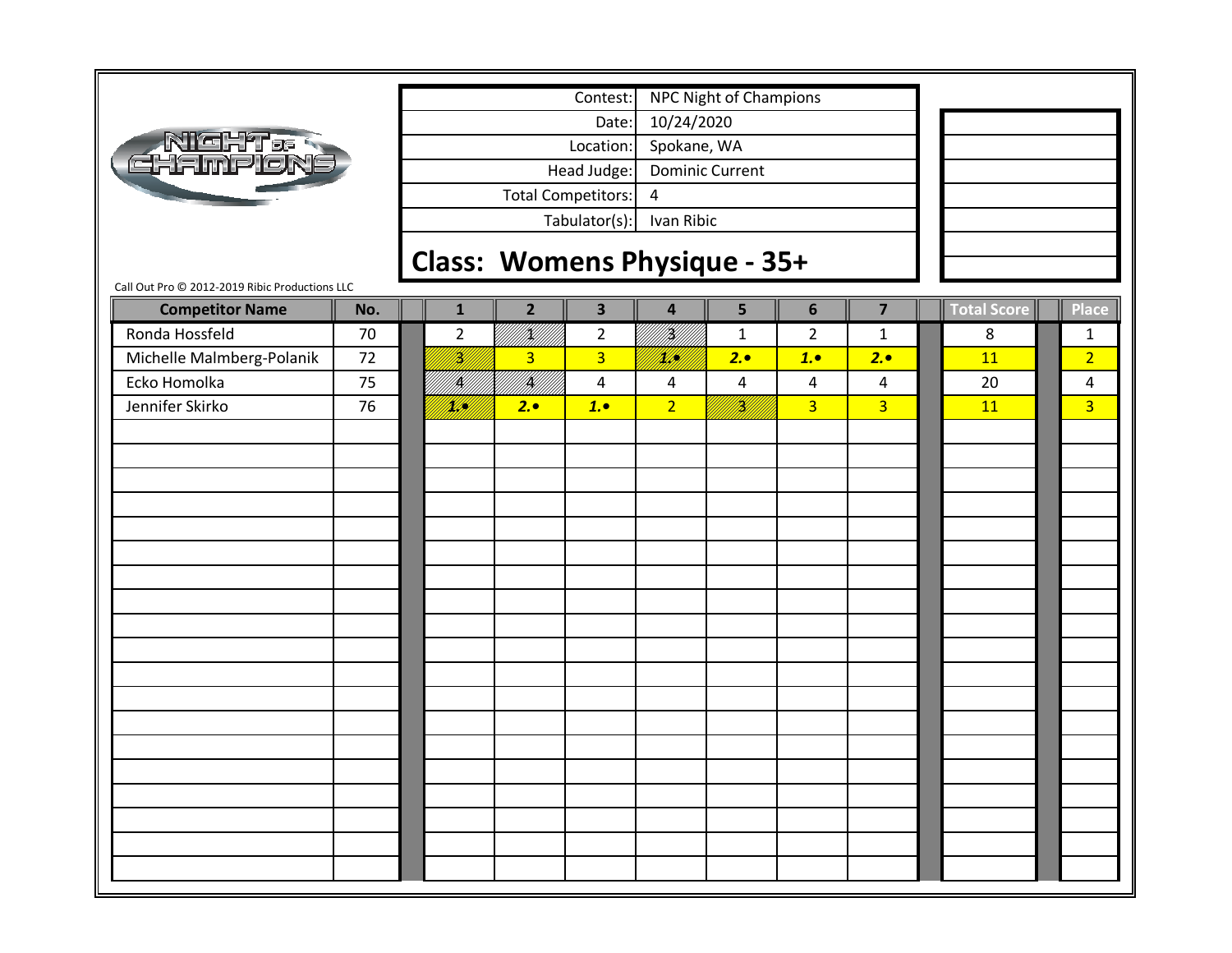| Contest: | NPC Night of Champions |
|---|---|
| Date: | 10/24/2020 |
| Location: | Spokane, WA |
| Head Judge: | Dominic Current |
| Total Competitors: | 4 |
| Tabulator(s): | Ivan Ribic |

## Class: Womens Physique - 35+

Call Out Pro © 2012-2019 Ribic Productions LLC

| Competitor Name | No. | 1 | 2 | 3 | 4 | 5 | 6 | 7 | Total Score | Place |
|---|---|---|---|---|---|---|---|---|---|---|
| Ronda Hossfeld | 70 | 2 | 1 | 2 | 3 | 1 | 2 | 1 | 8 | 1 |
| Michelle Malmberg-Polanik | 72 | 3 | 3 | 3 | 1.• | 2.• | 1.• | 2.• | 11 | 2 |
| Ecko Homolka | 75 | 4 | 4 | 4 | 4 | 4 | 4 | 4 | 20 | 4 |
| Jennifer Skirko | 76 | 1.• | 2.• | 1.• | 2 | 3 | 3 | 3 | 11 | 3 |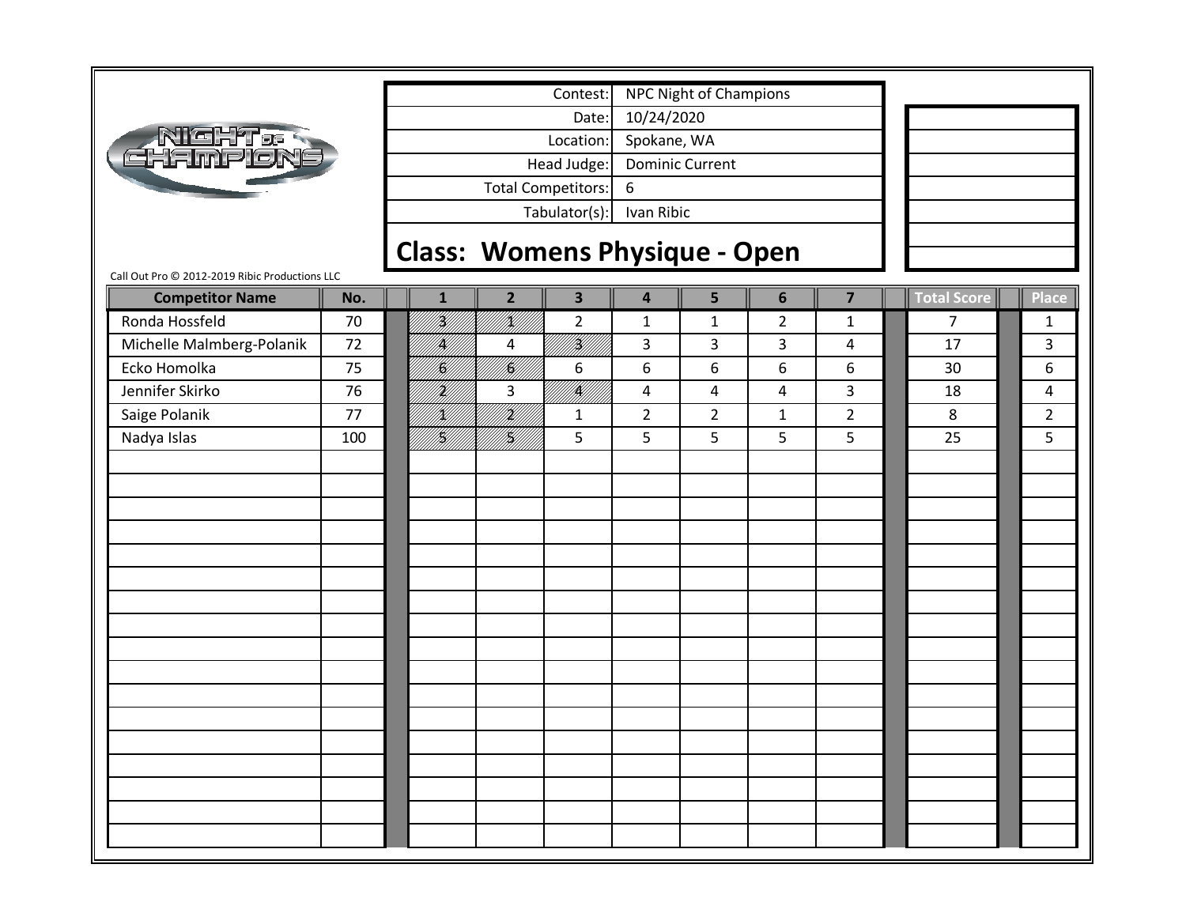| Contest: | NPC Night of Champions |
| --- | --- |
| Date: | 10/24/2020 |
| Location: | Spokane, WA |
| Head Judge: | Dominic Current |
| Total Competitors: | 6 |
| Tabulator(s): | Ivan Ribic |

## Class: Womens Physique - Open

Call Out Pro © 2012-2019 Ribic Productions LLC

| Competitor Name | No. | 1 | 2 | 3 | 4 | 5 | 6 | 7 | Total Score | Place |
| --- | --- | --- | --- | --- | --- | --- | --- | --- | --- | --- |
| Ronda Hossfeld | 70 | 3 | 1 | 2 | 1 | 1 | 2 | 1 | 7 | 1 |
| Michelle Malmberg-Polanik | 72 | 4 | 4 | 3 | 3 | 3 | 3 | 4 | 17 | 3 |
| Ecko Homolka | 75 | 6 | 6 | 6 | 6 | 6 | 6 | 6 | 30 | 6 |
| Jennifer Skirko | 76 | 2 | 3 | 4 | 4 | 4 | 4 | 3 | 18 | 4 |
| Saige Polanik | 77 | 1 | 2 | 1 | 2 | 2 | 1 | 2 | 8 | 2 |
| Nadya Islas | 100 | 5 | 5 | 5 | 5 | 5 | 5 | 5 | 25 | 5 |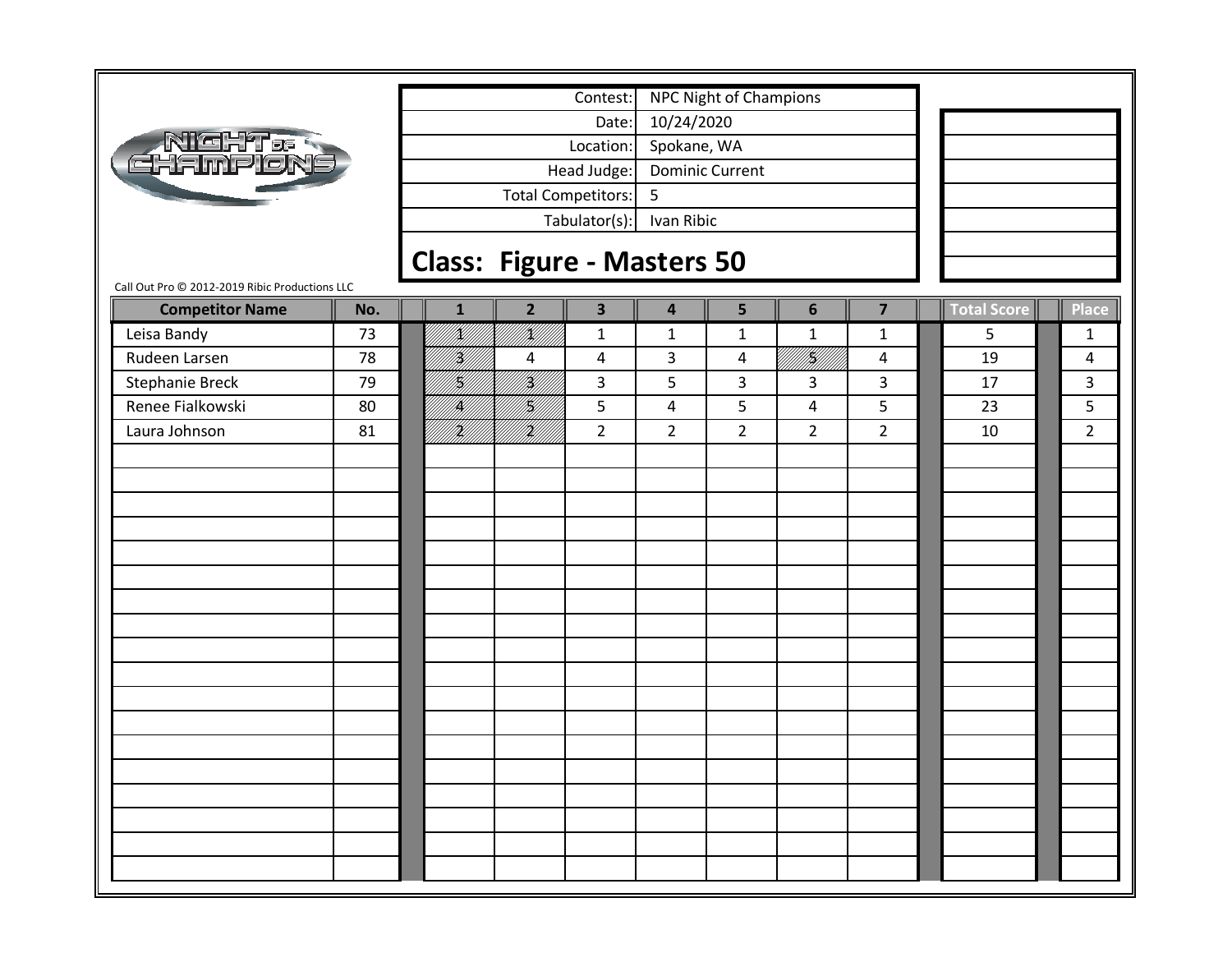| Contest: | NPC Night of Champions |
|---|---|
| Date: | 10/24/2020 |
| Location: | Spokane, WA |
| Head Judge: | Dominic Current |
| Total Competitors: | 5 |
| Tabulator(s): | Ivan Ribic |

## Class: Figure - Masters 50

Call Out Pro © 2012-2019 Ribic Productions LLC

| Competitor Name | No. | 1 | 2 | 3 | 4 | 5 | 6 | 7 | Total Score | Place |
|---|---|---|---|---|---|---|---|---|---|---|
| Leisa Bandy | 73 | 1 | 1 | 1 | 1 | 1 | 1 | 1 | 5 | 1 |
| Rudeen Larsen | 78 | 3 | 4 | 4 | 3 | 4 | 5 | 4 | 19 | 4 |
| Stephanie Breck | 79 | 5 | 3 | 3 | 5 | 3 | 3 | 3 | 17 | 3 |
| Renee Fialkowski | 80 | 4 | 5 | 5 | 4 | 5 | 4 | 5 | 23 | 5 |
| Laura Johnson | 81 | 2 | 2 | 2 | 2 | 2 | 2 | 2 | 10 | 2 |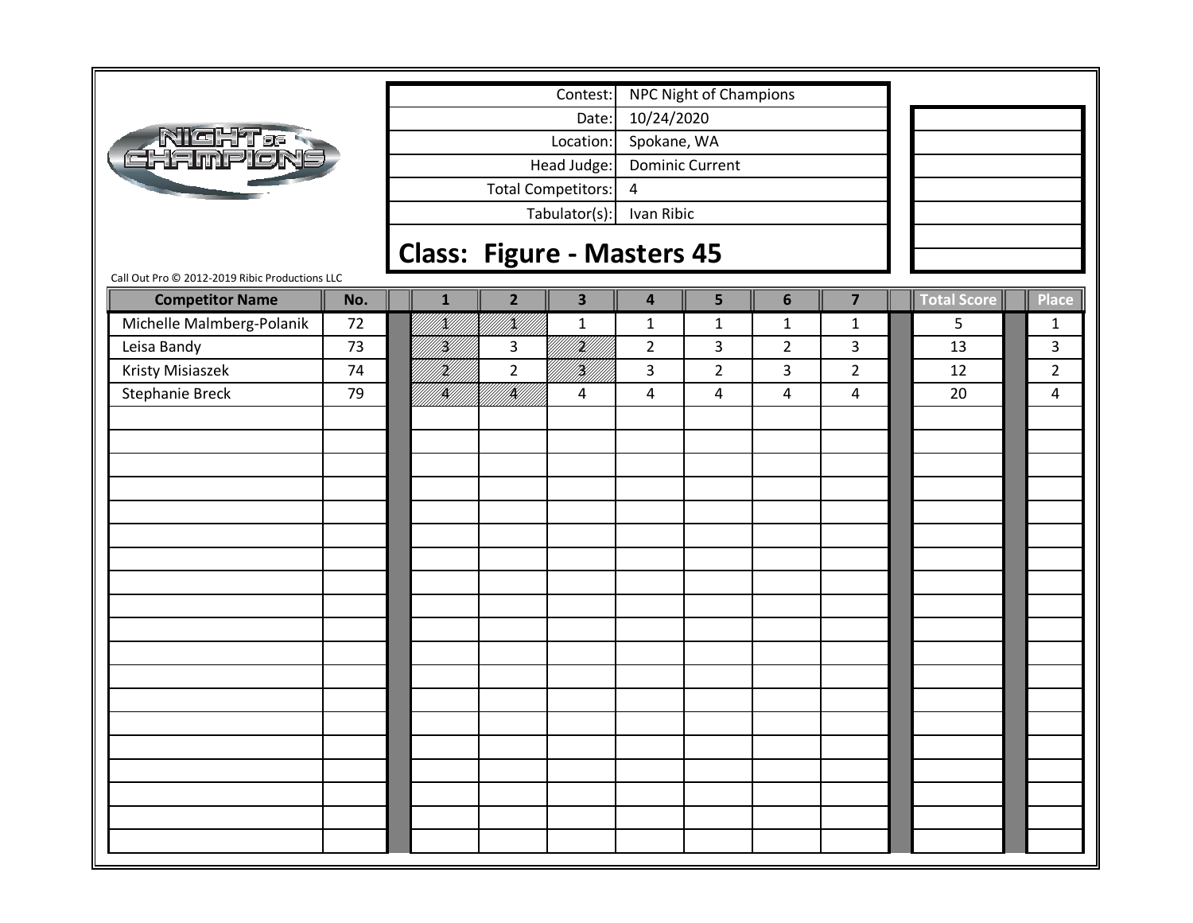| Contest: | NPC Night of Champions |
|---|---|
| Date: | 10/24/2020 |
| Location: | Spokane, WA |
| Head Judge: | Dominic Current |
| Total Competitors: | 4 |
| Tabulator(s): | Ivan Ribic |

## Class: Figure - Masters 45

Call Out Pro © 2012-2019 Ribic Productions LLC

| Competitor Name | No. | 1 | 2 | 3 | 4 | 5 | 6 | 7 | Total Score | Place |
|---|---|---|---|---|---|---|---|---|---|---|
| Michelle Malmberg-Polanik | 72 | 1 | 1 | 1 | 1 | 1 | 1 | 1 | 5 | 1 |
| Leisa Bandy | 73 | 3 | 3 | 2 | 2 | 3 | 2 | 3 | 13 | 3 |
| Kristy Misiaszek | 74 | 2 | 2 | 3 | 3 | 2 | 3 | 2 | 12 | 2 |
| Stephanie Breck | 79 | 4 | 4 | 4 | 4 | 4 | 4 | 4 | 20 | 4 |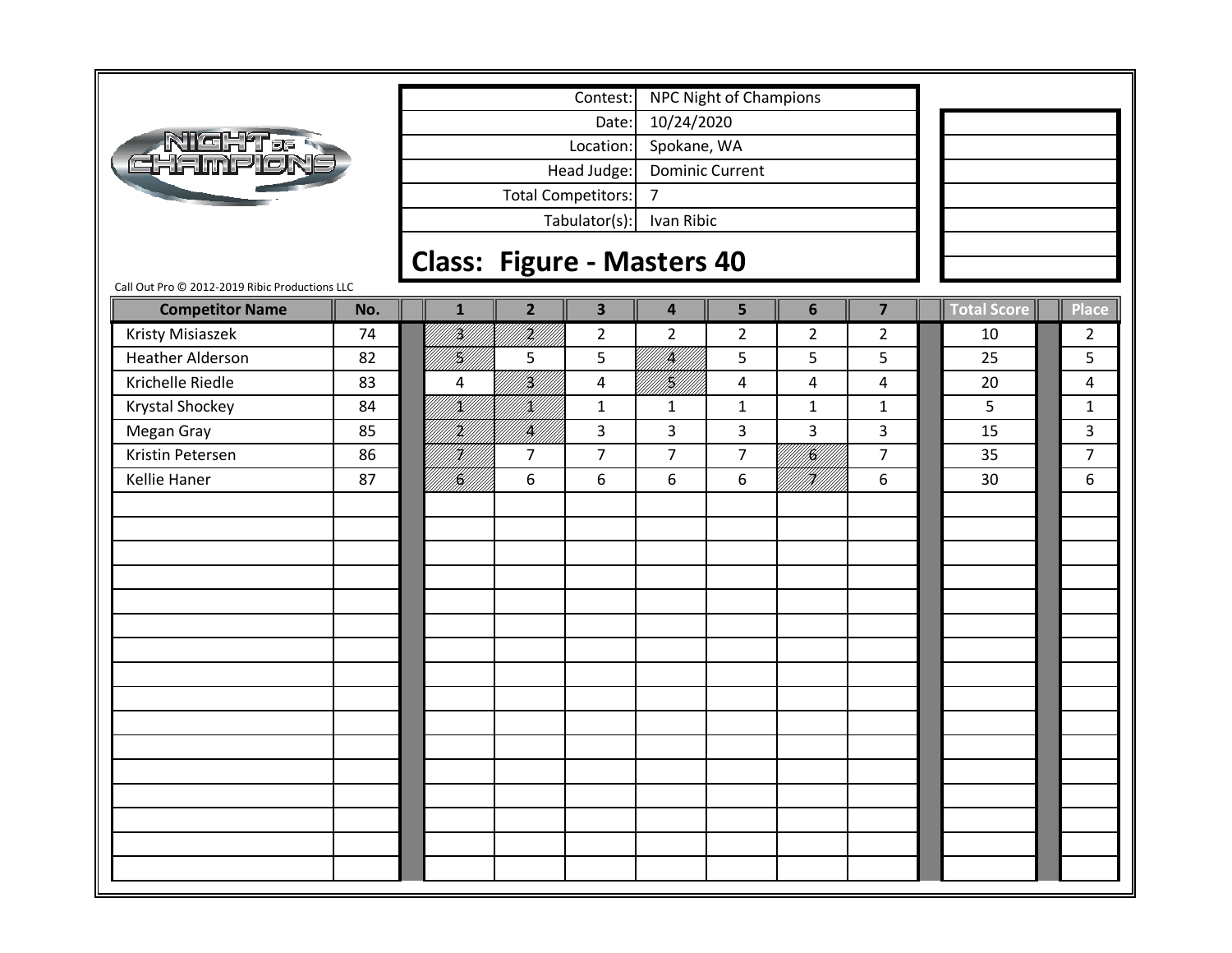| Contest: | NPC Night of Champions |
|---|---|
| Date: | 10/24/2020 |
| Location: | Spokane, WA |
| Head Judge: | Dominic Current |
| Total Competitors: | 7 |
| Tabulator(s): | Ivan Ribic |

## Class: Figure - Masters 40

Call Out Pro © 2012-2019 Ribic Productions LLC

| Competitor Name | No. | 1 | 2 | 3 | 4 | 5 | 6 | 7 | Total Score | Place |
|---|---|---|---|---|---|---|---|---|---|---|
| Kristy Misiaszek | 74 | 3 | 2 | 2 | 2 | 2 | 2 | 2 | 10 | 2 |
| Heather Alderson | 82 | 5 | 5 | 5 | 4 | 5 | 5 | 5 | 25 | 5 |
| Krichelle Riedle | 83 | 4 | 3 | 4 | 5 | 4 | 4 | 4 | 20 | 4 |
| Krystal Shockey | 84 | 1 | 1 | 1 | 1 | 1 | 1 | 1 | 5 | 1 |
| Megan Gray | 85 | 2 | 4 | 3 | 3 | 3 | 3 | 3 | 15 | 3 |
| Kristin Petersen | 86 | 7 | 7 | 7 | 7 | 7 | 6 | 7 | 35 | 7 |
| Kellie Haner | 87 | 6 | 6 | 6 | 6 | 6 | 7 | 6 | 30 | 6 |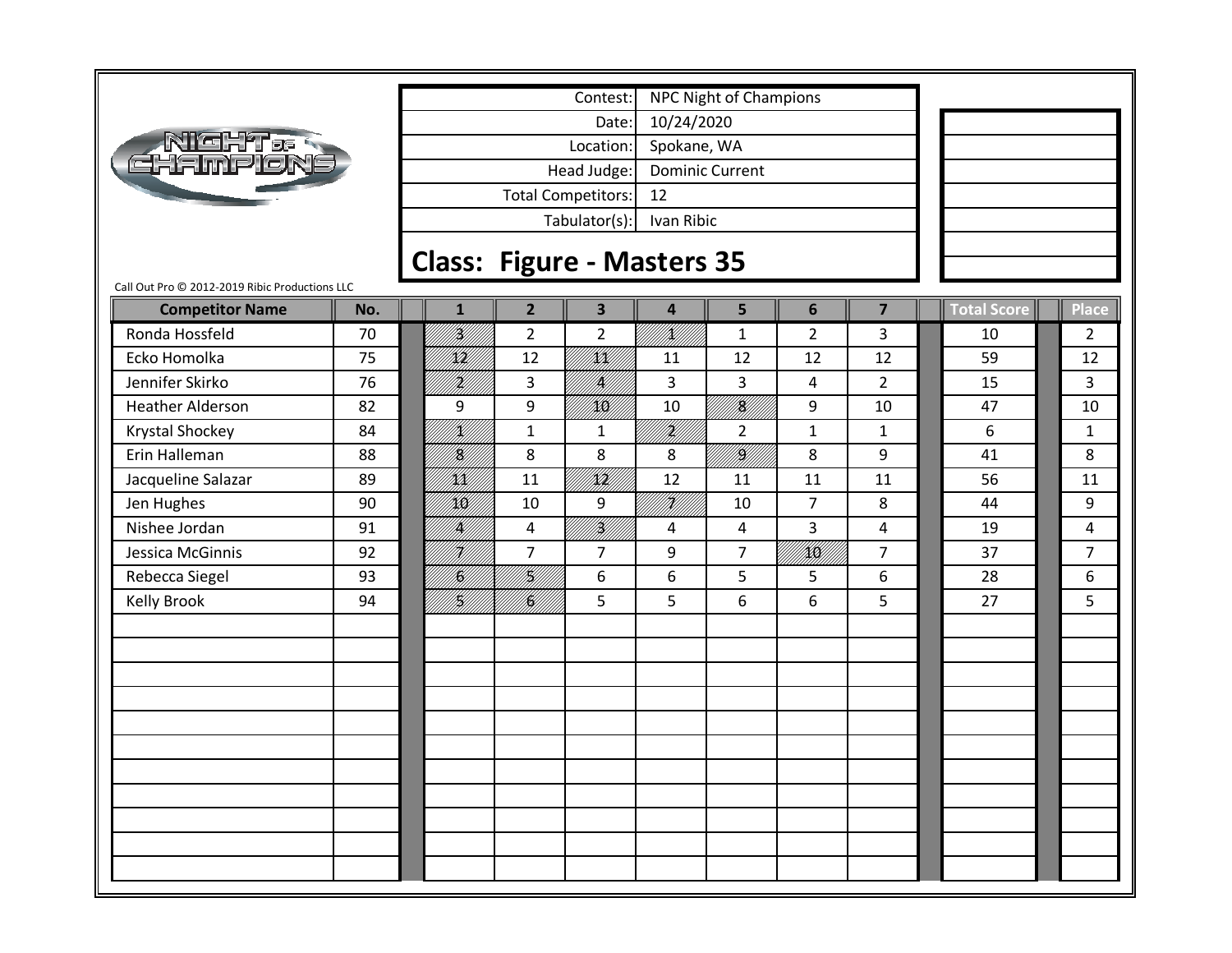| Contest: | NPC Night of Champions |
|---|---|
| Date: | 10/24/2020 |
| Location: | Spokane, WA |
| Head Judge: | Dominic Current |
| Total Competitors: | 12 |
| Tabulator(s): | Ivan Ribic |

## Class: Figure - Masters 35

Call Out Pro © 2012-2019 Ribic Productions LLC

| Competitor Name | No. | 1 | 2 | 3 | 4 | 5 | 6 | 7 | Total Score | Place |
|---|---|---|---|---|---|---|---|---|---|---|
| Ronda Hossfeld | 70 | 3 | 2 | 2 | 1 | 1 | 2 | 3 | 10 | 2 |
| Ecko Homolka | 75 | 12 | 12 | 11 | 11 | 12 | 12 | 12 | 59 | 12 |
| Jennifer Skirko | 76 | 2 | 3 | 4 | 3 | 3 | 4 | 2 | 15 | 3 |
| Heather Alderson | 82 | 9 | 9 | 10 | 10 | 8 | 9 | 10 | 47 | 10 |
| Krystal Shockey | 84 | 1 | 1 | 1 | 2 | 2 | 1 | 1 | 6 | 1 |
| Erin Halleman | 88 | 8 | 8 | 8 | 8 | 9 | 8 | 9 | 41 | 8 |
| Jacqueline Salazar | 89 | 11 | 11 | 12 | 12 | 11 | 11 | 11 | 56 | 11 |
| Jen Hughes | 90 | 10 | 10 | 9 | 7 | 10 | 7 | 8 | 44 | 9 |
| Nishee Jordan | 91 | 4 | 4 | 3 | 4 | 4 | 3 | 4 | 19 | 4 |
| Jessica McGinnis | 92 | 7 | 7 | 7 | 9 | 7 | 10 | 7 | 37 | 7 |
| Rebecca Siegel | 93 | 6 | 5 | 6 | 6 | 5 | 5 | 6 | 28 | 6 |
| Kelly Brook | 94 | 5 | 6 | 5 | 5 | 6 | 6 | 5 | 27 | 5 |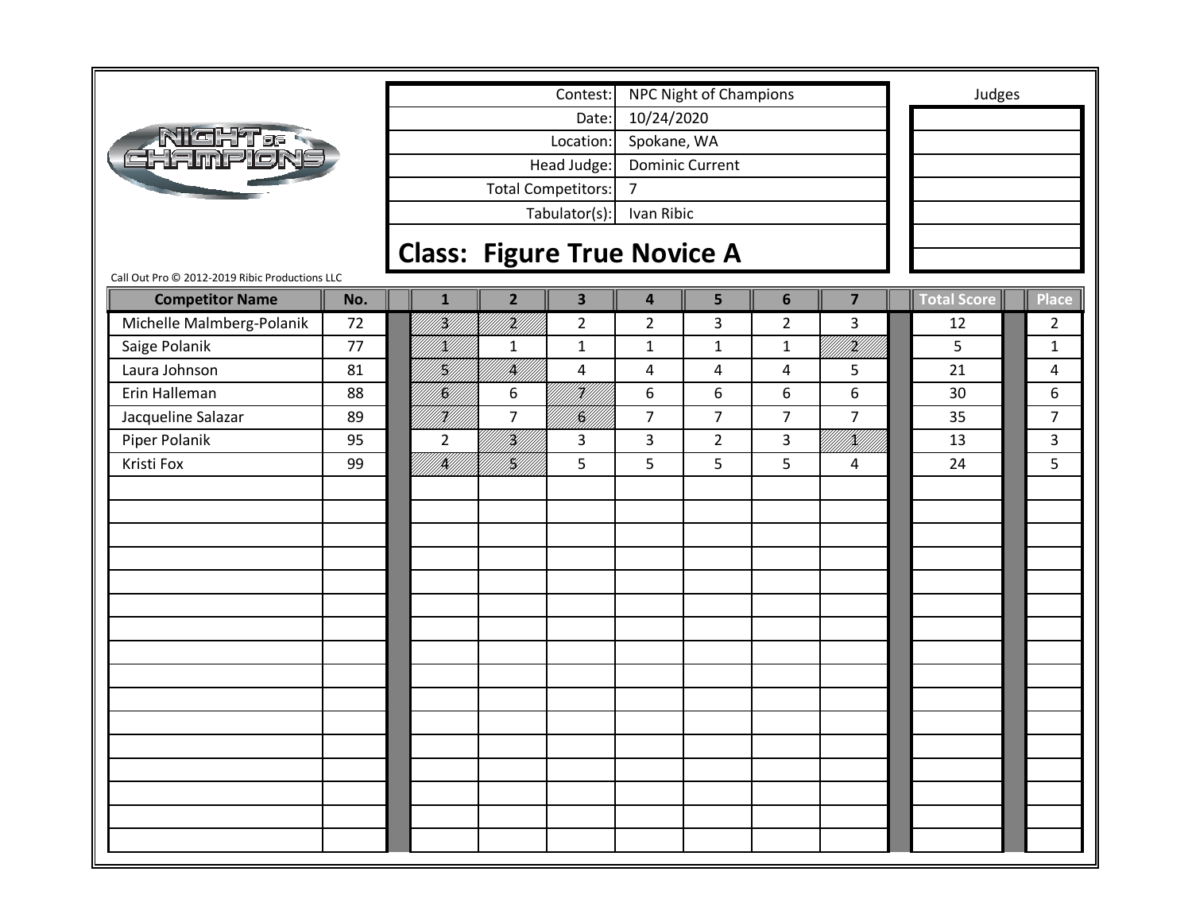| Contest: | NPC Night of Champions |
| --- | --- |
| Date: | 10/24/2020 |
| Location: | Spokane, WA |
| Head Judge: | Dominic Current |
| Total Competitors: | 7 |
| Tabulator(s): | Ivan Ribic |

Judges

## Class: Figure True Novice A

Call Out Pro © 2012-2019 Ribic Productions LLC

| Competitor Name | No. | 1 | 2 | 3 | 4 | 5 | 6 | 7 | Total Score | Place |
| --- | --- | --- | --- | --- | --- | --- | --- | --- | --- | --- |
| Michelle Malmberg-Polanik | 72 | 3 | 2 | 2 | 2 | 3 | 2 | 3 | 12 | 2 |
| Saige Polanik | 77 | 1 | 1 | 1 | 1 | 1 | 1 | 2 | 5 | 1 |
| Laura Johnson | 81 | 5 | 4 | 4 | 4 | 4 | 4 | 5 | 21 | 4 |
| Erin Halleman | 88 | 6 | 6 | 7 | 6 | 6 | 6 | 6 | 30 | 6 |
| Jacqueline Salazar | 89 | 7 | 7 | 6 | 7 | 7 | 7 | 7 | 35 | 7 |
| Piper Polanik | 95 | 2 | 3 | 3 | 3 | 2 | 3 | 1 | 13 | 3 |
| Kristi Fox | 99 | 4 | 5 | 5 | 5 | 5 | 5 | 4 | 24 | 5 |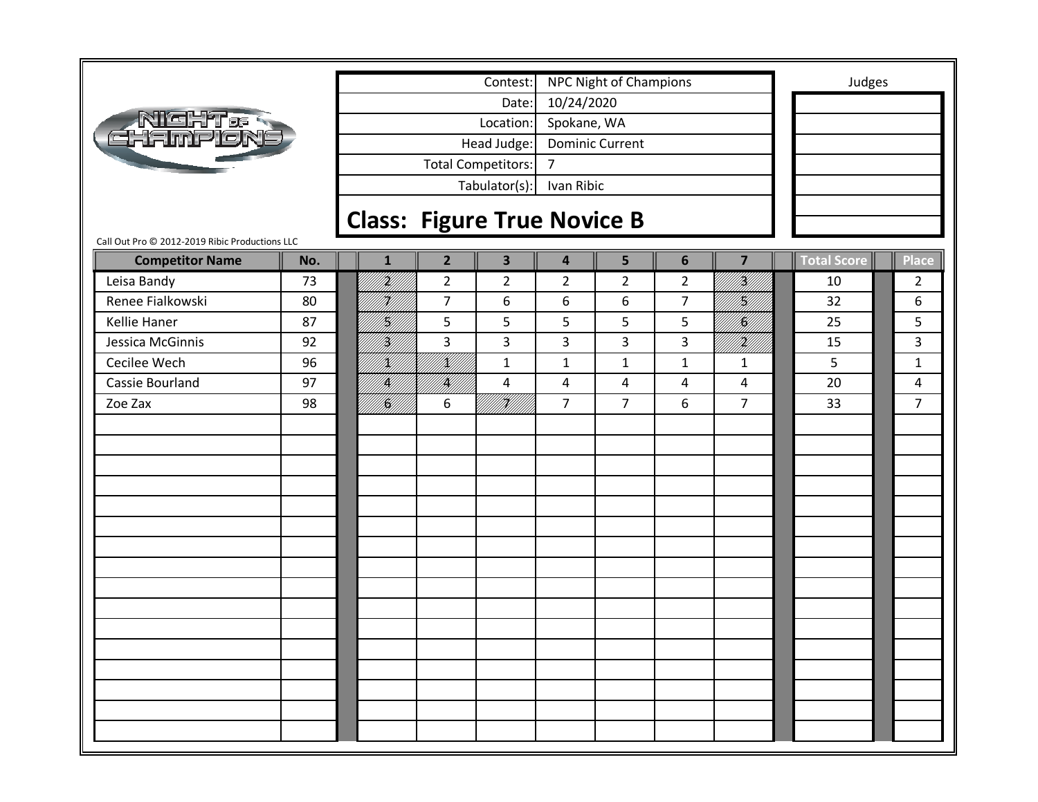| Contest: | NPC Night of Champions |
|---|---|
| Date: | 10/24/2020 |
| Location: | Spokane, WA |
| Head Judge: | Dominic Current |
| Total Competitors: | 7 |
| Tabulator(s): | Ivan Ribic |

Judges

## Class: Figure True Novice B

Call Out Pro © 2012-2019 Ribic Productions LLC

| Competitor Name | No. | 1 | 2 | 3 | 4 | 5 | 6 | 7 | Total Score | Place |
|---|---|---|---|---|---|---|---|---|---|---|
| Leisa Bandy | 73 | 2 | 2 | 2 | 2 | 2 | 2 | 3 | 10 | 2 |
| Renee Fialkowski | 80 | 7 | 7 | 6 | 6 | 6 | 7 | 5 | 32 | 6 |
| Kellie Haner | 87 | 5 | 5 | 5 | 5 | 5 | 5 | 6 | 25 | 5 |
| Jessica McGinnis | 92 | 3 | 3 | 3 | 3 | 3 | 3 | 2 | 15 | 3 |
| Cecilee Wech | 96 | 1 | 1 | 1 | 1 | 1 | 1 | 1 | 5 | 1 |
| Cassie Bourland | 97 | 4 | 4 | 4 | 4 | 4 | 4 | 4 | 20 | 4 |
| Zoe Zax | 98 | 6 | 6 | 7 | 7 | 7 | 6 | 7 | 33 | 7 |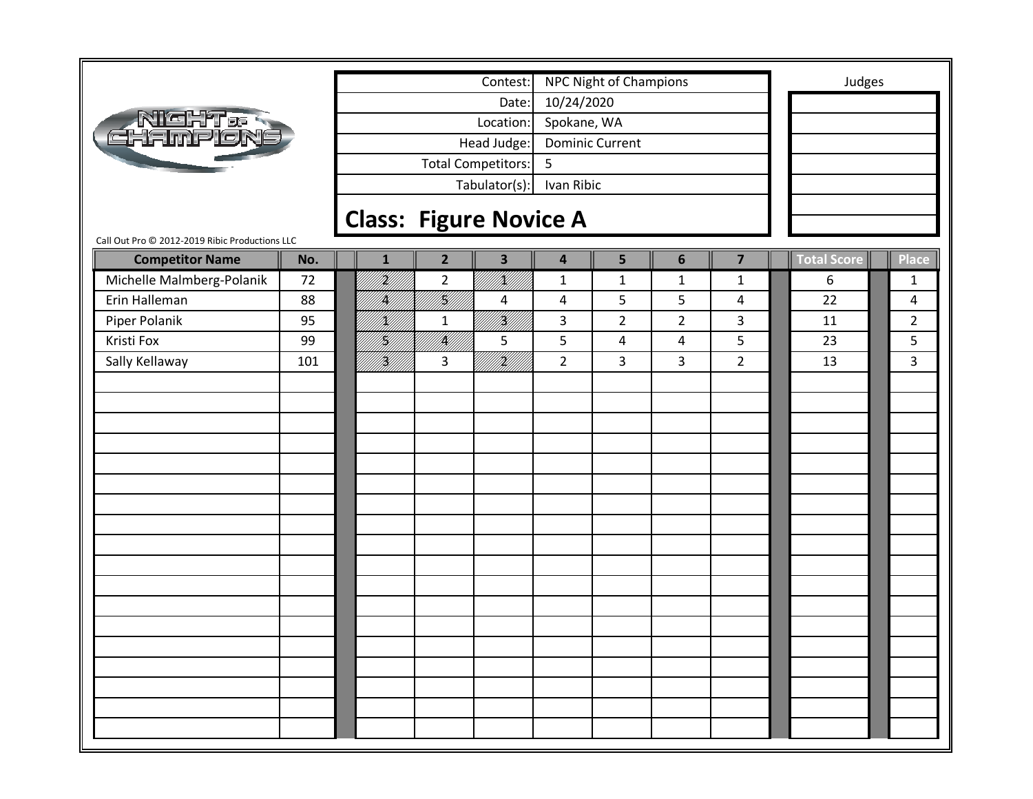| Contest: | NPC Night of Champions |
| --- | --- |
| Date: | 10/24/2020 |
| Location: | Spokane, WA |
| Head Judge: | Dominic Current |
| Total Competitors: | 5 |
| Tabulator(s): | Ivan Ribic |

Judges

## Class: Figure Novice A

Call Out Pro © 2012-2019 Ribic Productions LLC

| Competitor Name | No. | 1 | 2 | 3 | 4 | 5 | 6 | 7 | Total Score | Place |
| --- | --- | --- | --- | --- | --- | --- | --- | --- | --- | --- |
| Michelle Malmberg-Polanik | 72 | 2 | 2 | 1 | 1 | 1 | 1 | 1 | 6 | 1 |
| Erin Halleman | 88 | 4 | 5 | 4 | 4 | 5 | 5 | 4 | 22 | 4 |
| Piper Polanik | 95 | 1 | 1 | 3 | 3 | 2 | 2 | 3 | 11 | 2 |
| Kristi Fox | 99 | 5 | 4 | 5 | 5 | 4 | 4 | 5 | 23 | 5 |
| Sally Kellaway | 101 | 3 | 3 | 2 | 2 | 3 | 3 | 2 | 13 | 3 |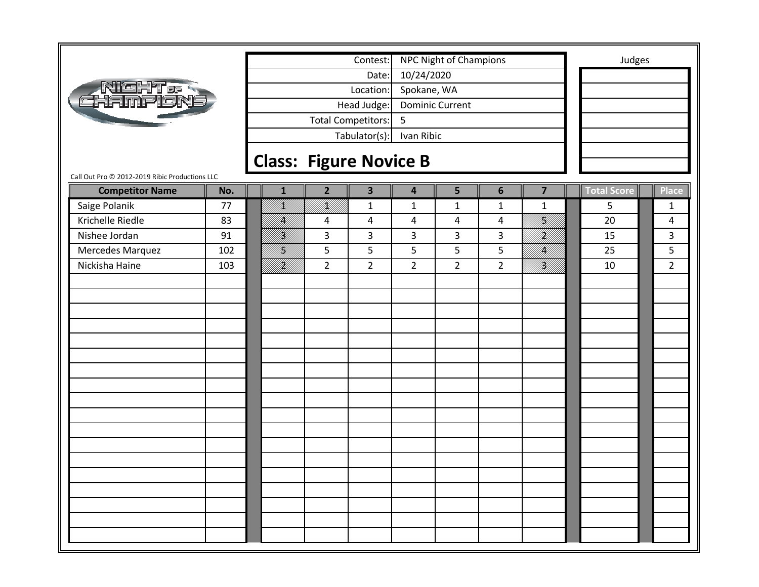| Contest: | NPC Night of Champions |
| --- | --- |
| Date: | 10/24/2020 |
| Location: | Spokane, WA |
| Head Judge: | Dominic Current |
| Total Competitors: | 5 |
| Tabulator(s): | Ivan Ribic |

Judges

## Class: Figure Novice B

Call Out Pro © 2012-2019 Ribic Productions LLC

| Competitor Name | No. | 1 | 2 | 3 | 4 | 5 | 6 | 7 | Total Score | Place |
| --- | --- | --- | --- | --- | --- | --- | --- | --- | --- | --- |
| Saige Polanik | 77 | 1 | 1 | 1 | 1 | 1 | 1 | 1 | 5 | 1 |
| Krichelle Riedle | 83 | 4 | 4 | 4 | 4 | 4 | 4 | 5 | 20 | 4 |
| Nishee Jordan | 91 | 3 | 3 | 3 | 3 | 3 | 3 | 2 | 15 | 3 |
| Mercedes Marquez | 102 | 5 | 5 | 5 | 5 | 5 | 5 | 4 | 25 | 5 |
| Nickisha Haine | 103 | 2 | 2 | 2 | 2 | 2 | 2 | 3 | 10 | 2 |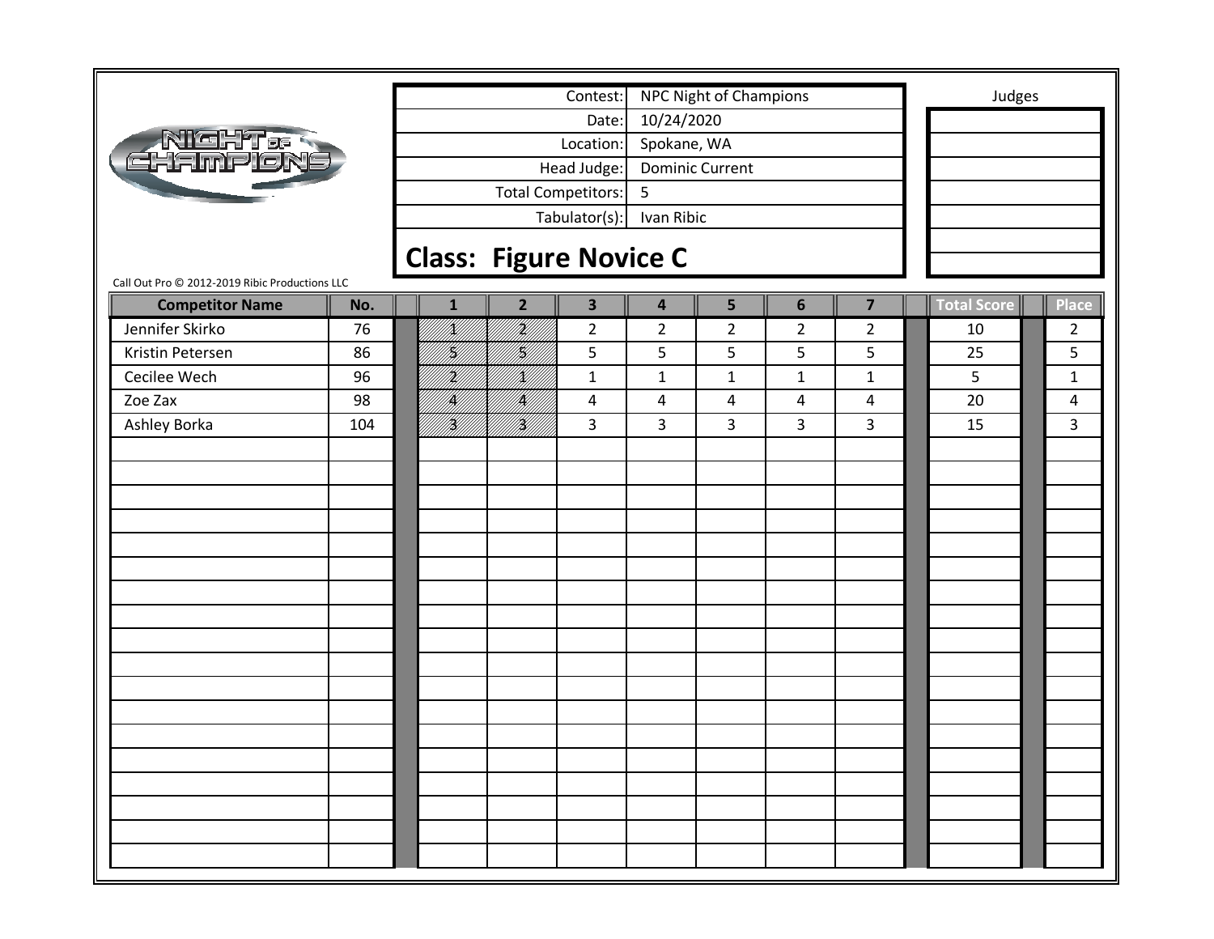| Contest: | NPC Night of Champions |
|---|---|
| Date: | 10/24/2020 |
| Location: | Spokane, WA |
| Head Judge: | Dominic Current |
| Total Competitors: | 5 |
| Tabulator(s): | Ivan Ribic |

Judges

## Class: Figure Novice C

Call Out Pro © 2012-2019 Ribic Productions LLC

| Competitor Name | No. | 1 | 2 | 3 | 4 | 5 | 6 | 7 | Total Score | Place |
|---|---|---|---|---|---|---|---|---|---|---|
| Jennifer Skirko | 76 | 1 | 2 | 2 | 2 | 2 | 2 | 2 | 10 | 2 |
| Kristin Petersen | 86 | 5 | 5 | 5 | 5 | 5 | 5 | 5 | 25 | 5 |
| Cecilee Wech | 96 | 2 | 1 | 1 | 1 | 1 | 1 | 1 | 5 | 1 |
| Zoe Zax | 98 | 4 | 4 | 4 | 4 | 4 | 4 | 4 | 20 | 4 |
| Ashley Borka | 104 | 3 | 3 | 3 | 3 | 3 | 3 | 3 | 15 | 3 |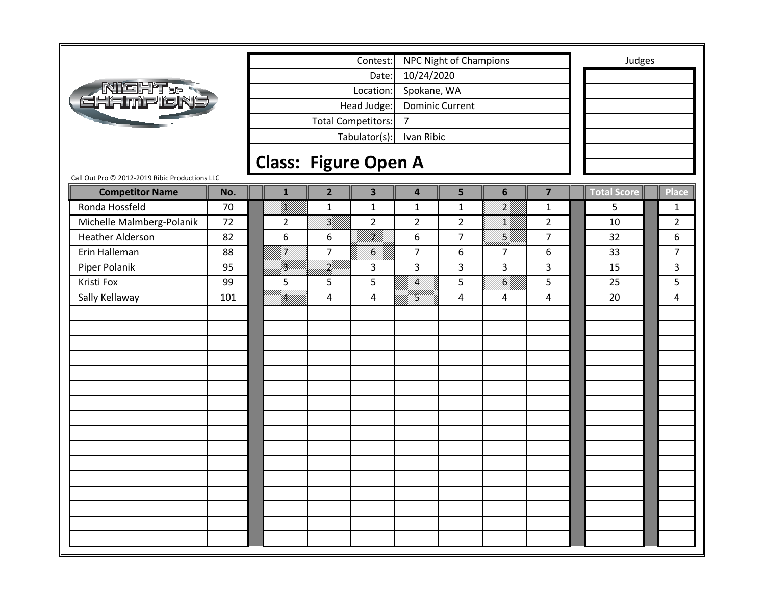| Contest: | NPC Night of Champions |
|---|---|
| Date: | 10/24/2020 |
| Location: | Spokane, WA |
| Head Judge: | Dominic Current |
| Total Competitors: | 7 |
| Tabulator(s): | Ivan Ribic |

Judges

## Class: Figure Open A

Call Out Pro © 2012-2019 Ribic Productions LLC

| Competitor Name | No. | 1 | 2 | 3 | 4 | 5 | 6 | 7 | Total Score | Place |
|---|---|---|---|---|---|---|---|---|---|---|
| Ronda Hossfeld | 70 | 1 | 1 | 1 | 1 | 1 | 2 | 1 | 5 | 1 |
| Michelle Malmberg-Polanik | 72 | 2 | 3 | 2 | 2 | 2 | 1 | 2 | 10 | 2 |
| Heather Alderson | 82 | 6 | 6 | 7 | 6 | 7 | 5 | 7 | 32 | 6 |
| Erin Halleman | 88 | 7 | 7 | 6 | 7 | 6 | 7 | 6 | 33 | 7 |
| Piper Polanik | 95 | 3 | 2 | 3 | 3 | 3 | 3 | 3 | 15 | 3 |
| Kristi Fox | 99 | 5 | 5 | 5 | 4 | 5 | 6 | 5 | 25 | 5 |
| Sally Kellaway | 101 | 4 | 4 | 4 | 5 | 4 | 4 | 4 | 20 | 4 |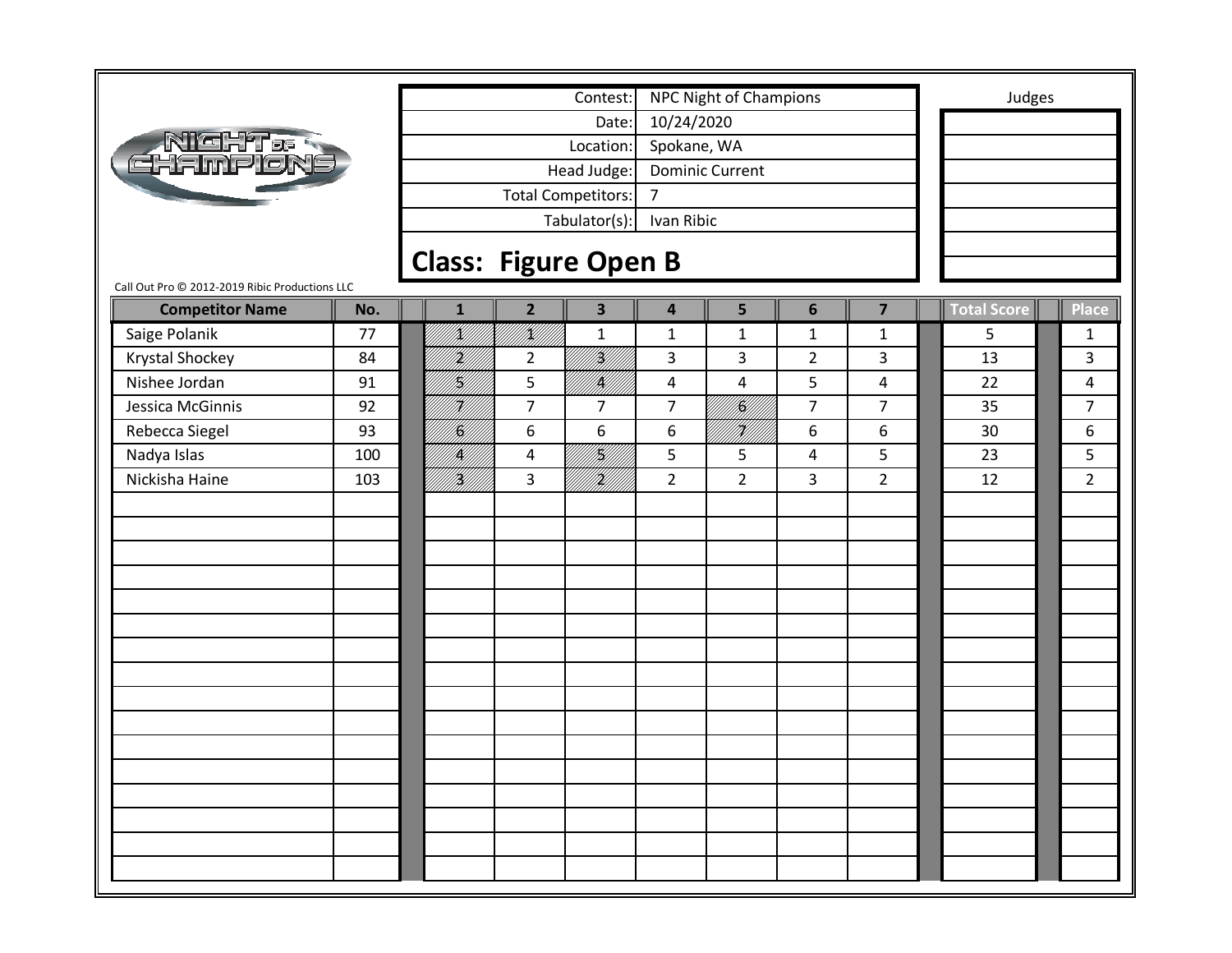| Contest: | NPC Night of Champions |
|---|---|
| Date: | 10/24/2020 |
| Location: | Spokane, WA |
| Head Judge: | Dominic Current |
| Total Competitors: | 7 |
| Tabulator(s): | Ivan Ribic |

Judges

## Class: Figure Open B

Call Out Pro © 2012-2019 Ribic Productions LLC

| Competitor Name | No. | 1 | 2 | 3 | 4 | 5 | 6 | 7 | Total Score | Place |
|---|---|---|---|---|---|---|---|---|---|---|
| Saige Polanik | 77 | 1 | 1 | 1 | 1 | 1 | 1 | 1 | 5 | 1 |
| Krystal Shockey | 84 | 2 | 2 | 3 | 3 | 3 | 2 | 3 | 13 | 3 |
| Nishee Jordan | 91 | 5 | 5 | 4 | 4 | 4 | 5 | 4 | 22 | 4 |
| Jessica McGinnis | 92 | 7 | 7 | 7 | 7 | 6 | 7 | 7 | 35 | 7 |
| Rebecca Siegel | 93 | 6 | 6 | 6 | 6 | 7 | 6 | 6 | 30 | 6 |
| Nadya Islas | 100 | 4 | 4 | 5 | 5 | 5 | 4 | 5 | 23 | 5 |
| Nickisha Haine | 103 | 3 | 3 | 2 | 2 | 2 | 3 | 2 | 12 | 2 |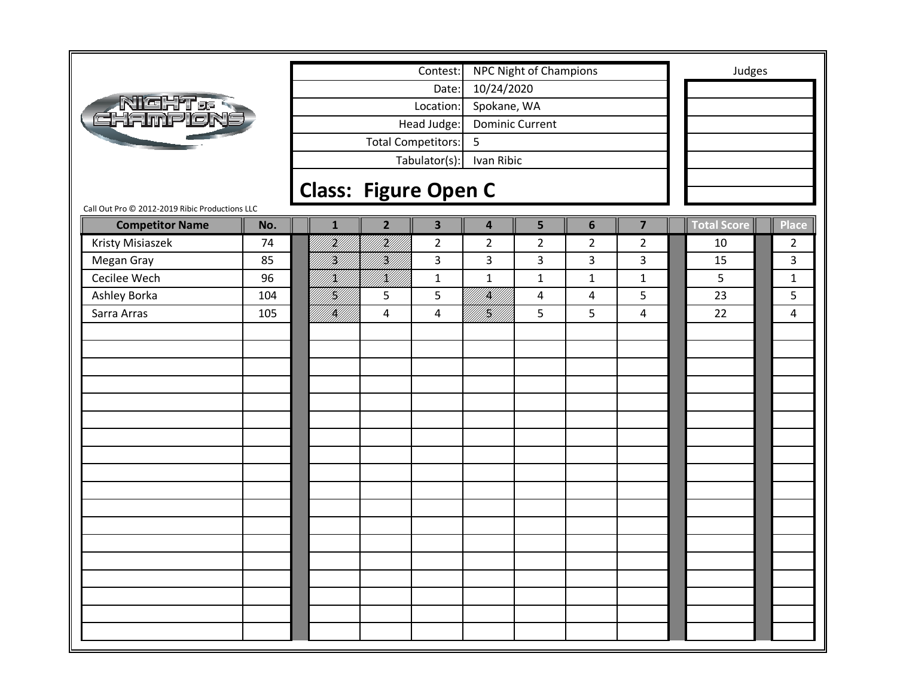| Contest: | NPC Night of Champions |
|---|---|
| Date: | 10/24/2020 |
| Location: | Spokane, WA |
| Head Judge: | Dominic Current |
| Total Competitors: | 5 |
| Tabulator(s): | Ivan Ribic |

Judges

## Class: Figure Open C

Call Out Pro © 2012-2019 Ribic Productions LLC

| Competitor Name | No. | 1 | 2 | 3 | 4 | 5 | 6 | 7 | Total Score | Place |
|---|---|---|---|---|---|---|---|---|---|---|
| Kristy Misiaszek | 74 | 2 | 2 | 2 | 2 | 2 | 2 | 2 | 10 | 2 |
| Megan Gray | 85 | 3 | 3 | 3 | 3 | 3 | 3 | 3 | 15 | 3 |
| Cecilee Wech | 96 | 1 | 1 | 1 | 1 | 1 | 1 | 1 | 5 | 1 |
| Ashley Borka | 104 | 5 | 5 | 5 | 4 | 4 | 4 | 5 | 23 | 5 |
| Sarra Arras | 105 | 4 | 4 | 4 | 5 | 5 | 5 | 4 | 22 | 4 |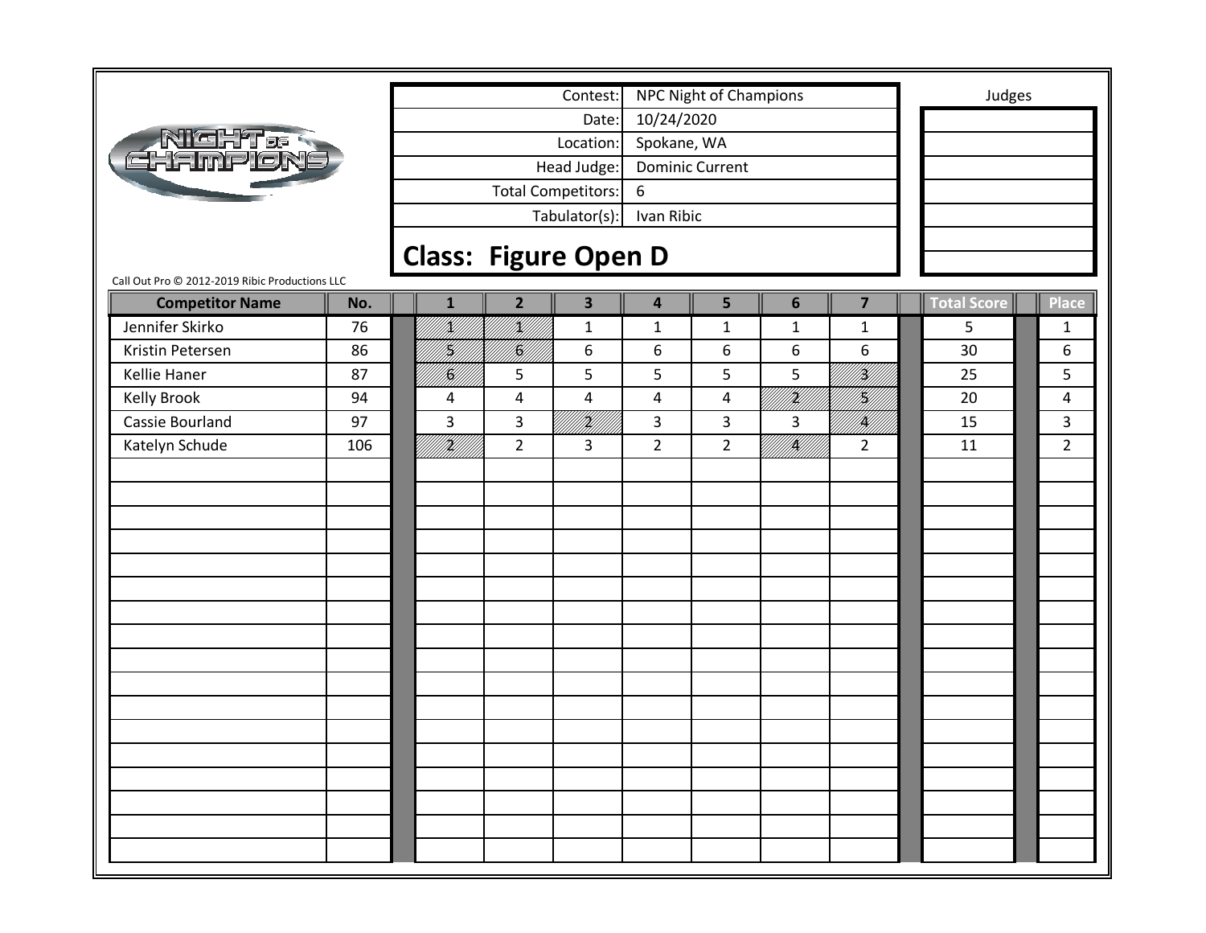| Contest: | NPC Night of Champions |
| --- | --- |
| Date: | 10/24/2020 |
| Location: | Spokane, WA |
| Head Judge: | Dominic Current |
| Total Competitors: | 6 |
| Tabulator(s): | Ivan Ribic |

Judges

## Class: Figure Open D

Call Out Pro © 2012-2019 Ribic Productions LLC

| Competitor Name | No. | 1 | 2 | 3 | 4 | 5 | 6 | 7 | Total Score | Place |
| --- | --- | --- | --- | --- | --- | --- | --- | --- | --- | --- |
| Jennifer Skirko | 76 | 1 | 1 | 1 | 1 | 1 | 1 | 1 | 5 | 1 |
| Kristin Petersen | 86 | 5 | 6 | 6 | 6 | 6 | 6 | 6 | 30 | 6 |
| Kellie Haner | 87 | 6 | 5 | 5 | 5 | 5 | 5 | 3 | 25 | 5 |
| Kelly Brook | 94 | 4 | 4 | 4 | 4 | 4 | 2 | 5 | 20 | 4 |
| Cassie Bourland | 97 | 3 | 3 | 2 | 3 | 3 | 3 | 4 | 15 | 3 |
| Katelyn Schude | 106 | 2 | 2 | 3 | 2 | 2 | 4 | 2 | 11 | 2 |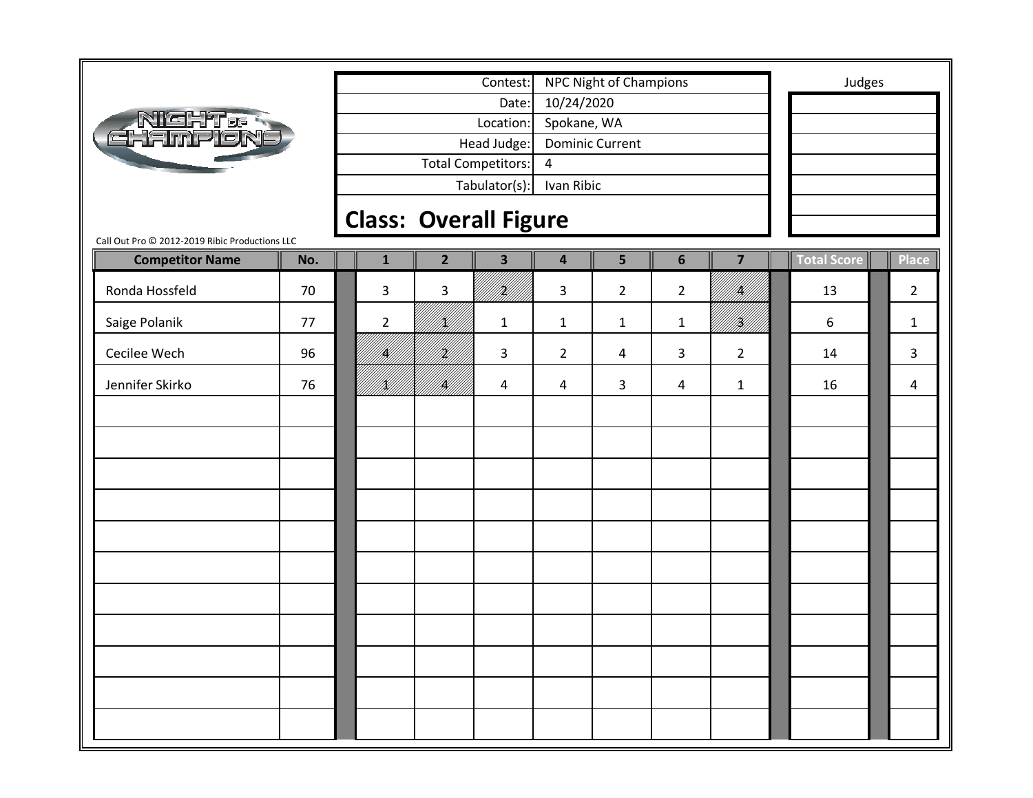| | |
|---|---|
| Contest: | NPC Night of Champions |
| Date: | 10/24/2020 |
| Location: | Spokane, WA |
| Head Judge: | Dominic Current |
| Total Competitors: | 4 |
| Tabulator(s): | Ivan Ribic |

Judges

## Class: Overall Figure

Call Out Pro © 2012-2019 Ribic Productions LLC

| Competitor Name | No. | 1 | 2 | 3 | 4 | 5 | 6 | 7 | Total Score | Place |
|---|---|---|---|---|---|---|---|---|---|---|
| Ronda Hossfeld | 70 | 3 | 3 | 2 | 3 | 2 | 2 | 4 | 13 | 2 |
| Saige Polanik | 77 | 2 | 1 | 1 | 1 | 1 | 1 | 3 | 6 | 1 |
| Cecilee Wech | 96 | 4 | 2 | 3 | 2 | 4 | 3 | 2 | 14 | 3 |
| Jennifer Skirko | 76 | 1 | 4 | 4 | 4 | 3 | 4 | 1 | 16 | 4 |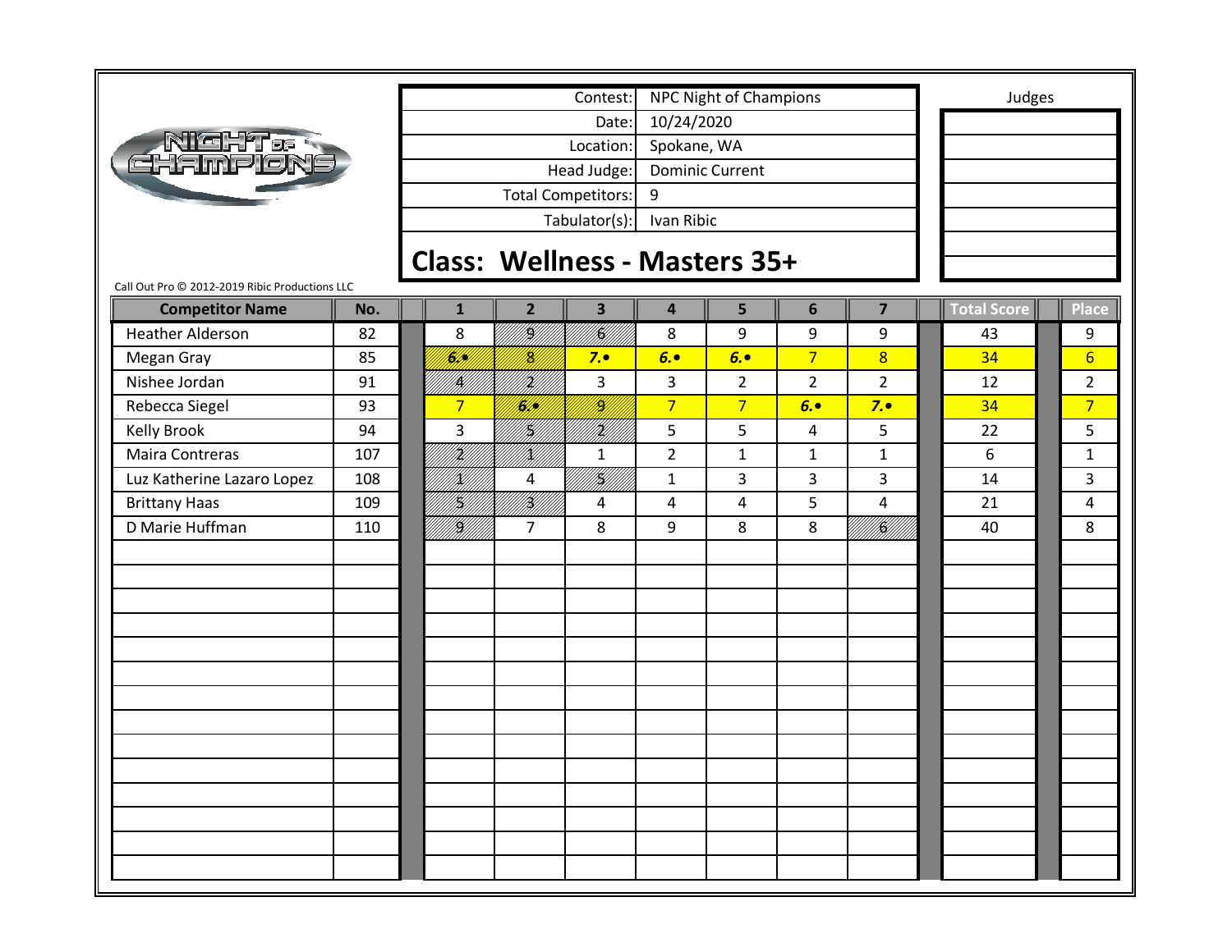| Contest: | NPC Night of Champions |
|---|---|
| Date: | 10/24/2020 |
| Location: | Spokane, WA |
| Head Judge: | Dominic Current |
| Total Competitors: | 9 |
| Tabulator(s): | Ivan Ribic |

Judges

## Class: Wellness - Masters 35+

Call Out Pro © 2012-2019 Ribic Productions LLC

| Competitor Name | No. | 1 | 2 | 3 | 4 | 5 | 6 | 7 | Total Score | Place |
|---|---|---|---|---|---|---|---|---|---|---|
| Heather Alderson | 82 | 8 | 9 | 6 | 8 | 9 | 9 | 9 | 43 | 9 |
| Megan Gray | 85 | 6.• | 8 | 7.• | 6.• | 6.• | 7 | 8 | 34 | 6 |
| Nishee Jordan | 91 | 4 | 2 | 3 | 3 | 2 | 2 | 2 | 12 | 2 |
| Rebecca Siegel | 93 | 7 | 6.• | 9 | 7 | 7 | 6.• | 7.• | 34 | 7 |
| Kelly Brook | 94 | 3 | 5 | 2 | 5 | 5 | 4 | 5 | 22 | 5 |
| Maira Contreras | 107 | 2 | 1 | 1 | 2 | 1 | 1 | 1 | 6 | 1 |
| Luz Katherine Lazaro Lopez | 108 | 1 | 4 | 5 | 1 | 3 | 3 | 3 | 14 | 3 |
| Brittany Haas | 109 | 5 | 3 | 4 | 4 | 4 | 5 | 4 | 21 | 4 |
| D Marie Huffman | 110 | 9 | 7 | 8 | 9 | 8 | 8 | 6 | 40 | 8 |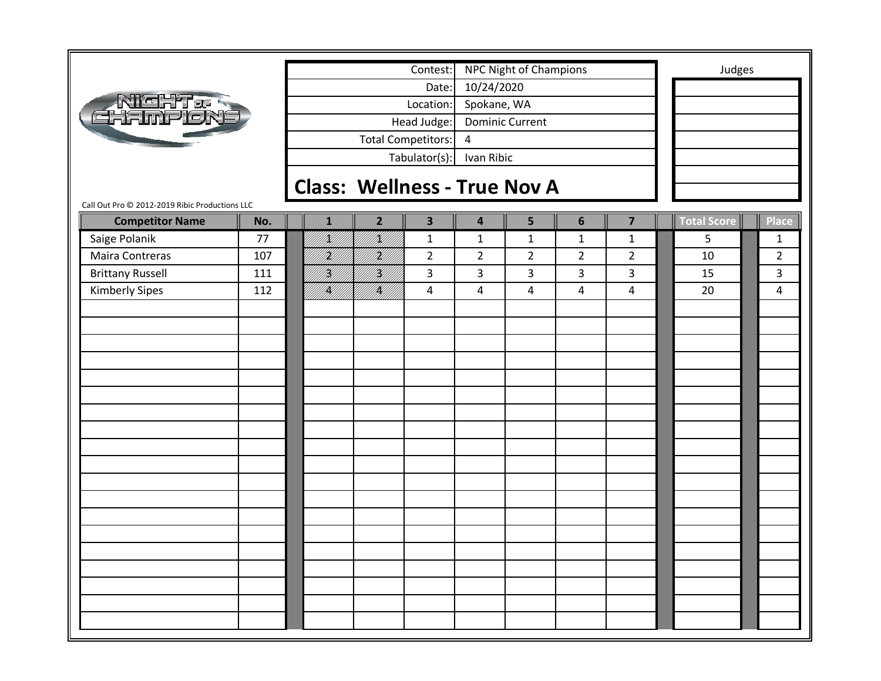| Contest: | NPC Night of Champions |
|---|---|
| Date: | 10/24/2020 |
| Location: | Spokane, WA |
| Head Judge: | Dominic Current |
| Total Competitors: | 4 |
| Tabulator(s): | Ivan Ribic |

Judges

## Class: Wellness - True Nov A

Call Out Pro © 2012-2019 Ribic Productions LLC

| Competitor Name | No. | 1 | 2 | 3 | 4 | 5 | 6 | 7 | Total Score | Place |
|---|---|---|---|---|---|---|---|---|---|---|
| Saige Polanik | 77 | 1 | 1 | 1 | 1 | 1 | 1 | 1 | 5 | 1 |
| Maira Contreras | 107 | 2 | 2 | 2 | 2 | 2 | 2 | 2 | 10 | 2 |
| Brittany Russell | 111 | 3 | 3 | 3 | 3 | 3 | 3 | 3 | 15 | 3 |
| Kimberly Sipes | 112 | 4 | 4 | 4 | 4 | 4 | 4 | 4 | 20 | 4 |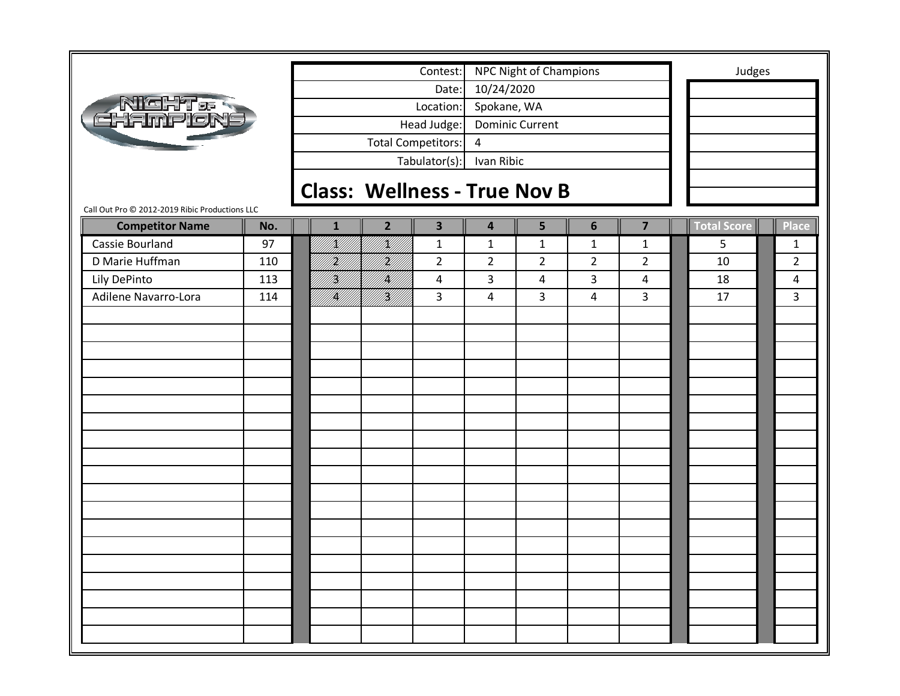| Contest: | NPC Night of Champions |
| --- | --- |
| Date: | 10/24/2020 |
| Location: | Spokane, WA |
| Head Judge: | Dominic Current |
| Total Competitors: | 4 |
| Tabulator(s): | Ivan Ribic |

Judges

## Class: Wellness - True Nov B

Call Out Pro © 2012-2019 Ribic Productions LLC

| Competitor Name | No. | 1 | 2 | 3 | 4 | 5 | 6 | 7 | Total Score | Place |
| --- | --- | --- | --- | --- | --- | --- | --- | --- | --- | --- |
| Cassie Bourland | 97 | 1 | 1 | 1 | 1 | 1 | 1 | 1 | 5 | 1 |
| D Marie Huffman | 110 | 2 | 2 | 2 | 2 | 2 | 2 | 2 | 10 | 2 |
| Lily DePinto | 113 | 3 | 4 | 4 | 3 | 4 | 3 | 4 | 18 | 4 |
| Adilene Navarro-Lora | 114 | 4 | 3 | 3 | 4 | 3 | 4 | 3 | 17 | 3 |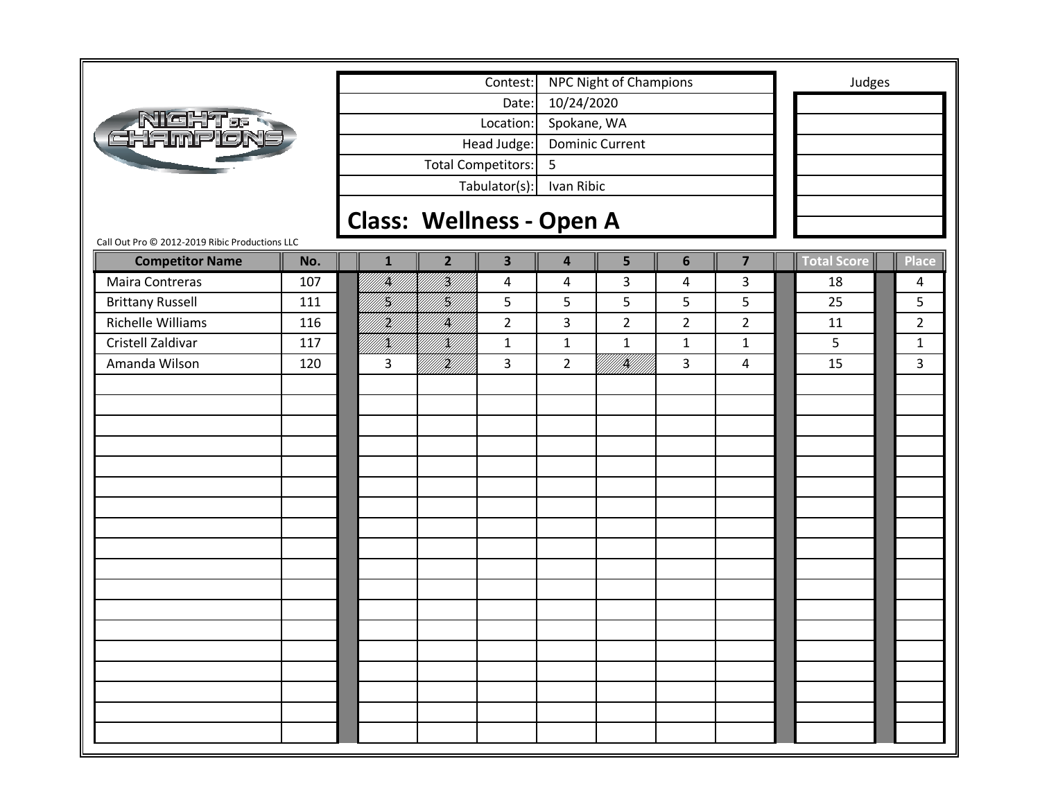| Contest: | NPC Night of Champions |
|---|---|
| Date: | 10/24/2020 |
| Location: | Spokane, WA |
| Head Judge: | Dominic Current |
| Total Competitors: | 5 |
| Tabulator(s): | Ivan Ribic |

Judges

## Class: Wellness - Open A

Call Out Pro © 2012-2019 Ribic Productions LLC

| Competitor Name | No. | 1 | 2 | 3 | 4 | 5 | 6 | 7 | Total Score | Place |
|---|---|---|---|---|---|---|---|---|---|---|
| Maira Contreras | 107 | 4 | 3 | 4 | 4 | 3 | 4 | 3 | 18 | 4 |
| Brittany Russell | 111 | 5 | 5 | 5 | 5 | 5 | 5 | 5 | 25 | 5 |
| Richelle Williams | 116 | 2 | 4 | 2 | 3 | 2 | 2 | 2 | 11 | 2 |
| Cristell Zaldivar | 117 | 1 | 1 | 1 | 1 | 1 | 1 | 1 | 5 | 1 |
| Amanda Wilson | 120 | 3 | 2 | 3 | 2 | 4 | 3 | 4 | 15 | 3 |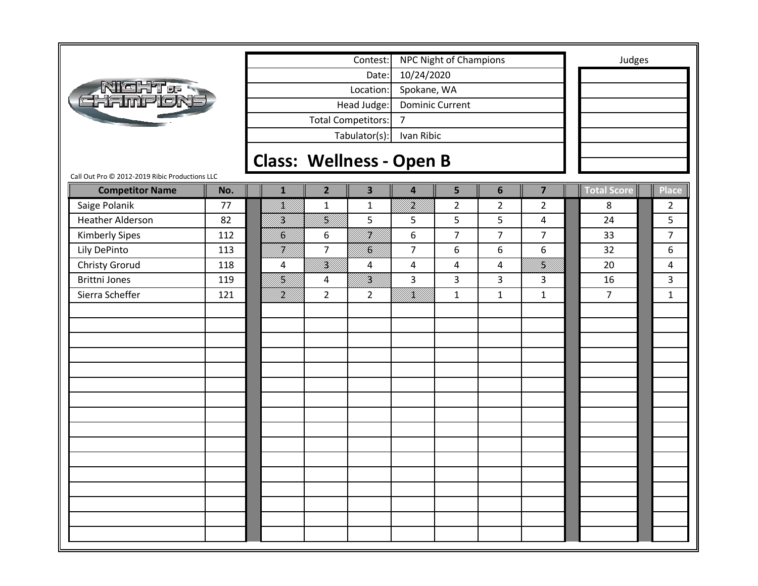| Contest: | NPC Night of Champions |
|---|---|
| Date: | 10/24/2020 |
| Location: | Spokane, WA |
| Head Judge: | Dominic Current |
| Total Competitors: | 7 |
| Tabulator(s): | Ivan Ribic |

Judges

## Class: Wellness - Open B

Call Out Pro © 2012-2019 Ribic Productions LLC

| Competitor Name | No. | 1 | 2 | 3 | 4 | 5 | 6 | 7 | Total Score | Place |
|---|---|---|---|---|---|---|---|---|---|---|
| Saige Polanik | 77 | 1 | 1 | 1 | 2 | 2 | 2 | 2 | 8 | 2 |
| Heather Alderson | 82 | 3 | 5 | 5 | 5 | 5 | 5 | 4 | 24 | 5 |
| Kimberly Sipes | 112 | 6 | 6 | 7 | 6 | 7 | 7 | 7 | 33 | 7 |
| Lily DePinto | 113 | 7 | 7 | 6 | 7 | 6 | 6 | 6 | 32 | 6 |
| Christy Grorud | 118 | 4 | 3 | 4 | 4 | 4 | 4 | 5 | 20 | 4 |
| Brittni Jones | 119 | 5 | 4 | 3 | 3 | 3 | 3 | 3 | 16 | 3 |
| Sierra Scheffer | 121 | 2 | 2 | 2 | 1 | 1 | 1 | 1 | 7 | 1 |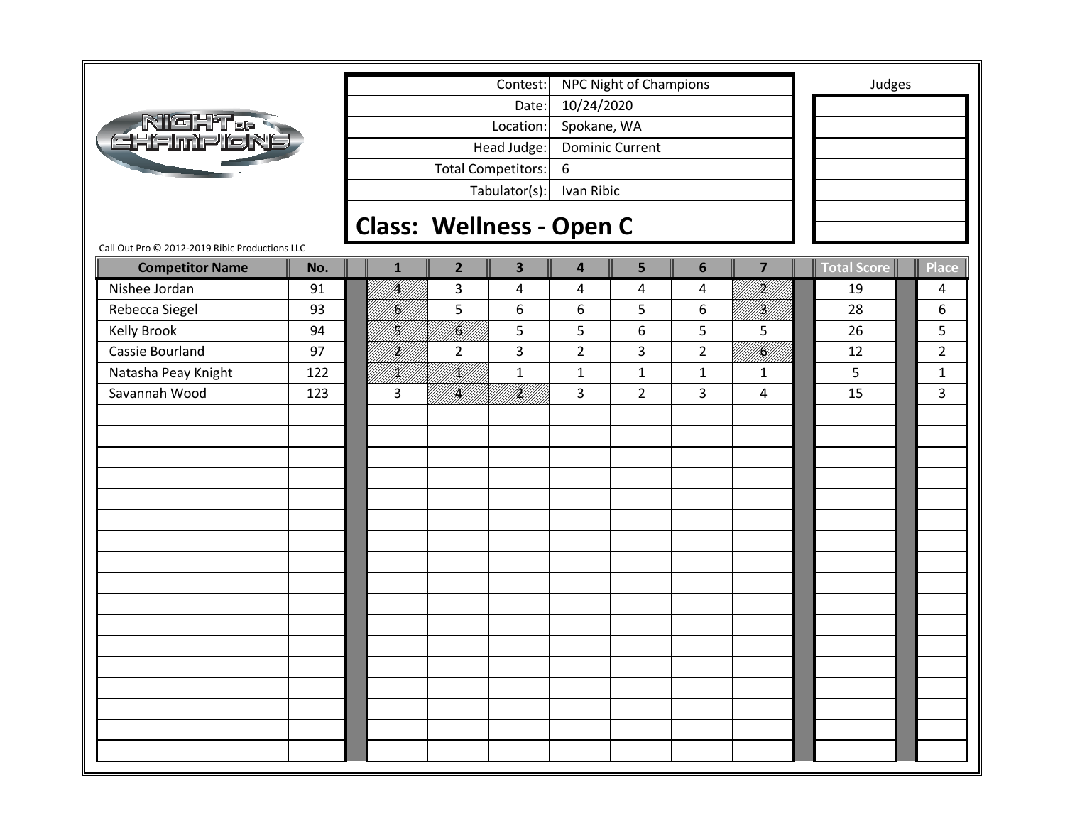NIGHT OF CHAMPIONS

| | |
|---|---|
| Contest: | NPC Night of Champions |
| Date: | 10/24/2020 |
| Location: | Spokane, WA |
| Head Judge: | Dominic Current |
| Total Competitors: | 6 |
| Tabulator(s): | Ivan Ribic |

## Class: Wellness - Open C

Judges

Call Out Pro © 2012-2019 Ribic Productions LLC

| Competitor Name | No. | 1 | 2 | 3 | 4 | 5 | 6 | 7 | Total Score | Place |
|---|---|---|---|---|---|---|---|---|---|---|
| Nishee Jordan | 91 | 4 | 3 | 4 | 4 | 4 | 4 | 2 | 19 | 4 |
| Rebecca Siegel | 93 | 6 | 5 | 6 | 6 | 5 | 6 | 3 | 28 | 6 |
| Kelly Brook | 94 | 5 | 6 | 5 | 5 | 6 | 5 | 5 | 26 | 5 |
| Cassie Bourland | 97 | 2 | 2 | 3 | 2 | 3 | 2 | 6 | 12 | 2 |
| Natasha Peay Knight | 122 | 1 | 1 | 1 | 1 | 1 | 1 | 1 | 5 | 1 |
| Savannah Wood | 123 | 3 | 4 | 2 | 3 | 2 | 3 | 4 | 15 | 3 |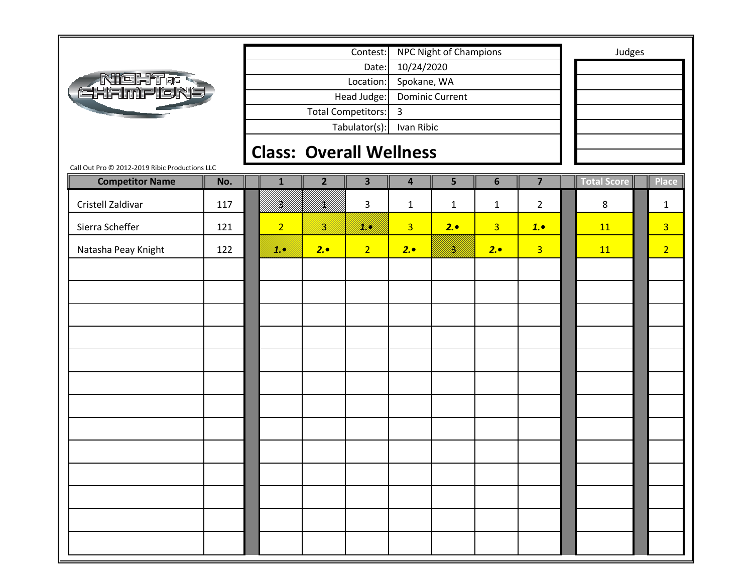| Contest: | NPC Night of Champions |
|---|---|
| Date: | 10/24/2020 |
| Location: | Spokane, WA |
| Head Judge: | Dominic Current |
| Total Competitors: | 3 |
| Tabulator(s): | Ivan Ribic |

Judges

## Class: Overall Wellness

Call Out Pro © 2012-2019 Ribic Productions LLC

| Competitor Name | No. | 1 | 2 | 3 | 4 | 5 | 6 | 7 | Total Score | Place |
|---|---|---|---|---|---|---|---|---|---|---|
| Cristell Zaldivar | 117 | 3 | 1 | 3 | 1 | 1 | 1 | 2 | 8 | 1 |
| Sierra Scheffer | 121 | 2 | 3 | 1.• | 3 | 2.• | 3 | 1.• | 11 | 3 |
| Natasha Peay Knight | 122 | 1.• | 2.• | 2 | 2.• | 3 | 2.• | 3 | 11 | 2 |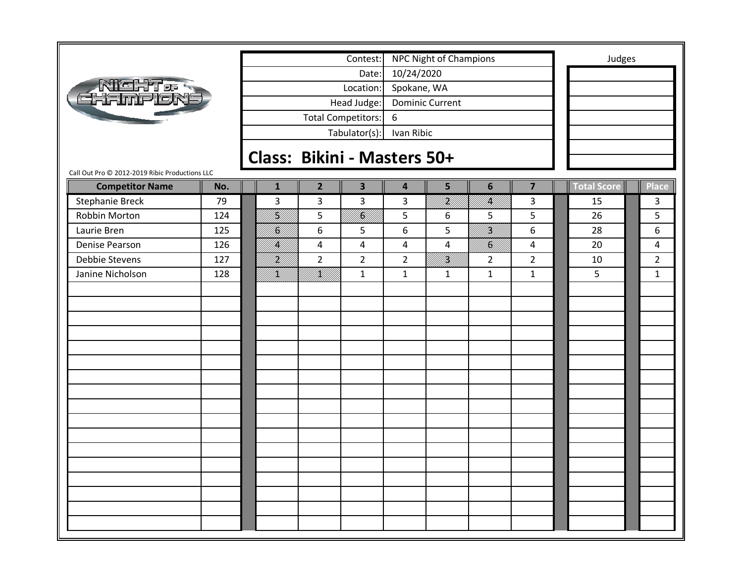| | |
|---|---|
| Contest: | NPC Night of Champions |
| Date: | 10/24/2020 |
| Location: | Spokane, WA |
| Head Judge: | Dominic Current |
| Total Competitors: | 6 |
| Tabulator(s): | Ivan Ribic |

Judges

## Class: Bikini - Masters 50+

Call Out Pro © 2012-2019 Ribic Productions LLC

| Competitor Name | No. | 1 | 2 | 3 | 4 | 5 | 6 | 7 | Total Score | Place |
|---|---|---|---|---|---|---|---|---|---|---|
| Stephanie Breck | 79 | 3 | 3 | 3 | 3 | 2 | 4 | 3 | 15 | 3 |
| Robbin Morton | 124 | 5 | 5 | 6 | 5 | 6 | 5 | 5 | 26 | 5 |
| Laurie Bren | 125 | 6 | 6 | 5 | 6 | 5 | 3 | 6 | 28 | 6 |
| Denise Pearson | 126 | 4 | 4 | 4 | 4 | 4 | 6 | 4 | 20 | 4 |
| Debbie Stevens | 127 | 2 | 2 | 2 | 2 | 3 | 2 | 2 | 10 | 2 |
| Janine Nicholson | 128 | 1 | 1 | 1 | 1 | 1 | 1 | 1 | 5 | 1 |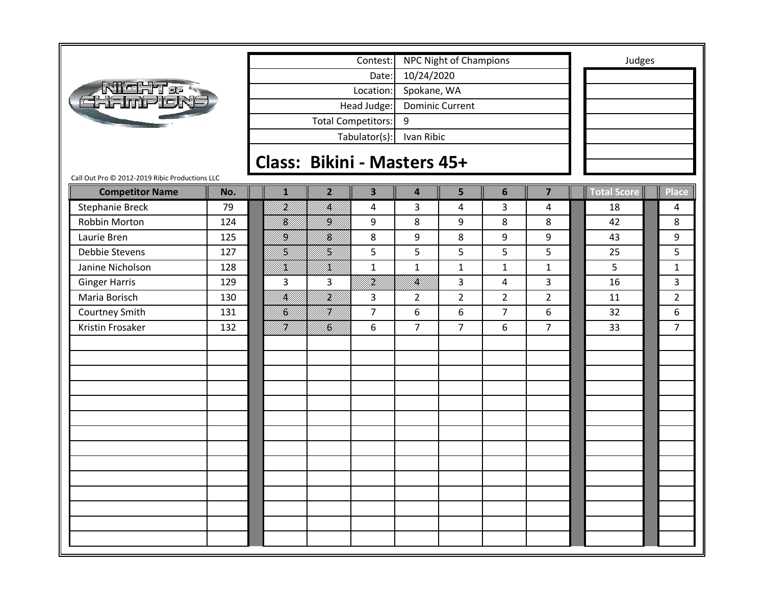| Contest: | NPC Night of Champions |
|---|---|
| Date: | 10/24/2020 |
| Location: | Spokane, WA |
| Head Judge: | Dominic Current |
| Total Competitors: | 9 |
| Tabulator(s): | Ivan Ribic |

Judges

## Class: Bikini - Masters 45+

Call Out Pro © 2012-2019 Ribic Productions LLC

| Competitor Name | No. | 1 | 2 | 3 | 4 | 5 | 6 | 7 | Total Score | Place |
|---|---|---|---|---|---|---|---|---|---|---|
| Stephanie Breck | 79 | 2 | 4 | 4 | 3 | 4 | 3 | 4 | 18 | 4 |
| Robbin Morton | 124 | 8 | 9 | 9 | 8 | 9 | 8 | 8 | 42 | 8 |
| Laurie Bren | 125 | 9 | 8 | 8 | 9 | 8 | 9 | 9 | 43 | 9 |
| Debbie Stevens | 127 | 5 | 5 | 5 | 5 | 5 | 5 | 5 | 25 | 5 |
| Janine Nicholson | 128 | 1 | 1 | 1 | 1 | 1 | 1 | 1 | 5 | 1 |
| Ginger Harris | 129 | 3 | 3 | 2 | 4 | 3 | 4 | 3 | 16 | 3 |
| Maria Borisch | 130 | 4 | 2 | 3 | 2 | 2 | 2 | 2 | 11 | 2 |
| Courtney Smith | 131 | 6 | 7 | 7 | 6 | 6 | 7 | 6 | 32 | 6 |
| Kristin Frosaker | 132 | 7 | 6 | 6 | 7 | 7 | 6 | 7 | 33 | 7 |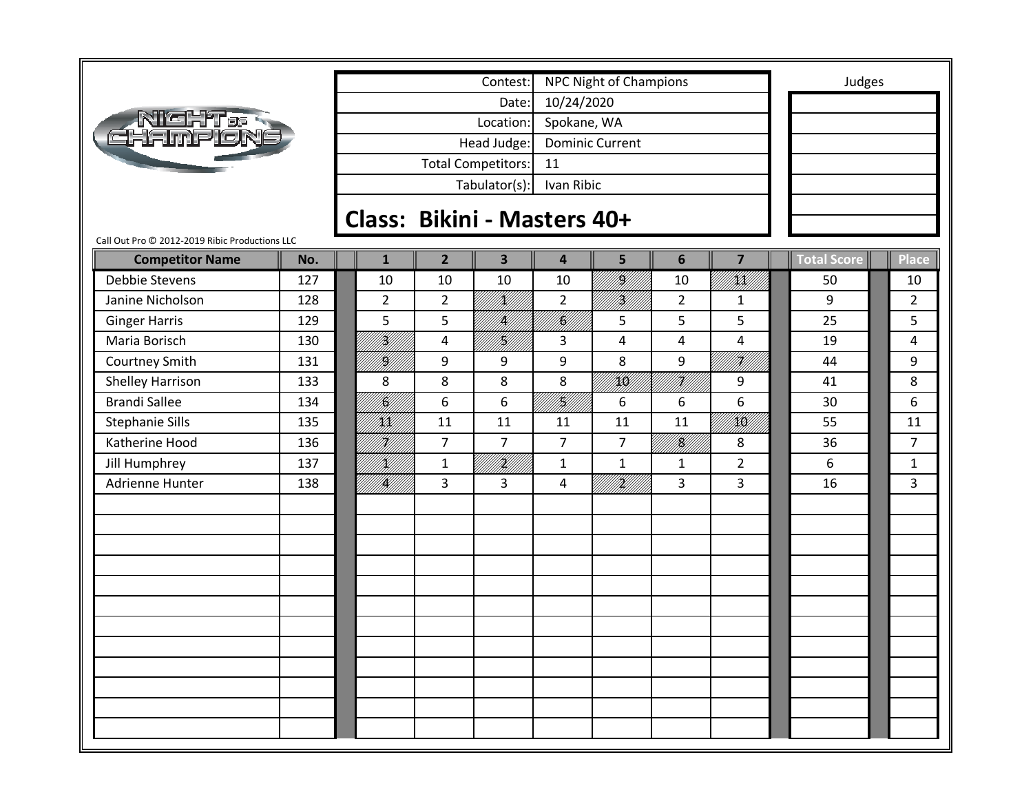| Contest: | NPC Night of Champions |
|---|---|
| Date: | 10/24/2020 |
| Location: | Spokane, WA |
| Head Judge: | Dominic Current |
| Total Competitors: | 11 |
| Tabulator(s): | Ivan Ribic |

Judges

## Class: Bikini - Masters 40+

Call Out Pro © 2012-2019 Ribic Productions LLC

| Competitor Name | No. | 1 | 2 | 3 | 4 | 5 | 6 | 7 | Total Score | Place |
|---|---|---|---|---|---|---|---|---|---|---|
| Debbie Stevens | 127 | 10 | 10 | 10 | 10 | 9 | 10 | 11 | 50 | 10 |
| Janine Nicholson | 128 | 2 | 2 | 1 | 2 | 3 | 2 | 1 | 9 | 2 |
| Ginger Harris | 129 | 5 | 5 | 4 | 6 | 5 | 5 | 5 | 25 | 5 |
| Maria Borisch | 130 | 3 | 4 | 5 | 3 | 4 | 4 | 4 | 19 | 4 |
| Courtney Smith | 131 | 9 | 9 | 9 | 9 | 8 | 9 | 7 | 44 | 9 |
| Shelley Harrison | 133 | 8 | 8 | 8 | 8 | 10 | 7 | 9 | 41 | 8 |
| Brandi Sallee | 134 | 6 | 6 | 6 | 5 | 6 | 6 | 6 | 30 | 6 |
| Stephanie Sills | 135 | 11 | 11 | 11 | 11 | 11 | 11 | 10 | 55 | 11 |
| Katherine Hood | 136 | 7 | 7 | 7 | 7 | 7 | 8 | 8 | 36 | 7 |
| Jill Humphrey | 137 | 1 | 1 | 2 | 1 | 1 | 1 | 2 | 6 | 1 |
| Adrienne Hunter | 138 | 4 | 3 | 3 | 4 | 2 | 3 | 3 | 16 | 3 |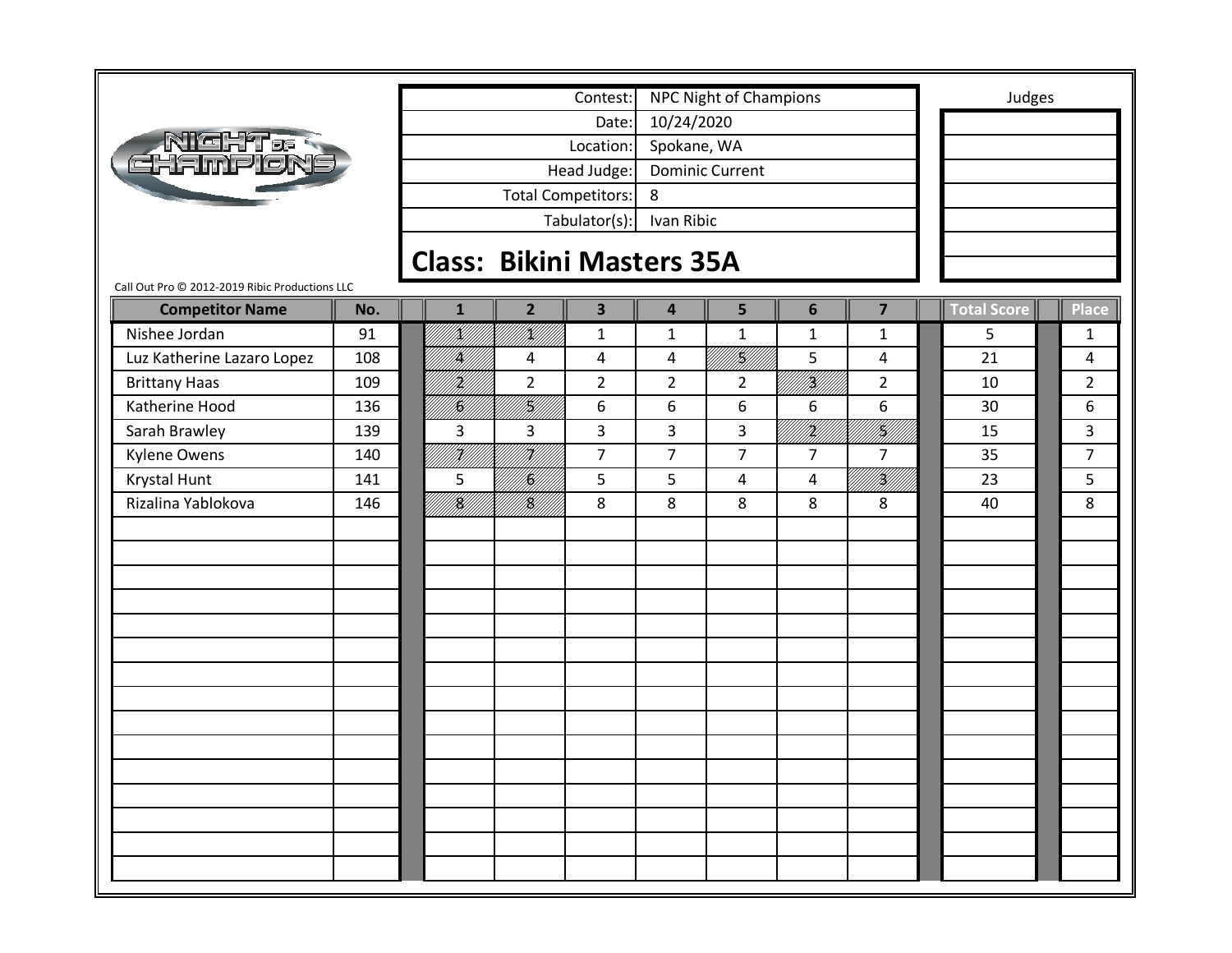| Contest: | NPC Night of Champions |
|---|---|
| Date: | 10/24/2020 |
| Location: | Spokane, WA |
| Head Judge: | Dominic Current |
| Total Competitors: | 8 |
| Tabulator(s): | Ivan Ribic |

Judges

## Class: Bikini Masters 35A

Call Out Pro © 2012-2019 Ribic Productions LLC

| Competitor Name | No. | 1 | 2 | 3 | 4 | 5 | 6 | 7 | Total Score | Place |
|---|---|---|---|---|---|---|---|---|---|---|
| Nishee Jordan | 91 | 1 | 1 | 1 | 1 | 1 | 1 | 1 | 5 | 1 |
| Luz Katherine Lazaro Lopez | 108 | 4 | 4 | 4 | 4 | 5 | 5 | 4 | 21 | 4 |
| Brittany Haas | 109 | 2 | 2 | 2 | 2 | 2 | 3 | 2 | 10 | 2 |
| Katherine Hood | 136 | 6 | 5 | 6 | 6 | 6 | 6 | 6 | 30 | 6 |
| Sarah Brawley | 139 | 3 | 3 | 3 | 3 | 3 | 2 | 5 | 15 | 3 |
| Kylene Owens | 140 | 7 | 7 | 7 | 7 | 7 | 7 | 7 | 35 | 7 |
| Krystal Hunt | 141 | 5 | 6 | 5 | 5 | 4 | 4 | 3 | 23 | 5 |
| Rizalina Yablokova | 146 | 8 | 8 | 8 | 8 | 8 | 8 | 8 | 40 | 8 |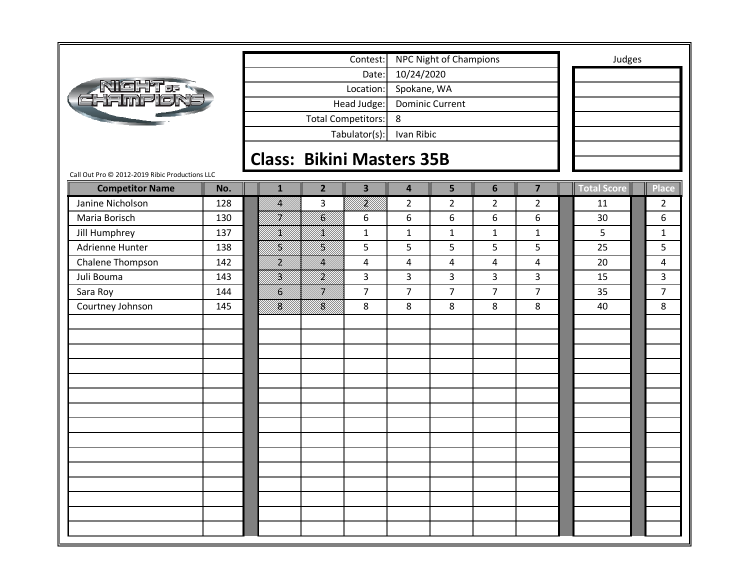| Contest: | NPC Night of Champions |
|---|---|
| Date: | 10/24/2020 |
| Location: | Spokane, WA |
| Head Judge: | Dominic Current |
| Total Competitors: | 8 |
| Tabulator(s): | Ivan Ribic |

Judges

## Class: Bikini Masters 35B

Call Out Pro © 2012-2019 Ribic Productions LLC

| Competitor Name | No. | 1 | 2 | 3 | 4 | 5 | 6 | 7 | Total Score | Place |
|---|---|---|---|---|---|---|---|---|---|---|
| Janine Nicholson | 128 | 4 | 3 | 2 | 2 | 2 | 2 | 2 | 11 | 2 |
| Maria Borisch | 130 | 7 | 6 | 6 | 6 | 6 | 6 | 6 | 30 | 6 |
| Jill Humphrey | 137 | 1 | 1 | 1 | 1 | 1 | 1 | 1 | 5 | 1 |
| Adrienne Hunter | 138 | 5 | 5 | 5 | 5 | 5 | 5 | 5 | 25 | 5 |
| Chalene Thompson | 142 | 2 | 4 | 4 | 4 | 4 | 4 | 4 | 20 | 4 |
| Juli Bouma | 143 | 3 | 2 | 3 | 3 | 3 | 3 | 3 | 15 | 3 |
| Sara Roy | 144 | 6 | 7 | 7 | 7 | 7 | 7 | 7 | 35 | 7 |
| Courtney Johnson | 145 | 8 | 8 | 8 | 8 | 8 | 8 | 8 | 40 | 8 |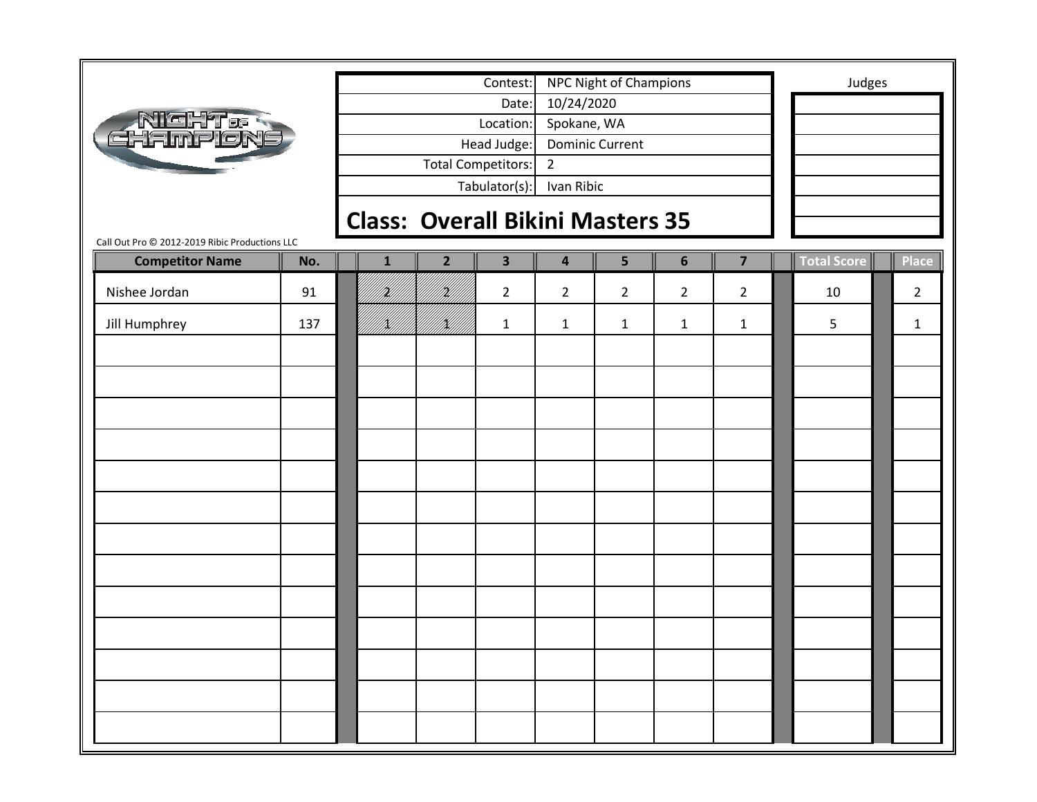| Contest: | NPC Night of Champions |
| --- | --- |
| Date: | 10/24/2020 |
| Location: | Spokane, WA |
| Head Judge: | Dominic Current |
| Total Competitors: | 2 |
| Tabulator(s): | Ivan Ribic |

Judges

## Class: Overall Bikini Masters 35

Call Out Pro © 2012-2019 Ribic Productions LLC

| Competitor Name | No. | 1 | 2 | 3 | 4 | 5 | 6 | 7 | Total Score | Place |
| --- | --- | --- | --- | --- | --- | --- | --- | --- | --- | --- |
| Nishee Jordan | 91 | 2 | 2 | 2 | 2 | 2 | 2 | 2 | 10 | 2 |
| Jill Humphrey | 137 | 1 | 1 | 1 | 1 | 1 | 1 | 1 | 5 | 1 |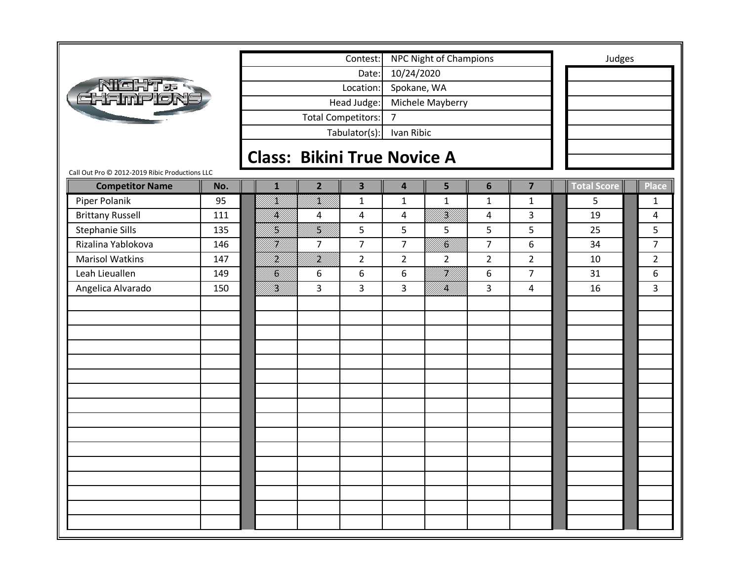| | |
|---|---|
| Contest: | NPC Night of Champions |
| Date: | 10/24/2020 |
| Location: | Spokane, WA |
| Head Judge: | Michele Mayberry |
| Total Competitors: | 7 |
| Tabulator(s): | Ivan Ribic |

Judges

## Class: Bikini True Novice A

Call Out Pro © 2012-2019 Ribic Productions LLC

| Competitor Name | No. | 1 | 2 | 3 | 4 | 5 | 6 | 7 | Total Score | Place |
|---|---|---|---|---|---|---|---|---|---|---|
| Piper Polanik | 95 | 1 | 1 | 1 | 1 | 1 | 1 | 1 | 5 | 1 |
| Brittany Russell | 111 | 4 | 4 | 4 | 4 | 3 | 4 | 3 | 19 | 4 |
| Stephanie Sills | 135 | 5 | 5 | 5 | 5 | 5 | 5 | 5 | 25 | 5 |
| Rizalina Yablokova | 146 | 7 | 7 | 7 | 7 | 6 | 7 | 6 | 34 | 7 |
| Marisol Watkins | 147 | 2 | 2 | 2 | 2 | 2 | 2 | 2 | 10 | 2 |
| Leah Lieuallen | 149 | 6 | 6 | 6 | 6 | 7 | 6 | 7 | 31 | 6 |
| Angelica Alvarado | 150 | 3 | 3 | 3 | 3 | 4 | 3 | 4 | 16 | 3 |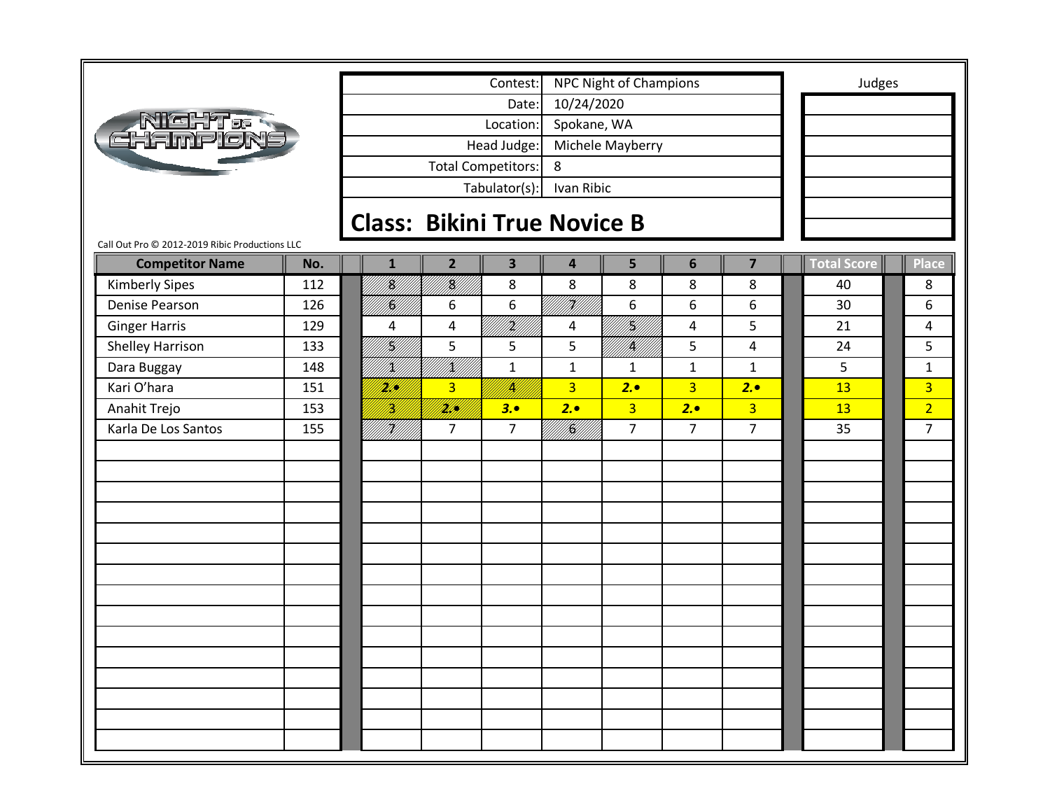| | |
|---|---|
| Contest: | NPC Night of Champions |
| Date: | 10/24/2020 |
| Location: | Spokane, WA |
| Head Judge: | Michele Mayberry |
| Total Competitors: | 8 |
| Tabulator(s): | Ivan Ribic |

Judges

## Class: Bikini True Novice B

Call Out Pro © 2012-2019 Ribic Productions LLC

| Competitor Name | No. | 1 | 2 | 3 | 4 | 5 | 6 | 7 | Total Score | Place |
|---|---|---|---|---|---|---|---|---|---|---|
| Kimberly Sipes | 112 | 8 | 8 | 8 | 8 | 8 | 8 | 8 | 40 | 8 |
| Denise Pearson | 126 | 6 | 6 | 6 | 7 | 6 | 6 | 6 | 30 | 6 |
| Ginger Harris | 129 | 4 | 4 | 2 | 4 | 5 | 4 | 5 | 21 | 4 |
| Shelley Harrison | 133 | 5 | 5 | 5 | 5 | 4 | 5 | 4 | 24 | 5 |
| Dara Buggay | 148 | 1 | 1 | 1 | 1 | 1 | 1 | 1 | 5 | 1 |
| Kari O'hara | 151 | 2.• | 3 | 4 | 3 | 2.• | 3 | 2.• | 13 | 3 |
| Anahit Trejo | 153 | 3 | 2.• | 3.• | 2.• | 3 | 2.• | 3 | 13 | 2 |
| Karla De Los Santos | 155 | 7 | 7 | 7 | 6 | 7 | 7 | 7 | 35 | 7 |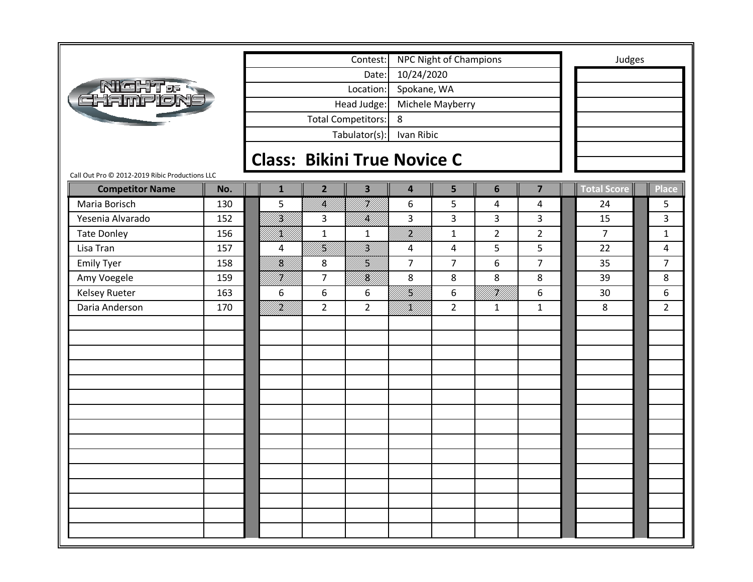| Contest: | NPC Night of Champions |
|---|---|
| Date: | 10/24/2020 |
| Location: | Spokane, WA |
| Head Judge: | Michele Mayberry |
| Total Competitors: | 8 |
| Tabulator(s): | Ivan Ribic |

Judges

## Class: Bikini True Novice C

Call Out Pro © 2012-2019 Ribic Productions LLC

| Competitor Name | No. | 1 | 2 | 3 | 4 | 5 | 6 | 7 | Total Score | Place |
|---|---|---|---|---|---|---|---|---|---|---|
| Maria Borisch | 130 | 5 | 4 | 7 | 6 | 5 | 4 | 4 | 24 | 5 |
| Yesenia Alvarado | 152 | 3 | 3 | 4 | 3 | 3 | 3 | 3 | 15 | 3 |
| Tate Donley | 156 | 1 | 1 | 1 | 2 | 1 | 2 | 2 | 7 | 1 |
| Lisa Tran | 157 | 4 | 5 | 3 | 4 | 4 | 5 | 5 | 22 | 4 |
| Emily Tyer | 158 | 8 | 8 | 5 | 7 | 7 | 6 | 7 | 35 | 7 |
| Amy Voegele | 159 | 7 | 7 | 8 | 8 | 8 | 8 | 8 | 39 | 8 |
| Kelsey Rueter | 163 | 6 | 6 | 6 | 5 | 6 | 7 | 6 | 30 | 6 |
| Daria Anderson | 170 | 2 | 2 | 2 | 1 | 2 | 1 | 1 | 8 | 2 |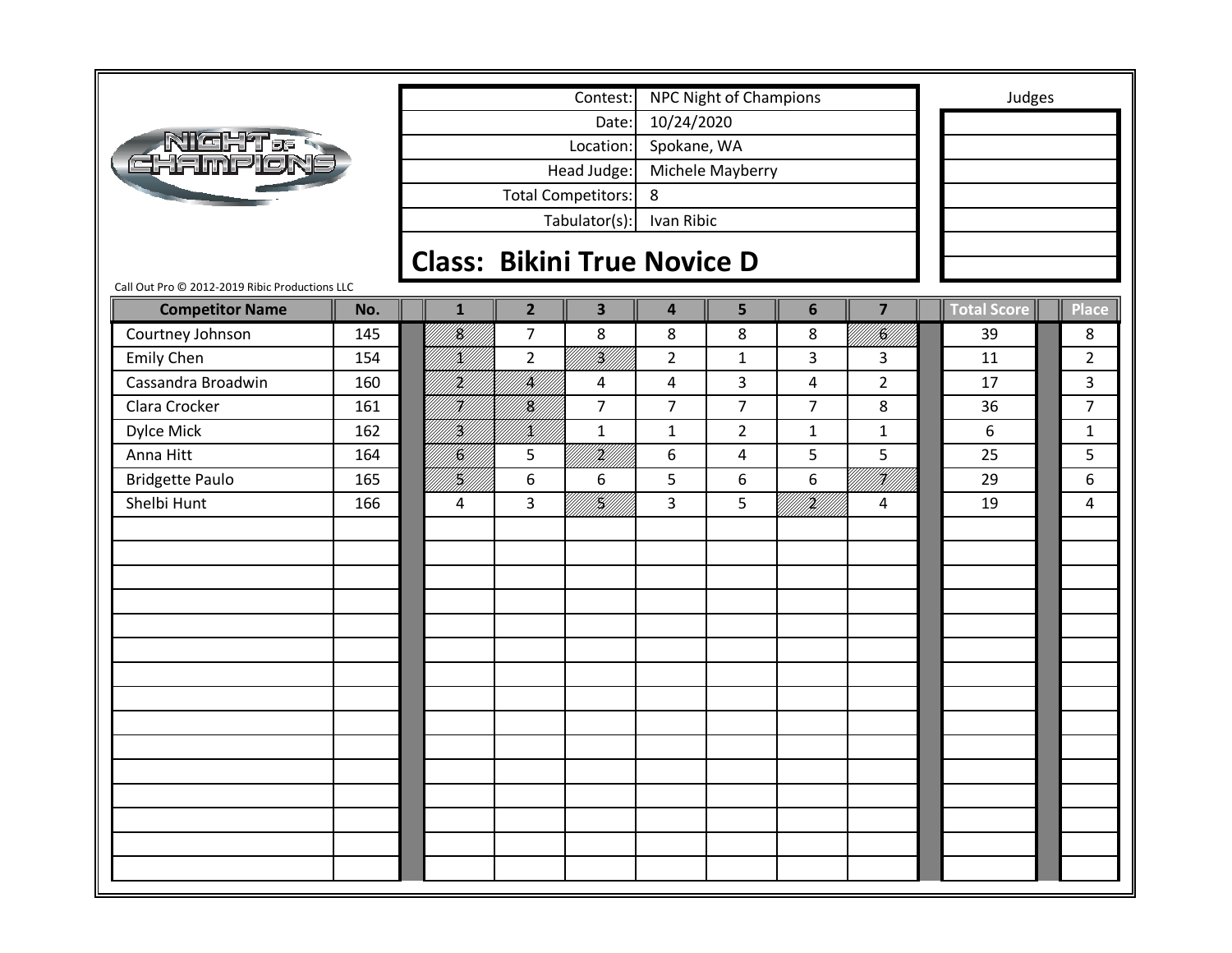| Contest: | NPC Night of Champions |
|---|---|
| Date: | 10/24/2020 |
| Location: | Spokane, WA |
| Head Judge: | Michele Mayberry |
| Total Competitors: | 8 |
| Tabulator(s): | Ivan Ribic |

Judges

## Class: Bikini True Novice D

Call Out Pro © 2012-2019 Ribic Productions LLC

| Competitor Name | No. | 1 | 2 | 3 | 4 | 5 | 6 | 7 | Total Score | Place |
|---|---|---|---|---|---|---|---|---|---|---|
| Courtney Johnson | 145 | 8 | 7 | 8 | 8 | 8 | 8 | 6 | 39 | 8 |
| Emily Chen | 154 | 1 | 2 | 3 | 2 | 1 | 3 | 3 | 11 | 2 |
| Cassandra Broadwin | 160 | 2 | 4 | 4 | 4 | 3 | 4 | 2 | 17 | 3 |
| Clara Crocker | 161 | 7 | 8 | 7 | 7 | 7 | 7 | 8 | 36 | 7 |
| Dylce Mick | 162 | 3 | 1 | 1 | 1 | 2 | 1 | 1 | 6 | 1 |
| Anna Hitt | 164 | 6 | 5 | 2 | 6 | 4 | 5 | 5 | 25 | 5 |
| Bridgette Paulo | 165 | 5 | 6 | 6 | 5 | 6 | 6 | 7 | 29 | 6 |
| Shelbi Hunt | 166 | 4 | 3 | 5 | 3 | 5 | 2 | 4 | 19 | 4 |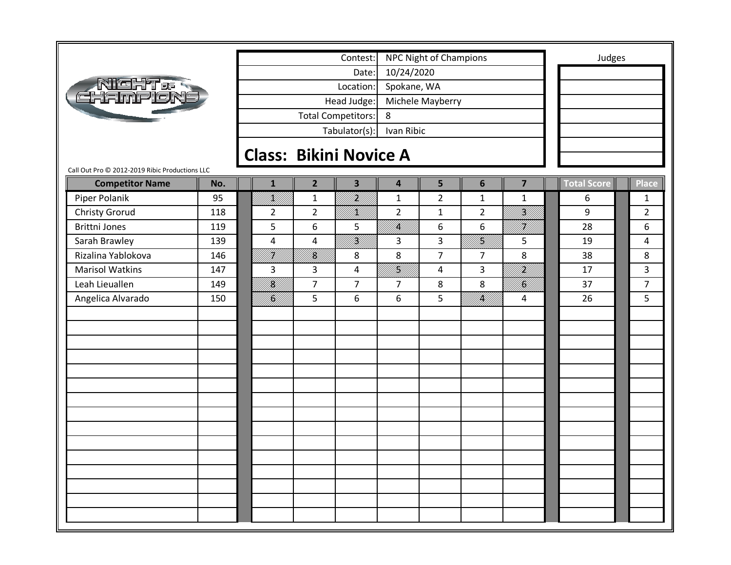| Contest: | NPC Night of Champions |
|---|---|
| Date: | 10/24/2020 |
| Location: | Spokane, WA |
| Head Judge: | Michele Mayberry |
| Total Competitors: | 8 |
| Tabulator(s): | Ivan Ribic |

Judges

## Class: Bikini Novice A

Call Out Pro © 2012-2019 Ribic Productions LLC

| Competitor Name | No. | 1 | 2 | 3 | 4 | 5 | 6 | 7 | Total Score | Place |
|---|---|---|---|---|---|---|---|---|---|---|
| Piper Polanik | 95 | 1 | 1 | 2 | 1 | 2 | 1 | 1 | 6 | 1 |
| Christy Grorud | 118 | 2 | 2 | 1 | 2 | 1 | 2 | 3 | 9 | 2 |
| Brittni Jones | 119 | 5 | 6 | 5 | 4 | 6 | 6 | 7 | 28 | 6 |
| Sarah Brawley | 139 | 4 | 4 | 3 | 3 | 3 | 5 | 5 | 19 | 4 |
| Rizalina Yablokova | 146 | 7 | 8 | 8 | 8 | 7 | 7 | 8 | 38 | 8 |
| Marisol Watkins | 147 | 3 | 3 | 4 | 5 | 4 | 3 | 2 | 17 | 3 |
| Leah Lieuallen | 149 | 8 | 7 | 7 | 7 | 8 | 8 | 6 | 37 | 7 |
| Angelica Alvarado | 150 | 6 | 5 | 6 | 6 | 5 | 4 | 4 | 26 | 5 |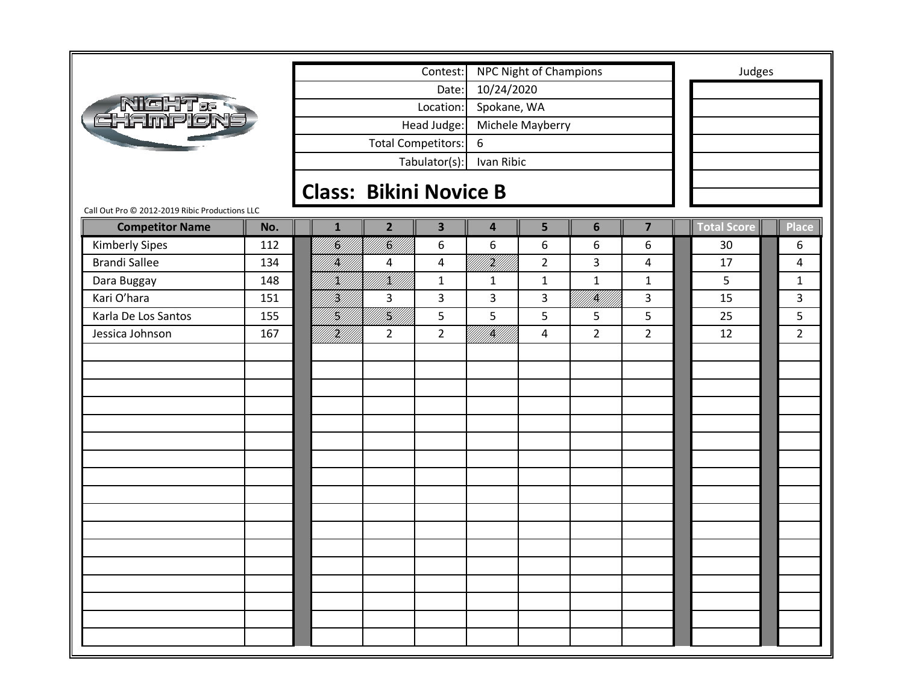| Contest: | NPC Night of Champions |
|---|---|
| Date: | 10/24/2020 |
| Location: | Spokane, WA |
| Head Judge: | Michele Mayberry |
| Total Competitors: | 6 |
| Tabulator(s): | Ivan Ribic |

Judges

## Class: Bikini Novice B

Call Out Pro © 2012-2019 Ribic Productions LLC

| Competitor Name | No. | 1 | 2 | 3 | 4 | 5 | 6 | 7 | Total Score | Place |
|---|---|---|---|---|---|---|---|---|---|---|
| Kimberly Sipes | 112 | 6 | 6 | 6 | 6 | 6 | 6 | 6 | 30 | 6 |
| Brandi Sallee | 134 | 4 | 4 | 4 | 2 | 2 | 3 | 4 | 17 | 4 |
| Dara Buggay | 148 | 1 | 1 | 1 | 1 | 1 | 1 | 1 | 5 | 1 |
| Kari O'hara | 151 | 3 | 3 | 3 | 3 | 3 | 4 | 3 | 15 | 3 |
| Karla De Los Santos | 155 | 5 | 5 | 5 | 5 | 5 | 5 | 5 | 25 | 5 |
| Jessica Johnson | 167 | 2 | 2 | 2 | 4 | 4 | 2 | 2 | 12 | 2 |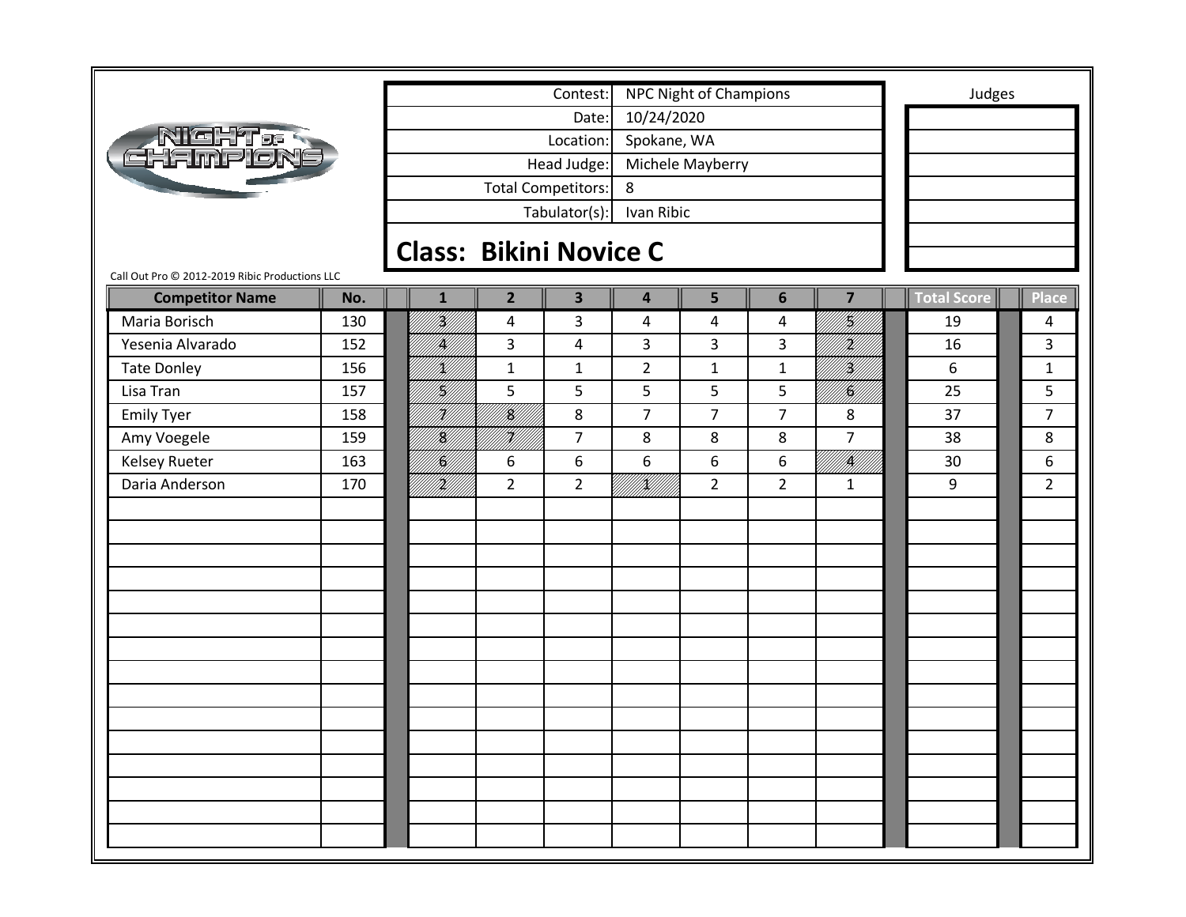| Contest: | NPC Night of Champions |
| --- | --- |
| Date: | 10/24/2020 |
| Location: | Spokane, WA |
| Head Judge: | Michele Mayberry |
| Total Competitors: | 8 |
| Tabulator(s): | Ivan Ribic |

Judges

## Class: Bikini Novice C

Call Out Pro © 2012-2019 Ribic Productions LLC

| Competitor Name | No. | 1 | 2 | 3 | 4 | 5 | 6 | 7 | Total Score | Place |
| --- | --- | --- | --- | --- | --- | --- | --- | --- | --- | --- |
| Maria Borisch | 130 | 3 | 4 | 3 | 4 | 4 | 4 | 5 | 19 | 4 |
| Yesenia Alvarado | 152 | 4 | 3 | 4 | 3 | 3 | 3 | 2 | 16 | 3 |
| Tate Donley | 156 | 1 | 1 | 1 | 2 | 1 | 1 | 3 | 6 | 1 |
| Lisa Tran | 157 | 5 | 5 | 5 | 5 | 5 | 5 | 6 | 25 | 5 |
| Emily Tyer | 158 | 7 | 8 | 8 | 7 | 7 | 7 | 8 | 37 | 7 |
| Amy Voegele | 159 | 8 | 7 | 7 | 8 | 8 | 8 | 7 | 38 | 8 |
| Kelsey Rueter | 163 | 6 | 6 | 6 | 6 | 6 | 6 | 4 | 30 | 6 |
| Daria Anderson | 170 | 2 | 2 | 2 | 1 | 2 | 2 | 1 | 9 | 2 |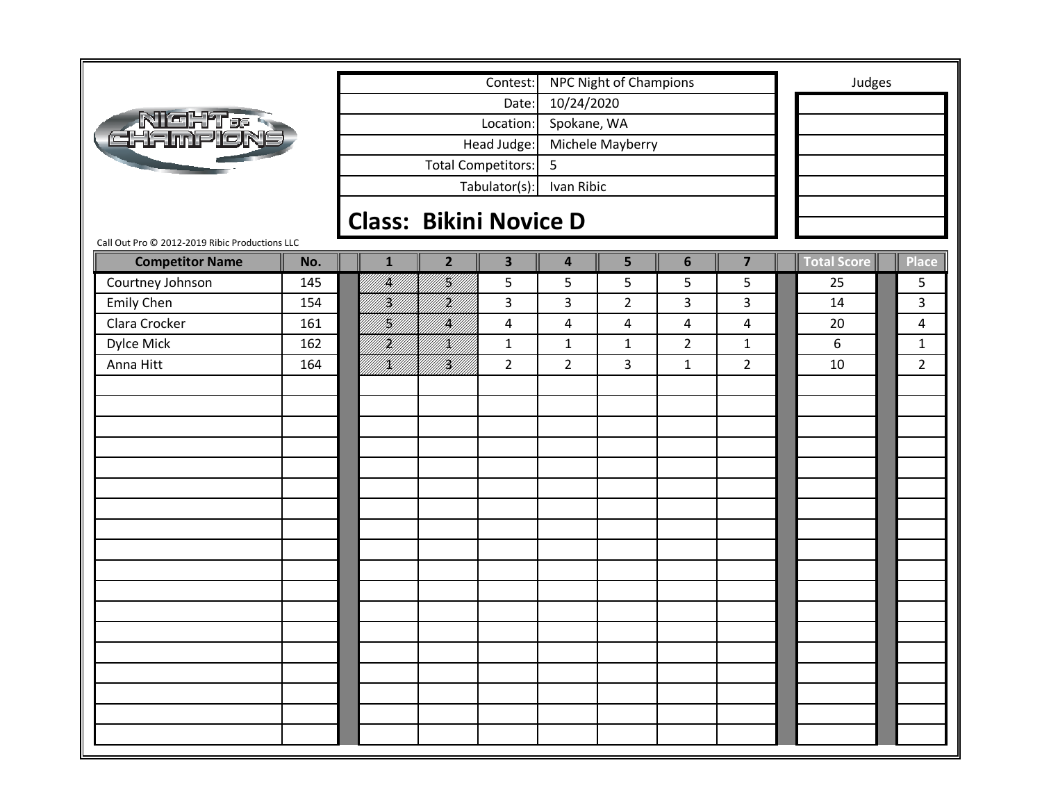| Contest: | NPC Night of Champions |
|---|---|
| Date: | 10/24/2020 |
| Location: | Spokane, WA |
| Head Judge: | Michele Mayberry |
| Total Competitors: | 5 |
| Tabulator(s): | Ivan Ribic |

Judges

## Class: Bikini Novice D

Call Out Pro © 2012-2019 Ribic Productions LLC

| Competitor Name | No. | 1 | 2 | 3 | 4 | 5 | 6 | 7 | Total Score | Place |
|---|---|---|---|---|---|---|---|---|---|---|
| Courtney Johnson | 145 | 4 | 5 | 5 | 5 | 5 | 5 | 5 | 25 | 5 |
| Emily Chen | 154 | 3 | 2 | 3 | 3 | 2 | 3 | 3 | 14 | 3 |
| Clara Crocker | 161 | 5 | 4 | 4 | 4 | 4 | 4 | 4 | 20 | 4 |
| Dylce Mick | 162 | 2 | 1 | 1 | 1 | 1 | 2 | 1 | 6 | 1 |
| Anna Hitt | 164 | 1 | 3 | 2 | 2 | 3 | 1 | 2 | 10 | 2 |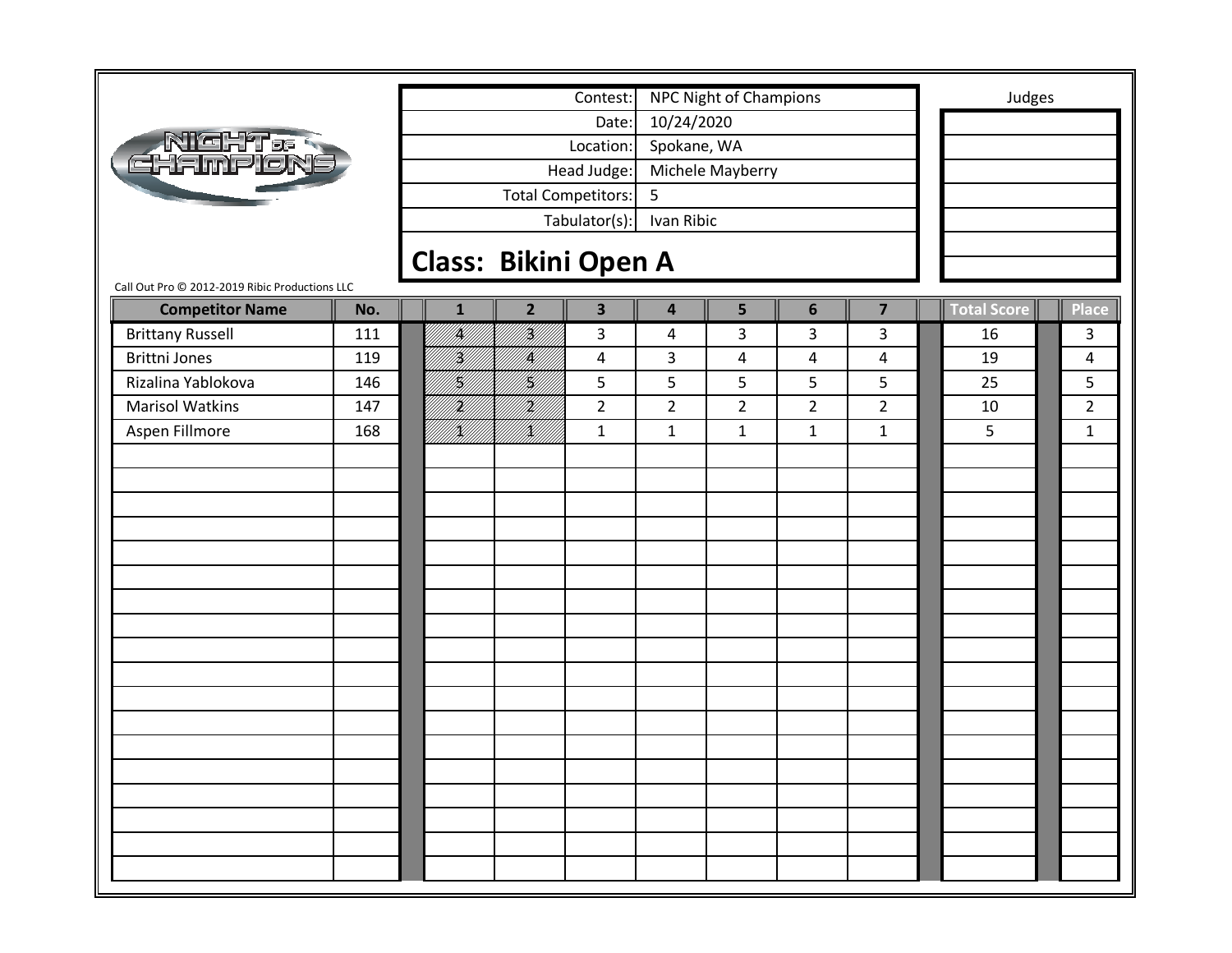| Contest: | NPC Night of Champions |
|---|---|
| Date: | 10/24/2020 |
| Location: | Spokane, WA |
| Head Judge: | Michele Mayberry |
| Total Competitors: | 5 |
| Tabulator(s): | Ivan Ribic |

Judges

## Class: Bikini Open A

Call Out Pro © 2012-2019 Ribic Productions LLC

| Competitor Name | No. | 1 | 2 | 3 | 4 | 5 | 6 | 7 | Total Score | Place |
|---|---|---|---|---|---|---|---|---|---|---|
| Brittany Russell | 111 | 4 | 3 | 3 | 4 | 3 | 3 | 3 | 16 | 3 |
| Brittni Jones | 119 | 3 | 4 | 4 | 3 | 4 | 4 | 4 | 19 | 4 |
| Rizalina Yablokova | 146 | 5 | 5 | 5 | 5 | 5 | 5 | 5 | 25 | 5 |
| Marisol Watkins | 147 | 2 | 2 | 2 | 2 | 2 | 2 | 2 | 10 | 2 |
| Aspen Fillmore | 168 | 1 | 1 | 1 | 1 | 1 | 1 | 1 | 5 | 1 |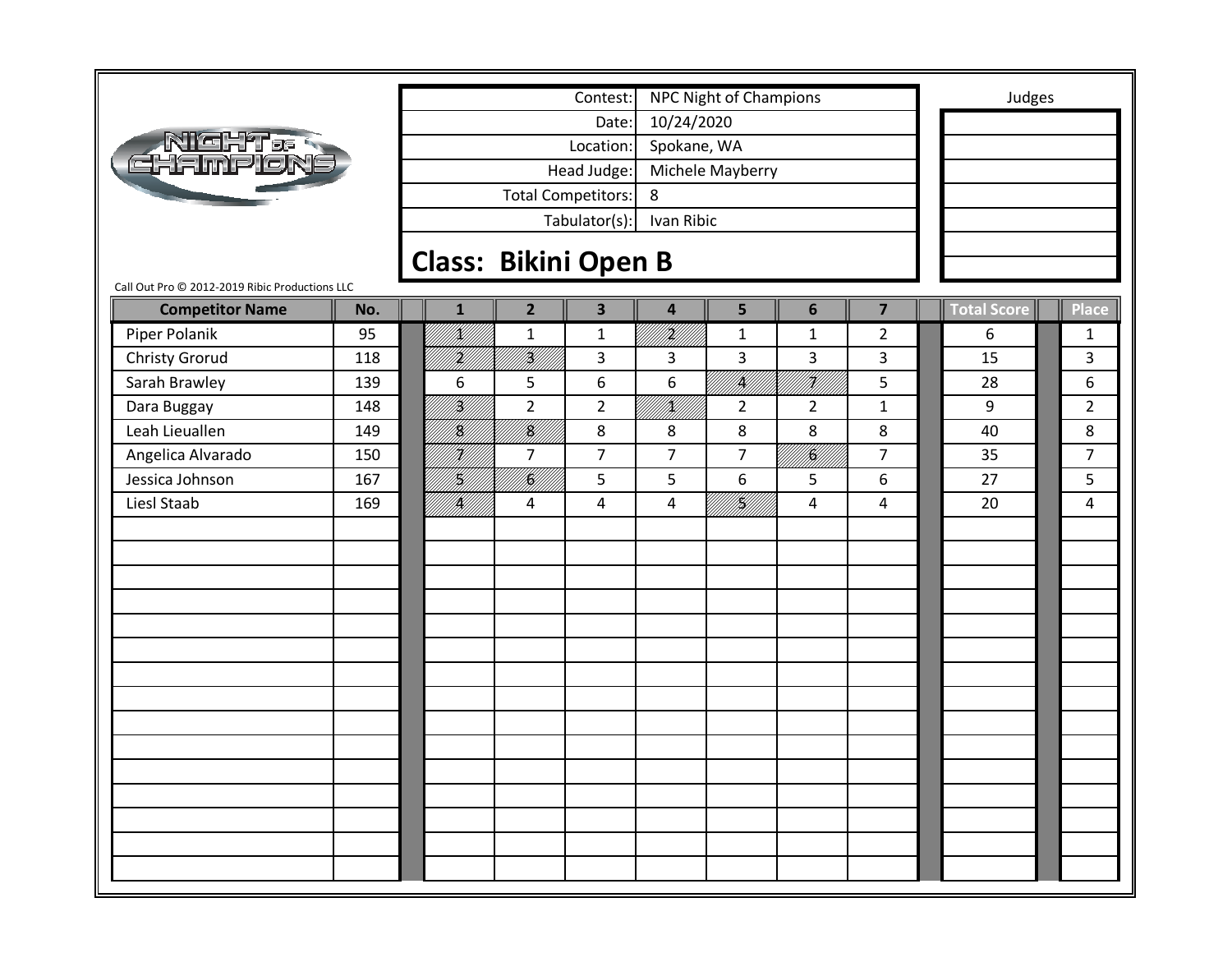| Contest: | NPC Night of Champions |
|---|---|
| Date: | 10/24/2020 |
| Location: | Spokane, WA |
| Head Judge: | Michele Mayberry |
| Total Competitors: | 8 |
| Tabulator(s): | Ivan Ribic |

Judges

## Class: Bikini Open B

Call Out Pro © 2012-2019 Ribic Productions LLC

| Competitor Name | No. | 1 | 2 | 3 | 4 | 5 | 6 | 7 | Total Score | Place |
|---|---|---|---|---|---|---|---|---|---|---|
| Piper Polanik | 95 | 1 | 1 | 1 | 2 | 1 | 1 | 2 | 6 | 1 |
| Christy Grorud | 118 | 2 | 3 | 3 | 3 | 3 | 3 | 3 | 15 | 3 |
| Sarah Brawley | 139 | 6 | 5 | 6 | 6 | 4 | 7 | 5 | 28 | 6 |
| Dara Buggay | 148 | 3 | 2 | 2 | 1 | 2 | 2 | 1 | 9 | 2 |
| Leah Lieuallen | 149 | 8 | 8 | 8 | 8 | 8 | 8 | 8 | 40 | 8 |
| Angelica Alvarado | 150 | 7 | 7 | 7 | 7 | 7 | 6 | 7 | 35 | 7 |
| Jessica Johnson | 167 | 5 | 6 | 5 | 5 | 6 | 5 | 6 | 27 | 5 |
| Liesl Staab | 169 | 4 | 4 | 4 | 4 | 5 | 4 | 4 | 20 | 4 |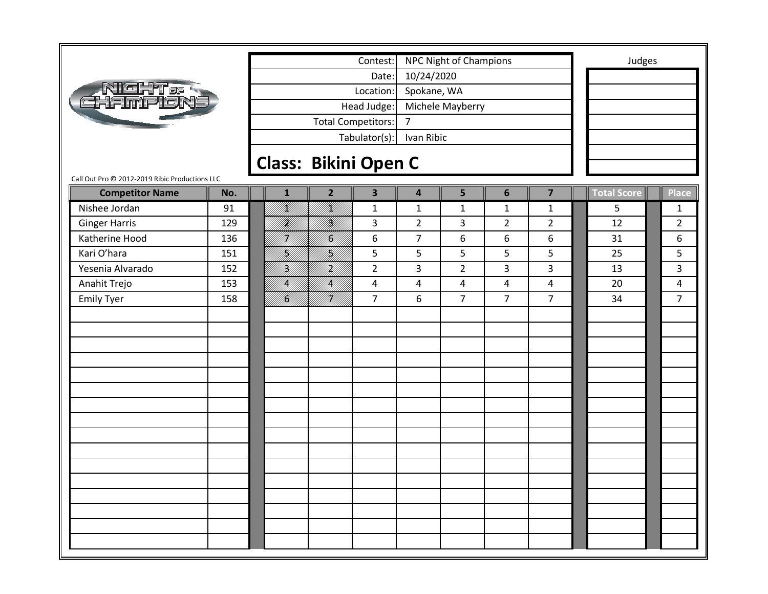| Contest: | NPC Night of Champions |
|---|---|
| Date: | 10/24/2020 |
| Location: | Spokane, WA |
| Head Judge: | Michele Mayberry |
| Total Competitors: | 7 |
| Tabulator(s): | Ivan Ribic |

Judges

## Class: Bikini Open C

Call Out Pro © 2012-2019 Ribic Productions LLC

| Competitor Name | No. | 1 | 2 | 3 | 4 | 5 | 6 | 7 | Total Score | Place |
|---|---|---|---|---|---|---|---|---|---|---|
| Nishee Jordan | 91 | 1 | 1 | 1 | 1 | 1 | 1 | 1 | 5 | 1 |
| Ginger Harris | 129 | 2 | 3 | 3 | 2 | 3 | 2 | 2 | 12 | 2 |
| Katherine Hood | 136 | 7 | 6 | 6 | 7 | 6 | 6 | 6 | 31 | 6 |
| Kari O'hara | 151 | 5 | 5 | 5 | 5 | 5 | 5 | 5 | 25 | 5 |
| Yesenia Alvarado | 152 | 3 | 2 | 2 | 3 | 2 | 3 | 3 | 13 | 3 |
| Anahit Trejo | 153 | 4 | 4 | 4 | 4 | 4 | 4 | 4 | 20 | 4 |
| Emily Tyer | 158 | 6 | 7 | 7 | 6 | 7 | 7 | 7 | 34 | 7 |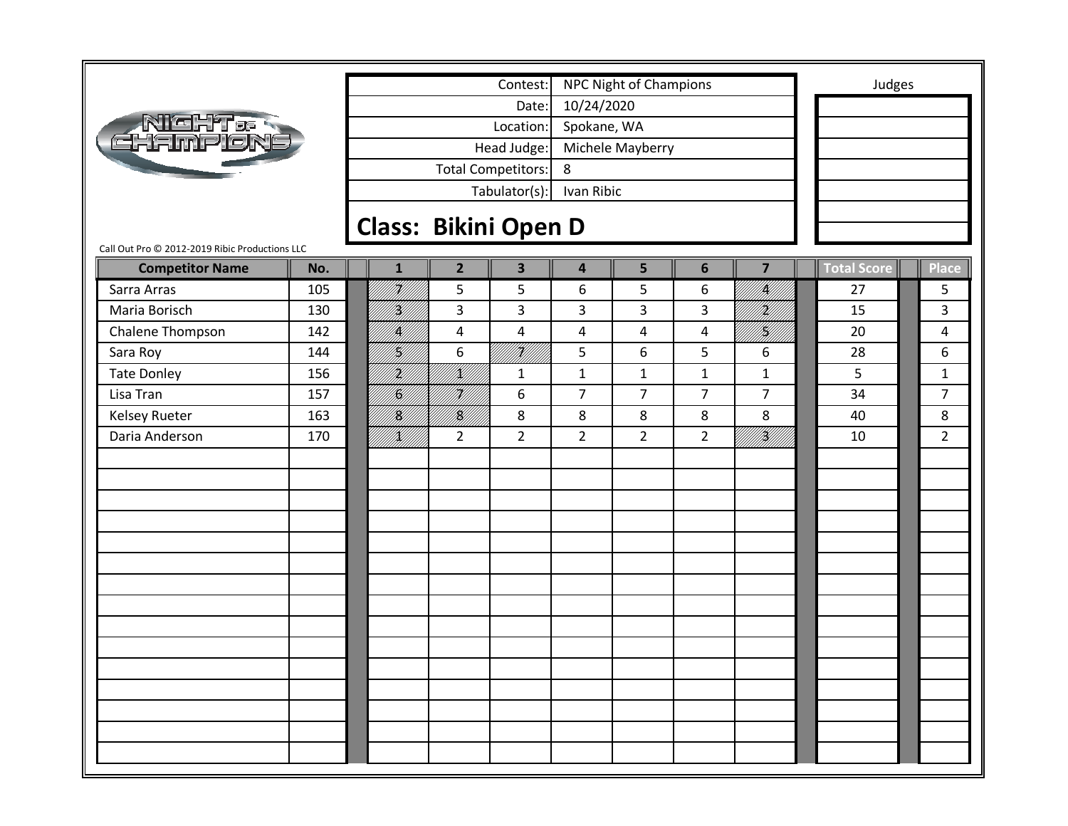Contest: NPC Night of Champions
Date: 10/24/2020
Location: Spokane, WA
Head Judge: Michele Mayberry
Total Competitors: 8
Tabulator(s): Ivan Ribic

Judges

## Class: Bikini Open D

Call Out Pro © 2012-2019 Ribic Productions LLC

| Competitor Name | No. | 1 | 2 | 3 | 4 | 5 | 6 | 7 | Total Score | Place |
|---|---|---|---|---|---|---|---|---|---|---|
| Sarra Arras | 105 | 7 | 5 | 5 | 6 | 5 | 6 | 4 | 27 | 5 |
| Maria Borisch | 130 | 3 | 3 | 3 | 3 | 3 | 3 | 2 | 15 | 3 |
| Chalene Thompson | 142 | 4 | 4 | 4 | 4 | 4 | 4 | 5 | 20 | 4 |
| Sara Roy | 144 | 5 | 6 | 7 | 5 | 6 | 5 | 6 | 28 | 6 |
| Tate Donley | 156 | 2 | 1 | 1 | 1 | 1 | 1 | 1 | 5 | 1 |
| Lisa Tran | 157 | 6 | 7 | 6 | 7 | 7 | 7 | 7 | 34 | 7 |
| Kelsey Rueter | 163 | 8 | 8 | 8 | 8 | 8 | 8 | 8 | 40 | 8 |
| Daria Anderson | 170 | 1 | 2 | 2 | 2 | 2 | 2 | 3 | 10 | 2 |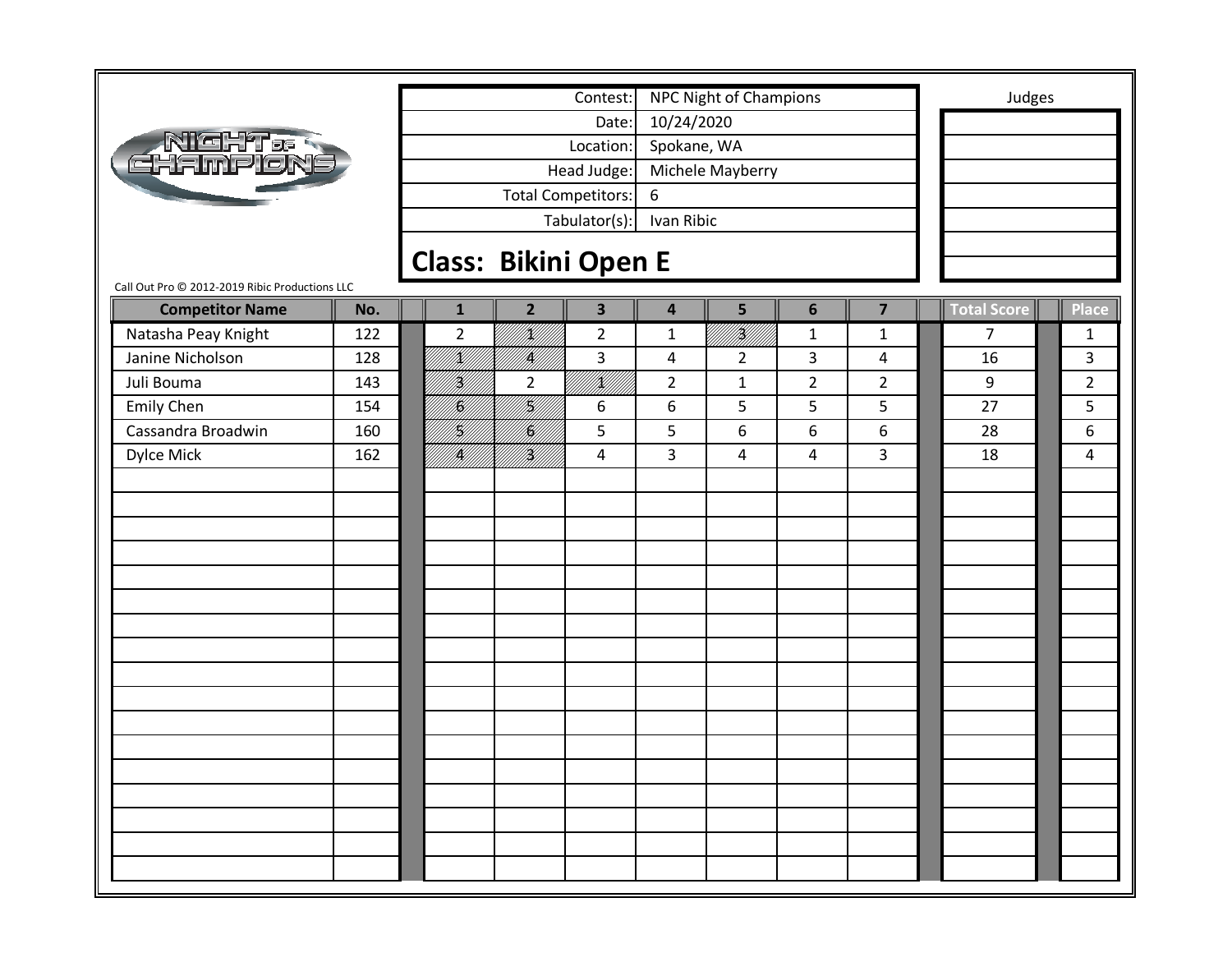| Contest: | NPC Night of Champions |
|---|---|
| Date: | 10/24/2020 |
| Location: | Spokane, WA |
| Head Judge: | Michele Mayberry |
| Total Competitors: | 6 |
| Tabulator(s): | Ivan Ribic |

Judges

## Class: Bikini Open E

Call Out Pro © 2012-2019 Ribic Productions LLC

| Competitor Name | No. | 1 | 2 | 3 | 4 | 5 | 6 | 7 | Total Score | Place |
|---|---|---|---|---|---|---|---|---|---|---|
| Natasha Peay Knight | 122 | 2 | 1 | 2 | 1 | 3 | 1 | 1 | 7 | 1 |
| Janine Nicholson | 128 | 1 | 4 | 3 | 4 | 2 | 3 | 4 | 16 | 3 |
| Juli Bouma | 143 | 3 | 2 | 1 | 2 | 1 | 2 | 2 | 9 | 2 |
| Emily Chen | 154 | 6 | 5 | 6 | 6 | 5 | 5 | 5 | 27 | 5 |
| Cassandra Broadwin | 160 | 5 | 6 | 5 | 5 | 6 | 6 | 6 | 28 | 6 |
| Dylce Mick | 162 | 4 | 3 | 4 | 3 | 4 | 4 | 3 | 18 | 4 |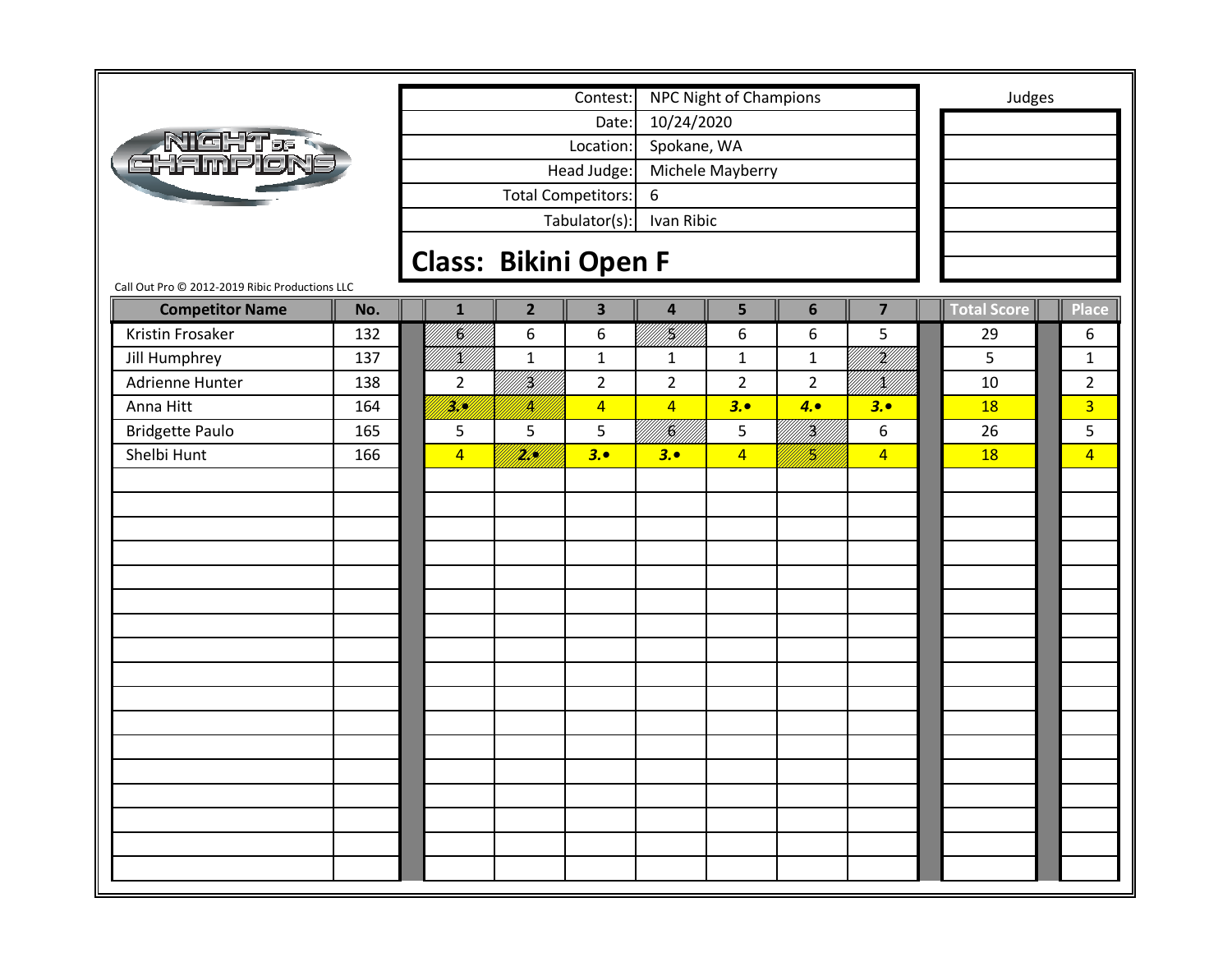| Contest: | NPC Night of Champions |
|---|---|
| Date: | 10/24/2020 |
| Location: | Spokane, WA |
| Head Judge: | Michele Mayberry |
| Total Competitors: | 6 |
| Tabulator(s): | Ivan Ribic |

Judges

## Class: Bikini Open F

Call Out Pro © 2012-2019 Ribic Productions LLC

| Competitor Name | No. | 1 | 2 | 3 | 4 | 5 | 6 | 7 | Total Score | Place |
|---|---|---|---|---|---|---|---|---|---|---|
| Kristin Frosaker | 132 | 6 | 6 | 6 | 5 | 6 | 6 | 5 | 29 | 6 |
| Jill Humphrey | 137 | 1 | 1 | 1 | 1 | 1 | 1 | 2 | 5 | 1 |
| Adrienne Hunter | 138 | 2 | 3 | 2 | 2 | 2 | 2 | 1 | 10 | 2 |
| Anna Hitt | 164 | 3.• | 4 | 4 | 4 | 3.• | 4.• | 3.• | 18 | 3 |
| Bridgette Paulo | 165 | 5 | 5 | 5 | 6 | 5 | 3 | 6 | 26 | 5 |
| Shelbi Hunt | 166 | 4 | 2.• | 3.• | 3.• | 4 | 5 | 4 | 18 | 4 |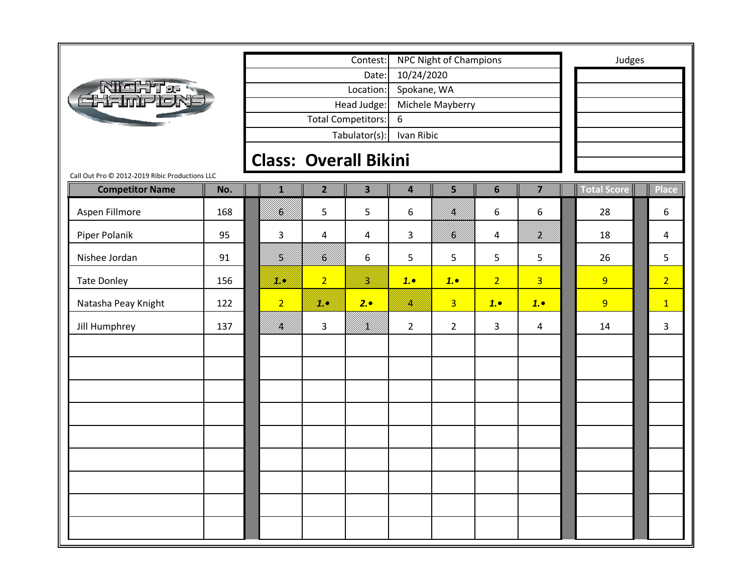| | |
|---|---|
| Contest: | NPC Night of Champions |
| Date: | 10/24/2020 |
| Location: | Spokane, WA |
| Head Judge: | Michele Mayberry |
| Total Competitors: | 6 |
| Tabulator(s): | Ivan Ribic |

Judges

## Class: Overall Bikini

Call Out Pro © 2012-2019 Ribic Productions LLC

| Competitor Name | No. | 1 | 2 | 3 | 4 | 5 | 6 | 7 | Total Score | Place |
|---|---|---|---|---|---|---|---|---|---|---|
| Aspen Fillmore | 168 | 6 | 5 | 5 | 6 | 4 | 6 | 6 | 28 | 6 |
| Piper Polanik | 95 | 3 | 4 | 4 | 3 | 6 | 4 | 2 | 18 | 4 |
| Nishee Jordan | 91 | 5 | 6 | 6 | 5 | 5 | 5 | 5 | 26 | 5 |
| Tate Donley | 156 | *1.•* | 2 | 3 | *1.•* | *1.•* | 2 | 3 | 9 | 2 |
| Natasha Peay Knight | 122 | 2 | *1.•* | *2.•* | 4 | 3 | *1.•* | *1.•* | 9 | 1 |
| Jill Humphrey | 137 | 4 | 3 | 1 | 2 | 2 | 3 | 4 | 14 | 3 |